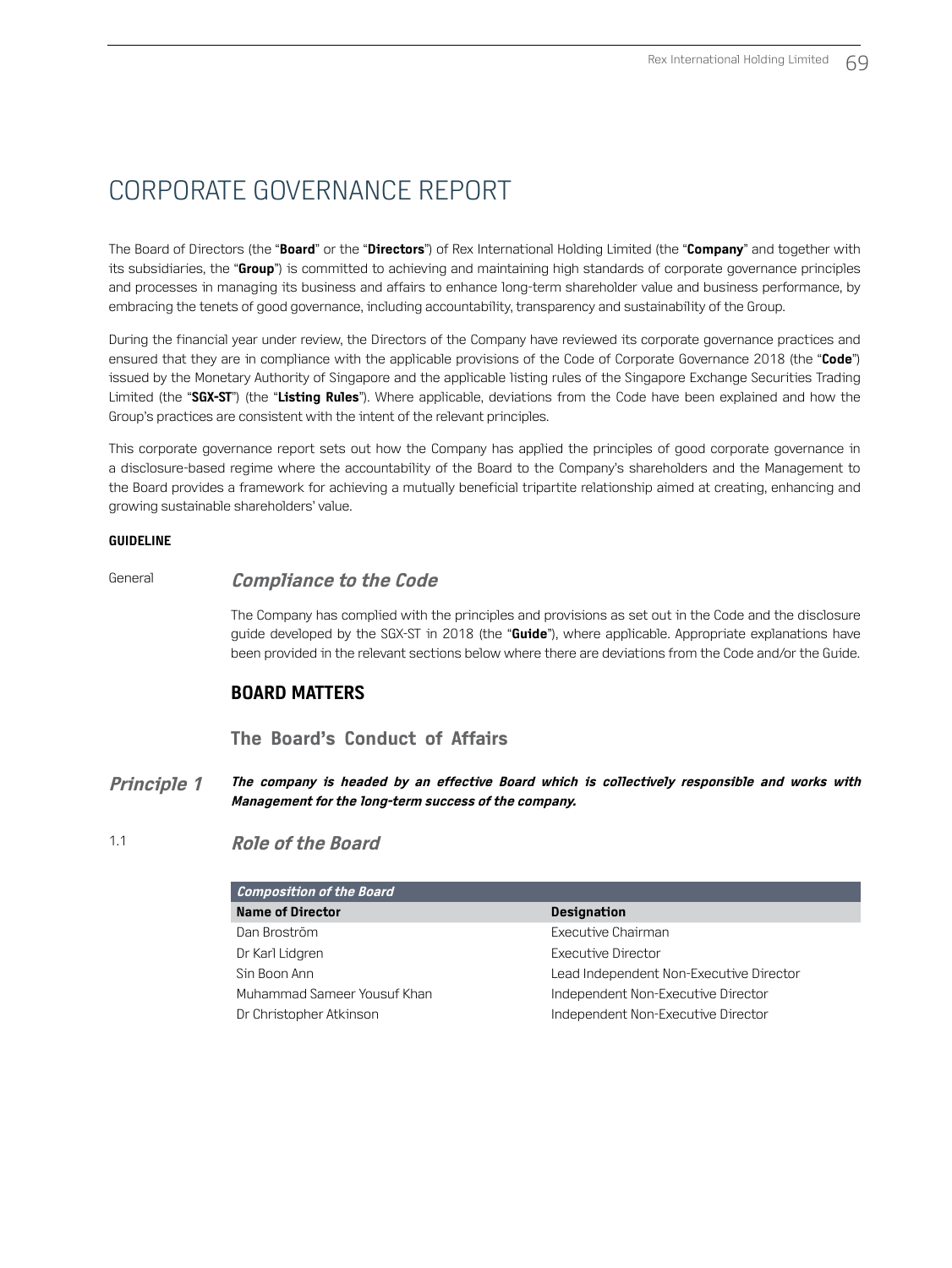# CORPORATE GOVERNANCE REPORT

The Board of Directors (the "**Board**" or the "**Directors**") of Rex International Holding Limited (the "**Company**" and together with its subsidiaries, the "**Group**") is committed to achieving and maintaining high standards of corporate governance principles and processes in managing its business and affairs to enhance long-term shareholder value and business performance, by embracing the tenets of good governance, including accountability, transparency and sustainability of the Group.

During the financial year under review, the Directors of the Company have reviewed its corporate governance practices and ensured that they are in compliance with the applicable provisions of the Code of Corporate Governance 2018 (the "**Code**") issued by the Monetary Authority of Singapore and the applicable listing rules of the Singapore Exchange Securities Trading Limited (the "**SGX-ST**") (the "**Listing Rules**"). Where applicable, deviations from the Code have been explained and how the Group's practices are consistent with the intent of the relevant principles.

This corporate governance report sets out how the Company has applied the principles of good corporate governance in a disclosure-based regime where the accountability of the Board to the Company's shareholders and the Management to the Board provides a framework for achieving a mutually beneficial tripartite relationship aimed at creating, enhancing and growing sustainable shareholders' value.

**GUIDELINE**

General

### *Compliance to the Code*

The Company has complied with the principles and provisions as set out in the Code and the disclosure guide developed by the SGX-ST in 2018 (the "**Guide**"), where applicable. Appropriate explanations have been provided in the relevant sections below where there are deviations from the Code and/or the Guide.

## BOARD MATTERS

### The Board's Conduct of Affairs

***Principle 1*** ***The company is headed by an effective Board which is collectively responsible and works with Management for the long-term success of the company.***

1.1

### *Role of the Board*

| *Composition of the Board* | |
|---|---|
| **Name of Director** | **Designation** |
| Dan Broström | Executive Chairman |
| Dr Karl Lidgren | Executive Director |
| Sin Boon Ann | Lead Independent Non-Executive Director |
| Muhammad Sameer Yousuf Khan | Independent Non-Executive Director |
| Dr Christopher Atkinson | Independent Non-Executive Director |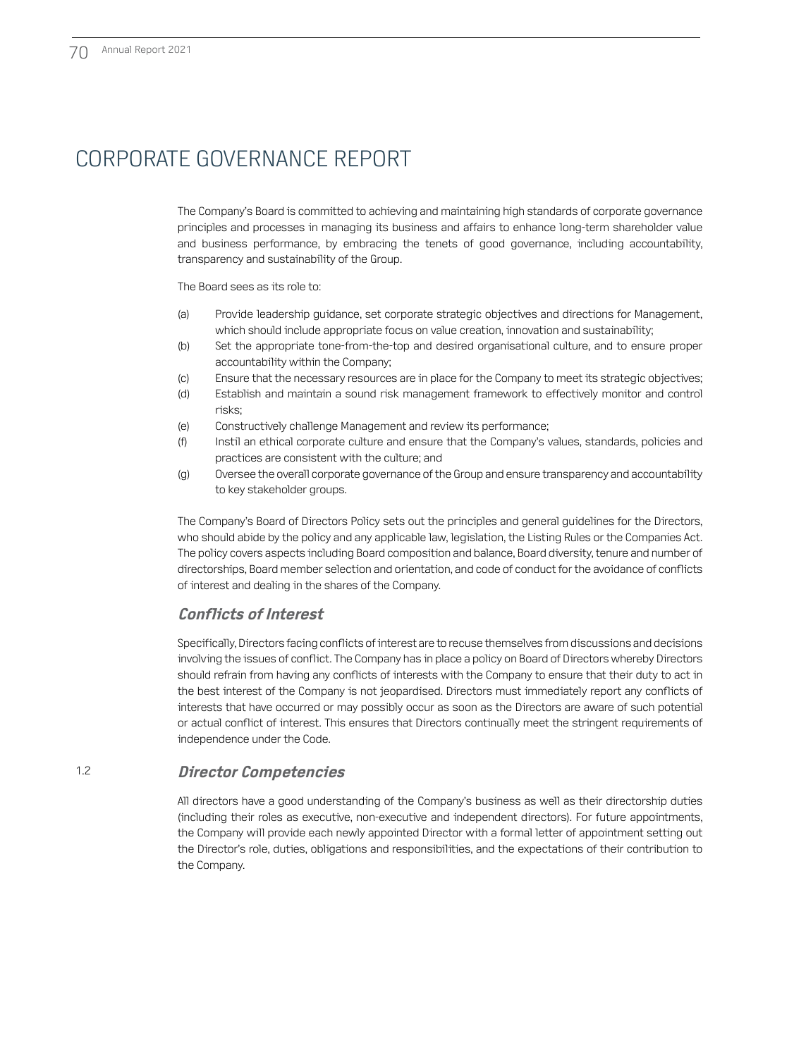# CORPORATE GOVERNANCE REPORT

The Company's Board is committed to achieving and maintaining high standards of corporate governance principles and processes in managing its business and affairs to enhance long-term shareholder value and business performance, by embracing the tenets of good governance, including accountability, transparency and sustainability of the Group.

The Board sees as its role to:

- (a) Provide leadership guidance, set corporate strategic objectives and directions for Management, which should include appropriate focus on value creation, innovation and sustainability;
- (b) Set the appropriate tone-from-the-top and desired organisational culture, and to ensure proper accountability within the Company;
- (c) Ensure that the necessary resources are in place for the Company to meet its strategic objectives;
- (d) Establish and maintain a sound risk management framework to effectively monitor and control risks;
- (e) Constructively challenge Management and review its performance;
- (f) Instil an ethical corporate culture and ensure that the Company's values, standards, policies and practices are consistent with the culture; and
- (g) Oversee the overall corporate governance of the Group and ensure transparency and accountability to key stakeholder groups.

The Company's Board of Directors Policy sets out the principles and general guidelines for the Directors, who should abide by the policy and any applicable law, legislation, the Listing Rules or the Companies Act. The policy covers aspects including Board composition and balance, Board diversity, tenure and number of directorships, Board member selection and orientation, and code of conduct for the avoidance of conflicts of interest and dealing in the shares of the Company.

### *Conflicts of Interest*

Specifically, Directors facing conflicts of interest are to recuse themselves from discussions and decisions involving the issues of conflict. The Company has in place a policy on Board of Directors whereby Directors should refrain from having any conflicts of interests with the Company to ensure that their duty to act in the best interest of the Company is not jeopardised. Directors must immediately report any conflicts of interests that have occurred or may possibly occur as soon as the Directors are aware of such potential or actual conflict of interest. This ensures that Directors continually meet the stringent requirements of independence under the Code.

### 1.2 *Director Competencies*

All directors have a good understanding of the Company's business as well as their directorship duties (including their roles as executive, non-executive and independent directors). For future appointments, the Company will provide each newly appointed Director with a formal letter of appointment setting out the Director's role, duties, obligations and responsibilities, and the expectations of their contribution to the Company.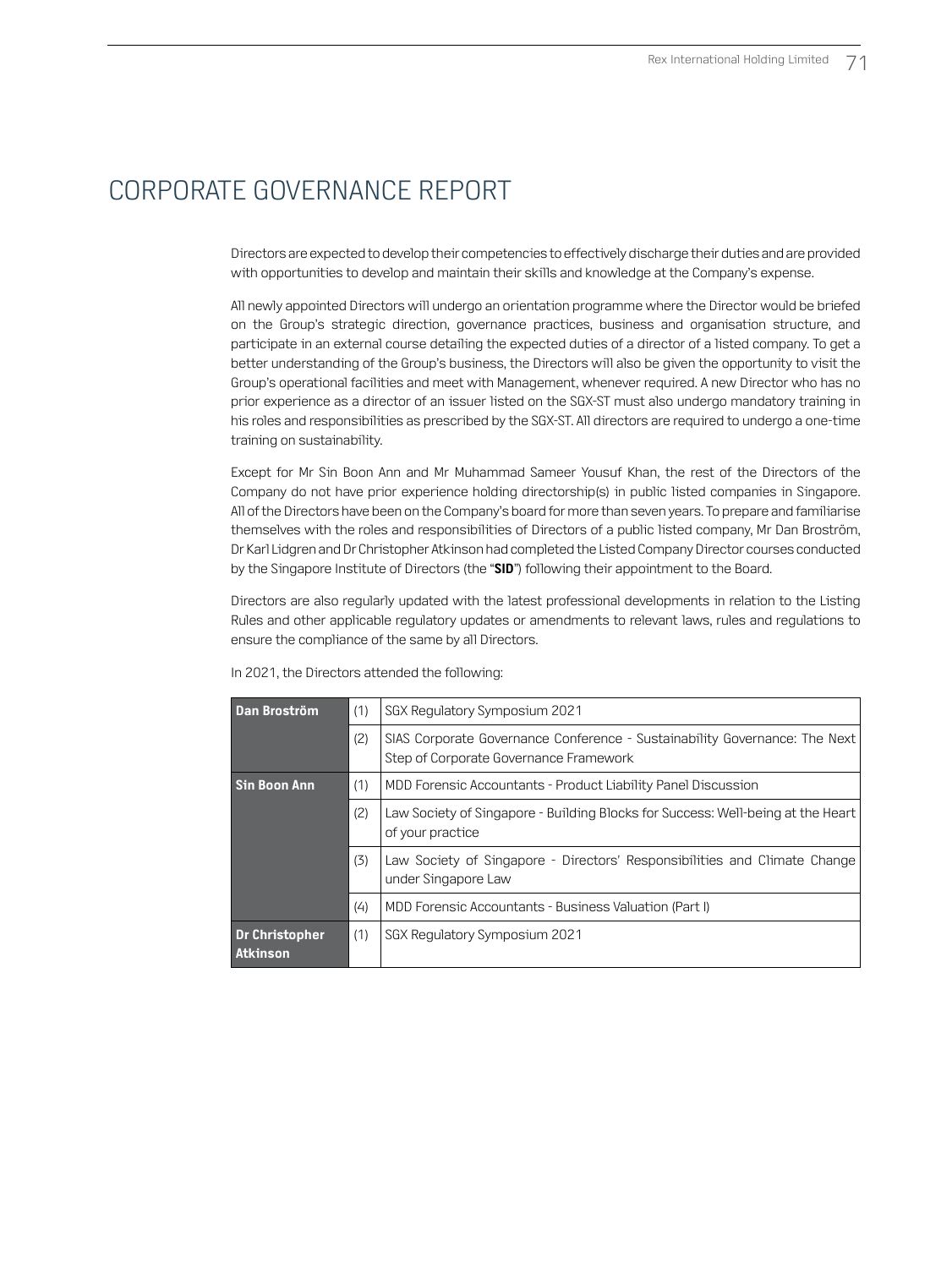# CORPORATE GOVERNANCE REPORT

Directors are expected to develop their competencies to effectively discharge their duties and are provided with opportunities to develop and maintain their skills and knowledge at the Company's expense.

All newly appointed Directors will undergo an orientation programme where the Director would be briefed on the Group's strategic direction, governance practices, business and organisation structure, and participate in an external course detailing the expected duties of a director of a listed company. To get a better understanding of the Group's business, the Directors will also be given the opportunity to visit the Group's operational facilities and meet with Management, whenever required. A new Director who has no prior experience as a director of an issuer listed on the SGX-ST must also undergo mandatory training in his roles and responsibilities as prescribed by the SGX-ST. All directors are required to undergo a one-time training on sustainability.

Except for Mr Sin Boon Ann and Mr Muhammad Sameer Yousuf Khan, the rest of the Directors of the Company do not have prior experience holding directorship(s) in public listed companies in Singapore. All of the Directors have been on the Company's board for more than seven years. To prepare and familiarise themselves with the roles and responsibilities of Directors of a public listed company, Mr Dan Broström, Dr Karl Lidgren and Dr Christopher Atkinson had completed the Listed Company Director courses conducted by the Singapore Institute of Directors (the "**SID**") following their appointment to the Board.

Directors are also regularly updated with the latest professional developments in relation to the Listing Rules and other applicable regulatory updates or amendments to relevant laws, rules and regulations to ensure the compliance of the same by all Directors.

In 2021, the Directors attended the following:

| Director | No. | Programme |
|---|---|---|
| **Dan Broström** | (1) | SGX Regulatory Symposium 2021 |
| | (2) | SIAS Corporate Governance Conference - Sustainability Governance: The Next Step of Corporate Governance Framework |
| **Sin Boon Ann** | (1) | MDD Forensic Accountants - Product Liability Panel Discussion |
| | (2) | Law Society of Singapore - Building Blocks for Success: Well-being at the Heart of your practice |
| | (3) | Law Society of Singapore - Directors' Responsibilities and Climate Change under Singapore Law |
| | (4) | MDD Forensic Accountants - Business Valuation (Part I) |
| **Dr Christopher Atkinson** | (1) | SGX Regulatory Symposium 2021 |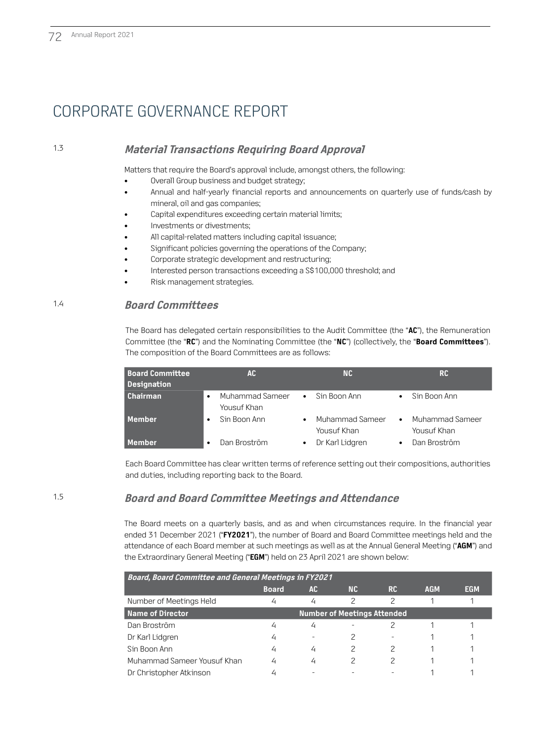# CORPORATE GOVERNANCE REPORT

### 1.3 *Material Transactions Requiring Board Approval*

Matters that require the Board's approval include, amongst others, the following:

- Overall Group business and budget strategy;
- Annual and half-yearly financial reports and announcements on quarterly use of funds/cash by mineral, oil and gas companies;
- Capital expenditures exceeding certain material limits;
- Investments or divestments;
- All capital-related matters including capital issuance;
- Significant policies governing the operations of the Company;
- Corporate strategic development and restructuring;
- Interested person transactions exceeding a S$100,000 threshold; and
- Risk management strategies.

### 1.4 *Board Committees*

The Board has delegated certain responsibilities to the Audit Committee (the "**AC**"), the Remuneration Committee (the "**RC**") and the Nominating Committee (the "**NC**") (collectively, the "**Board Committees**"). The composition of the Board Committees are as follows:

| Board Committee Designation | AC | NC | RC |
|---|---|---|---|
| **Chairman** | • Muhammad Sameer Yousuf Khan | • Sin Boon Ann | • Sin Boon Ann |
| **Member** | • Sin Boon Ann | • Muhammad Sameer Yousuf Khan | • Muhammad Sameer Yousuf Khan |
| **Member** | • Dan Broström | • Dr Karl Lidgren | • Dan Broström |

Each Board Committee has clear written terms of reference setting out their compositions, authorities and duties, including reporting back to the Board.

### 1.5 *Board and Board Committee Meetings and Attendance*

The Board meets on a quarterly basis, and as and when circumstances require. In the financial year ended 31 December 2021 ("**FY2021**"), the number of Board and Board Committee meetings held and the attendance of each Board member at such meetings as well as at the Annual General Meeting ("**AGM**") and the Extraordinary General Meeting ("**EGM**") held on 23 April 2021 are shown below:

| *Board, Board Committee and General Meetings in FY2021* | | | | | | |
|---|---|---|---|---|---|---|
| | **Board** | **AC** | **NC** | **RC** | **AGM** | **EGM** |
| Number of Meetings Held | 4 | 4 | 2 | 2 | 1 | 1 |
| **Name of Director** | **Number of Meetings Attended** | | | | | |
| Dan Broström | 4 | 4 | - | 2 | 1 | 1 |
| Dr Karl Lidgren | 4 | - | 2 | - | 1 | 1 |
| Sin Boon Ann | 4 | 4 | 2 | 2 | 1 | 1 |
| Muhammad Sameer Yousuf Khan | 4 | 4 | 2 | 2 | 1 | 1 |
| Dr Christopher Atkinson | 4 | - | - | - | 1 | 1 |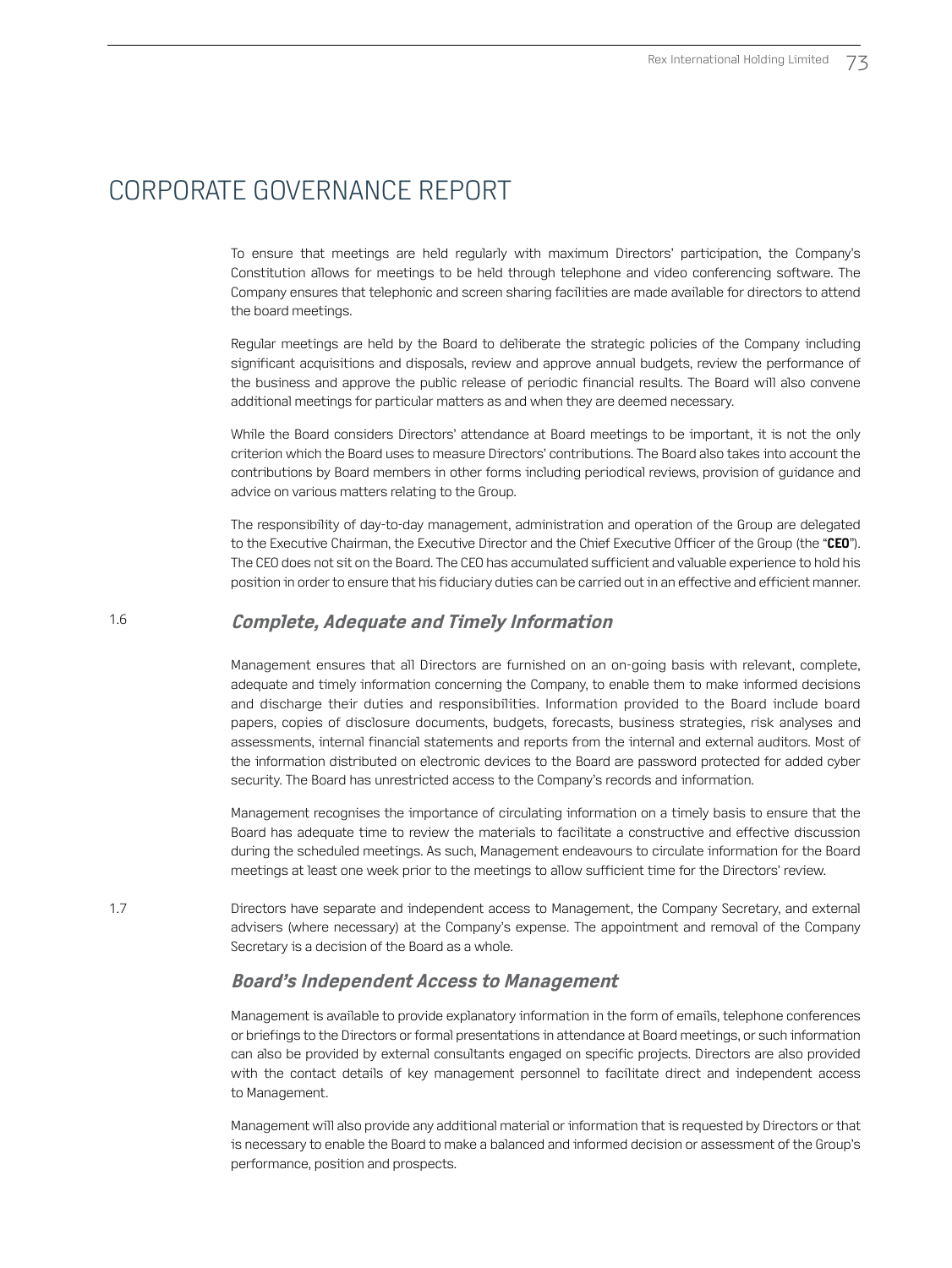# CORPORATE GOVERNANCE REPORT

To ensure that meetings are held regularly with maximum Directors' participation, the Company's Constitution allows for meetings to be held through telephone and video conferencing software. The Company ensures that telephonic and screen sharing facilities are made available for directors to attend the board meetings.

Regular meetings are held by the Board to deliberate the strategic policies of the Company including significant acquisitions and disposals, review and approve annual budgets, review the performance of the business and approve the public release of periodic financial results. The Board will also convene additional meetings for particular matters as and when they are deemed necessary.

While the Board considers Directors' attendance at Board meetings to be important, it is not the only criterion which the Board uses to measure Directors' contributions. The Board also takes into account the contributions by Board members in other forms including periodical reviews, provision of guidance and advice on various matters relating to the Group.

The responsibility of day-to-day management, administration and operation of the Group are delegated to the Executive Chairman, the Executive Director and the Chief Executive Officer of the Group (the "**CEO**"). The CEO does not sit on the Board. The CEO has accumulated sufficient and valuable experience to hold his position in order to ensure that his fiduciary duties can be carried out in an effective and efficient manner.

1.6

### *Complete, Adequate and Timely Information*

Management ensures that all Directors are furnished on an on-going basis with relevant, complete, adequate and timely information concerning the Company, to enable them to make informed decisions and discharge their duties and responsibilities. Information provided to the Board include board papers, copies of disclosure documents, budgets, forecasts, business strategies, risk analyses and assessments, internal financial statements and reports from the internal and external auditors. Most of the information distributed on electronic devices to the Board are password protected for added cyber security. The Board has unrestricted access to the Company's records and information.

Management recognises the importance of circulating information on a timely basis to ensure that the Board has adequate time to review the materials to facilitate a constructive and effective discussion during the scheduled meetings. As such, Management endeavours to circulate information for the Board meetings at least one week prior to the meetings to allow sufficient time for the Directors' review.

1.7

Directors have separate and independent access to Management, the Company Secretary, and external advisers (where necessary) at the Company's expense. The appointment and removal of the Company Secretary is a decision of the Board as a whole.

### *Board's Independent Access to Management*

Management is available to provide explanatory information in the form of emails, telephone conferences or briefings to the Directors or formal presentations in attendance at Board meetings, or such information can also be provided by external consultants engaged on specific projects. Directors are also provided with the contact details of key management personnel to facilitate direct and independent access to Management.

Management will also provide any additional material or information that is requested by Directors or that is necessary to enable the Board to make a balanced and informed decision or assessment of the Group's performance, position and prospects.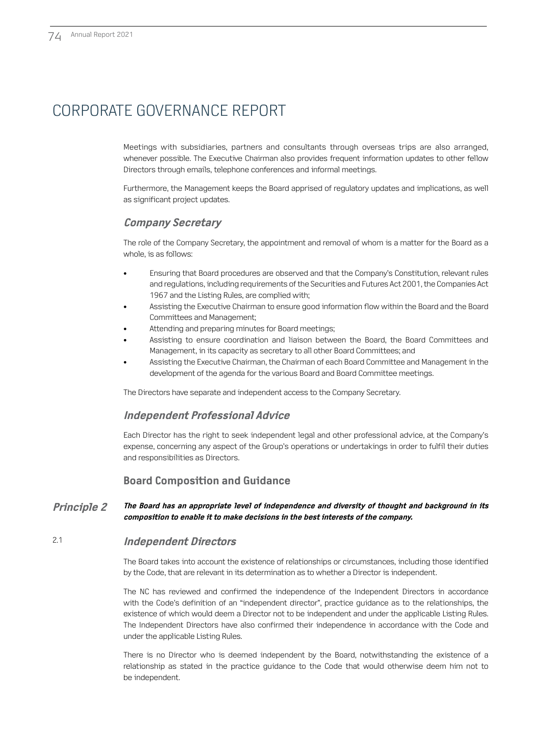# CORPORATE GOVERNANCE REPORT

Meetings with subsidiaries, partners and consultants through overseas trips are also arranged, whenever possible. The Executive Chairman also provides frequent information updates to other fellow Directors through emails, telephone conferences and informal meetings.

Furthermore, the Management keeps the Board apprised of regulatory updates and implications, as well as significant project updates.

### *Company Secretary*

The role of the Company Secretary, the appointment and removal of whom is a matter for the Board as a whole, is as follows:

- Ensuring that Board procedures are observed and that the Company's Constitution, relevant rules and regulations, including requirements of the Securities and Futures Act 2001, the Companies Act 1967 and the Listing Rules, are complied with;
- Assisting the Executive Chairman to ensure good information flow within the Board and the Board Committees and Management;
- Attending and preparing minutes for Board meetings;
- Assisting to ensure coordination and liaison between the Board, the Board Committees and Management, in its capacity as secretary to all other Board Committees; and
- Assisting the Executive Chairman, the Chairman of each Board Committee and Management in the development of the agenda for the various Board and Board Committee meetings.

The Directors have separate and independent access to the Company Secretary.

### *Independent Professional Advice*

Each Director has the right to seek independent legal and other professional advice, at the Company's expense, concerning any aspect of the Group's operations or undertakings in order to fulfil their duties and responsibilities as Directors.

## Board Composition and Guidance

***Principle 2*** ***The Board has an appropriate level of independence and diversity of thought and background in its composition to enable it to make decisions in the best interests of the company.***

### 2.1 *Independent Directors*

The Board takes into account the existence of relationships or circumstances, including those identified by the Code, that are relevant in its determination as to whether a Director is independent.

The NC has reviewed and confirmed the independence of the Independent Directors in accordance with the Code's definition of an "independent director", practice guidance as to the relationships, the existence of which would deem a Director not to be independent and under the applicable Listing Rules. The Independent Directors have also confirmed their independence in accordance with the Code and under the applicable Listing Rules.

There is no Director who is deemed independent by the Board, notwithstanding the existence of a relationship as stated in the practice guidance to the Code that would otherwise deem him not to be independent.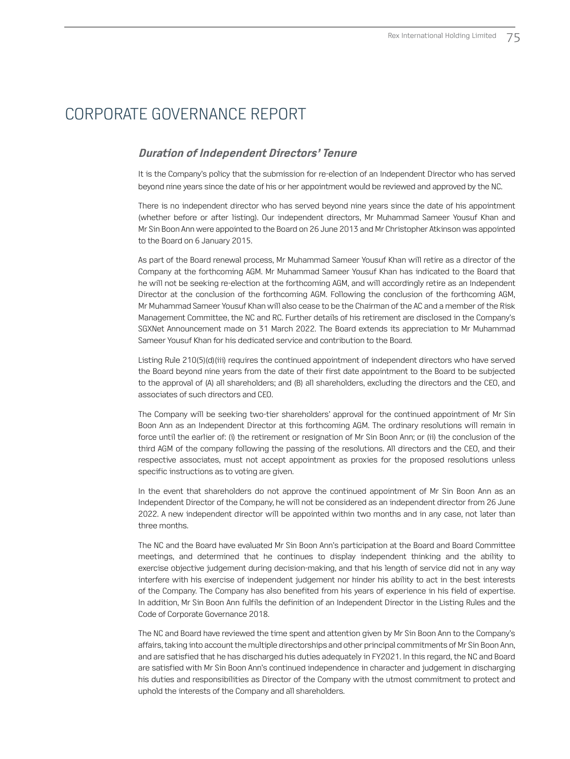# CORPORATE GOVERNANCE REPORT

### *Duration of Independent Directors' Tenure*

It is the Company's policy that the submission for re-election of an Independent Director who has served beyond nine years since the date of his or her appointment would be reviewed and approved by the NC.

There is no independent director who has served beyond nine years since the date of his appointment (whether before or after listing). Our independent directors, Mr Muhammad Sameer Yousuf Khan and Mr Sin Boon Ann were appointed to the Board on 26 June 2013 and Mr Christopher Atkinson was appointed to the Board on 6 January 2015.

As part of the Board renewal process, Mr Muhammad Sameer Yousuf Khan will retire as a director of the Company at the forthcoming AGM. Mr Muhammad Sameer Yousuf Khan has indicated to the Board that he will not be seeking re-election at the forthcoming AGM, and will accordingly retire as an Independent Director at the conclusion of the forthcoming AGM. Following the conclusion of the forthcoming AGM, Mr Muhammad Sameer Yousuf Khan will also cease to be the Chairman of the AC and a member of the Risk Management Committee, the NC and RC. Further details of his retirement are disclosed in the Company's SGXNet Announcement made on 31 March 2022. The Board extends its appreciation to Mr Muhammad Sameer Yousuf Khan for his dedicated service and contribution to the Board.

Listing Rule 210(5)(d)(iii) requires the continued appointment of independent directors who have served the Board beyond nine years from the date of their first date appointment to the Board to be subjected to the approval of (A) all shareholders; and (B) all shareholders, excluding the directors and the CEO, and associates of such directors and CEO.

The Company will be seeking two-tier shareholders' approval for the continued appointment of Mr Sin Boon Ann as an Independent Director at this forthcoming AGM. The ordinary resolutions will remain in force until the earlier of: (i) the retirement or resignation of Mr Sin Boon Ann; or (ii) the conclusion of the third AGM of the company following the passing of the resolutions. All directors and the CEO, and their respective associates, must not accept appointment as proxies for the proposed resolutions unless specific instructions as to voting are given.

In the event that shareholders do not approve the continued appointment of Mr Sin Boon Ann as an Independent Director of the Company, he will not be considered as an independent director from 26 June 2022. A new independent director will be appointed within two months and in any case, not later than three months.

The NC and the Board have evaluated Mr Sin Boon Ann's participation at the Board and Board Committee meetings, and determined that he continues to display independent thinking and the ability to exercise objective judgement during decision-making, and that his length of service did not in any way interfere with his exercise of independent judgement nor hinder his ability to act in the best interests of the Company. The Company has also benefited from his years of experience in his field of expertise. In addition, Mr Sin Boon Ann fulfils the definition of an Independent Director in the Listing Rules and the Code of Corporate Governance 2018.

The NC and Board have reviewed the time spent and attention given by Mr Sin Boon Ann to the Company's affairs, taking into account the multiple directorships and other principal commitments of Mr Sin Boon Ann, and are satisfied that he has discharged his duties adequately in FY2021. In this regard, the NC and Board are satisfied with Mr Sin Boon Ann's continued independence in character and judgement in discharging his duties and responsibilities as Director of the Company with the utmost commitment to protect and uphold the interests of the Company and all shareholders.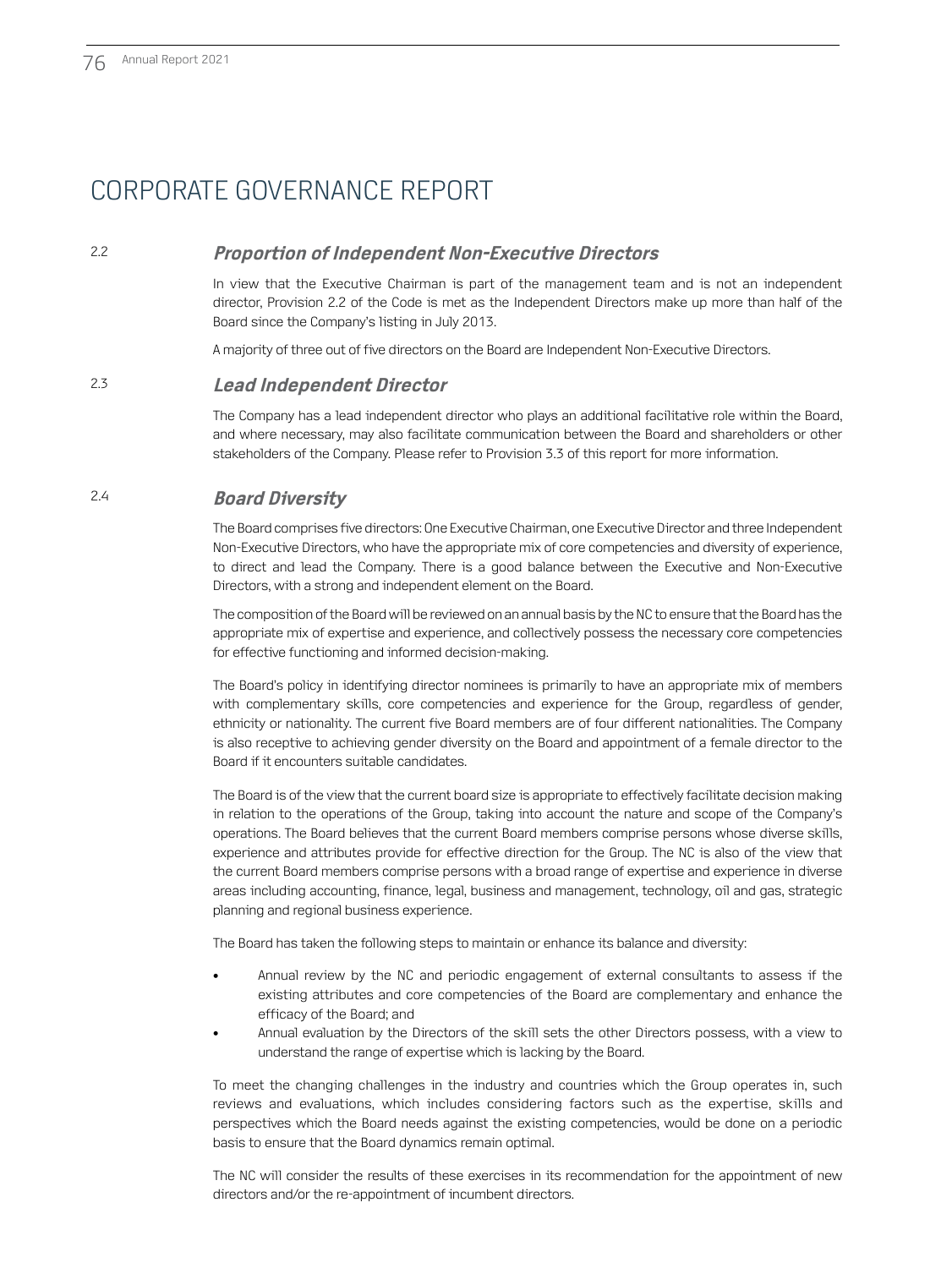# CORPORATE GOVERNANCE REPORT

### 2.2 *Proportion of Independent Non-Executive Directors*

In view that the Executive Chairman is part of the management team and is not an independent director, Provision 2.2 of the Code is met as the Independent Directors make up more than half of the Board since the Company's listing in July 2013.

A majority of three out of five directors on the Board are Independent Non-Executive Directors.

### 2.3 *Lead Independent Director*

The Company has a lead independent director who plays an additional facilitative role within the Board, and where necessary, may also facilitate communication between the Board and shareholders or other stakeholders of the Company. Please refer to Provision 3.3 of this report for more information.

### 2.4 *Board Diversity*

The Board comprises five directors: One Executive Chairman, one Executive Director and three Independent Non-Executive Directors, who have the appropriate mix of core competencies and diversity of experience, to direct and lead the Company. There is a good balance between the Executive and Non-Executive Directors, with a strong and independent element on the Board.

The composition of the Board will be reviewed on an annual basis by the NC to ensure that the Board has the appropriate mix of expertise and experience, and collectively possess the necessary core competencies for effective functioning and informed decision-making.

The Board's policy in identifying director nominees is primarily to have an appropriate mix of members with complementary skills, core competencies and experience for the Group, regardless of gender, ethnicity or nationality. The current five Board members are of four different nationalities. The Company is also receptive to achieving gender diversity on the Board and appointment of a female director to the Board if it encounters suitable candidates.

The Board is of the view that the current board size is appropriate to effectively facilitate decision making in relation to the operations of the Group, taking into account the nature and scope of the Company's operations. The Board believes that the current Board members comprise persons whose diverse skills, experience and attributes provide for effective direction for the Group. The NC is also of the view that the current Board members comprise persons with a broad range of expertise and experience in diverse areas including accounting, finance, legal, business and management, technology, oil and gas, strategic planning and regional business experience.

The Board has taken the following steps to maintain or enhance its balance and diversity:

- Annual review by the NC and periodic engagement of external consultants to assess if the existing attributes and core competencies of the Board are complementary and enhance the efficacy of the Board; and
- Annual evaluation by the Directors of the skill sets the other Directors possess, with a view to understand the range of expertise which is lacking by the Board.

To meet the changing challenges in the industry and countries which the Group operates in, such reviews and evaluations, which includes considering factors such as the expertise, skills and perspectives which the Board needs against the existing competencies, would be done on a periodic basis to ensure that the Board dynamics remain optimal.

The NC will consider the results of these exercises in its recommendation for the appointment of new directors and/or the re-appointment of incumbent directors.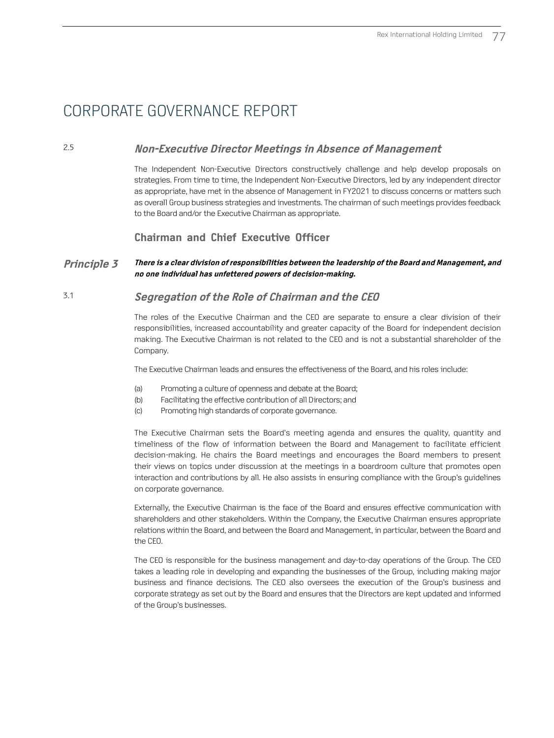# CORPORATE GOVERNANCE REPORT

### 2.5 *Non-Executive Director Meetings in Absence of Management*

The Independent Non-Executive Directors constructively challenge and help develop proposals on strategies. From time to time, the Independent Non-Executive Directors, led by any independent director as appropriate, have met in the absence of Management in FY2021 to discuss concerns or matters such as overall Group business strategies and investments. The chairman of such meetings provides feedback to the Board and/or the Executive Chairman as appropriate.

## Chairman and Chief Executive Officer

***Principle 3*** ***There is a clear division of responsibilities between the leadership of the Board and Management, and no one individual has unfettered powers of decision-making.***

### 3.1 *Segregation of the Role of Chairman and the CEO*

The roles of the Executive Chairman and the CEO are separate to ensure a clear division of their responsibilities, increased accountability and greater capacity of the Board for independent decision making. The Executive Chairman is not related to the CEO and is not a substantial shareholder of the Company.

The Executive Chairman leads and ensures the effectiveness of the Board, and his roles include:

(a) Promoting a culture of openness and debate at the Board;
(b) Facilitating the effective contribution of all Directors; and
(c) Promoting high standards of corporate governance.

The Executive Chairman sets the Board's meeting agenda and ensures the quality, quantity and timeliness of the flow of information between the Board and Management to facilitate efficient decision-making. He chairs the Board meetings and encourages the Board members to present their views on topics under discussion at the meetings in a boardroom culture that promotes open interaction and contributions by all. He also assists in ensuring compliance with the Group's guidelines on corporate governance.

Externally, the Executive Chairman is the face of the Board and ensures effective communication with shareholders and other stakeholders. Within the Company, the Executive Chairman ensures appropriate relations within the Board, and between the Board and Management, in particular, between the Board and the CEO.

The CEO is responsible for the business management and day-to-day operations of the Group. The CEO takes a leading role in developing and expanding the businesses of the Group, including making major business and finance decisions. The CEO also oversees the execution of the Group's business and corporate strategy as set out by the Board and ensures that the Directors are kept updated and informed of the Group's businesses.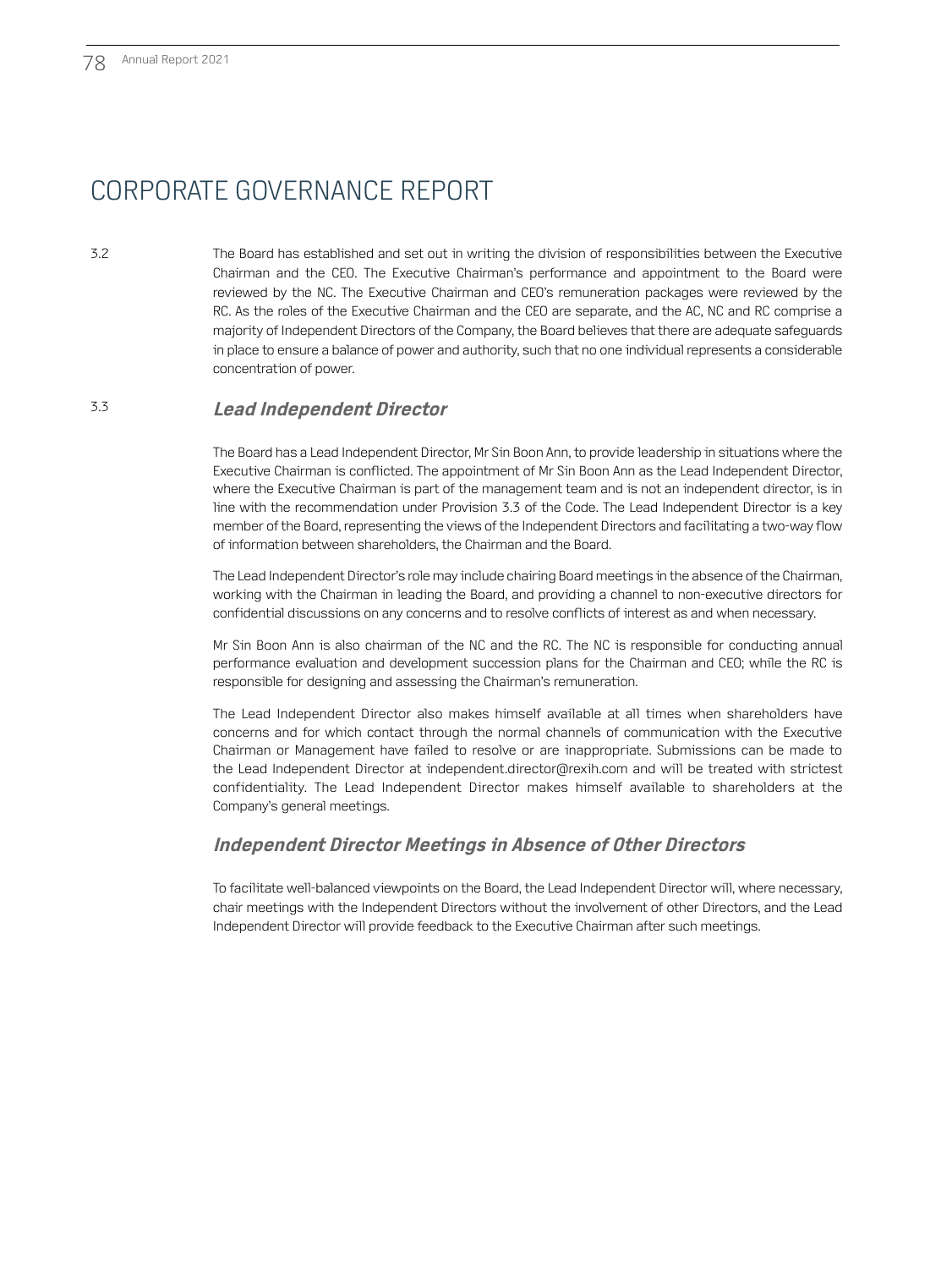# CORPORATE GOVERNANCE REPORT

3.2 The Board has established and set out in writing the division of responsibilities between the Executive Chairman and the CEO. The Executive Chairman's performance and appointment to the Board were reviewed by the NC. The Executive Chairman and CEO's remuneration packages were reviewed by the RC. As the roles of the Executive Chairman and the CEO are separate, and the AC, NC and RC comprise a majority of Independent Directors of the Company, the Board believes that there are adequate safeguards in place to ensure a balance of power and authority, such that no one individual represents a considerable concentration of power.

3.3 ***Lead Independent Director***

The Board has a Lead Independent Director, Mr Sin Boon Ann, to provide leadership in situations where the Executive Chairman is conflicted. The appointment of Mr Sin Boon Ann as the Lead Independent Director, where the Executive Chairman is part of the management team and is not an independent director, is in line with the recommendation under Provision 3.3 of the Code. The Lead Independent Director is a key member of the Board, representing the views of the Independent Directors and facilitating a two-way flow of information between shareholders, the Chairman and the Board.

The Lead Independent Director's role may include chairing Board meetings in the absence of the Chairman, working with the Chairman in leading the Board, and providing a channel to non-executive directors for confidential discussions on any concerns and to resolve conflicts of interest as and when necessary.

Mr Sin Boon Ann is also chairman of the NC and the RC. The NC is responsible for conducting annual performance evaluation and development succession plans for the Chairman and CEO; while the RC is responsible for designing and assessing the Chairman's remuneration.

The Lead Independent Director also makes himself available at all times when shareholders have concerns and for which contact through the normal channels of communication with the Executive Chairman or Management have failed to resolve or are inappropriate. Submissions can be made to the Lead Independent Director at independent.director@rexih.com and will be treated with strictest confidentiality. The Lead Independent Director makes himself available to shareholders at the Company's general meetings.

***Independent Director Meetings in Absence of Other Directors***

To facilitate well-balanced viewpoints on the Board, the Lead Independent Director will, where necessary, chair meetings with the Independent Directors without the involvement of other Directors, and the Lead Independent Director will provide feedback to the Executive Chairman after such meetings.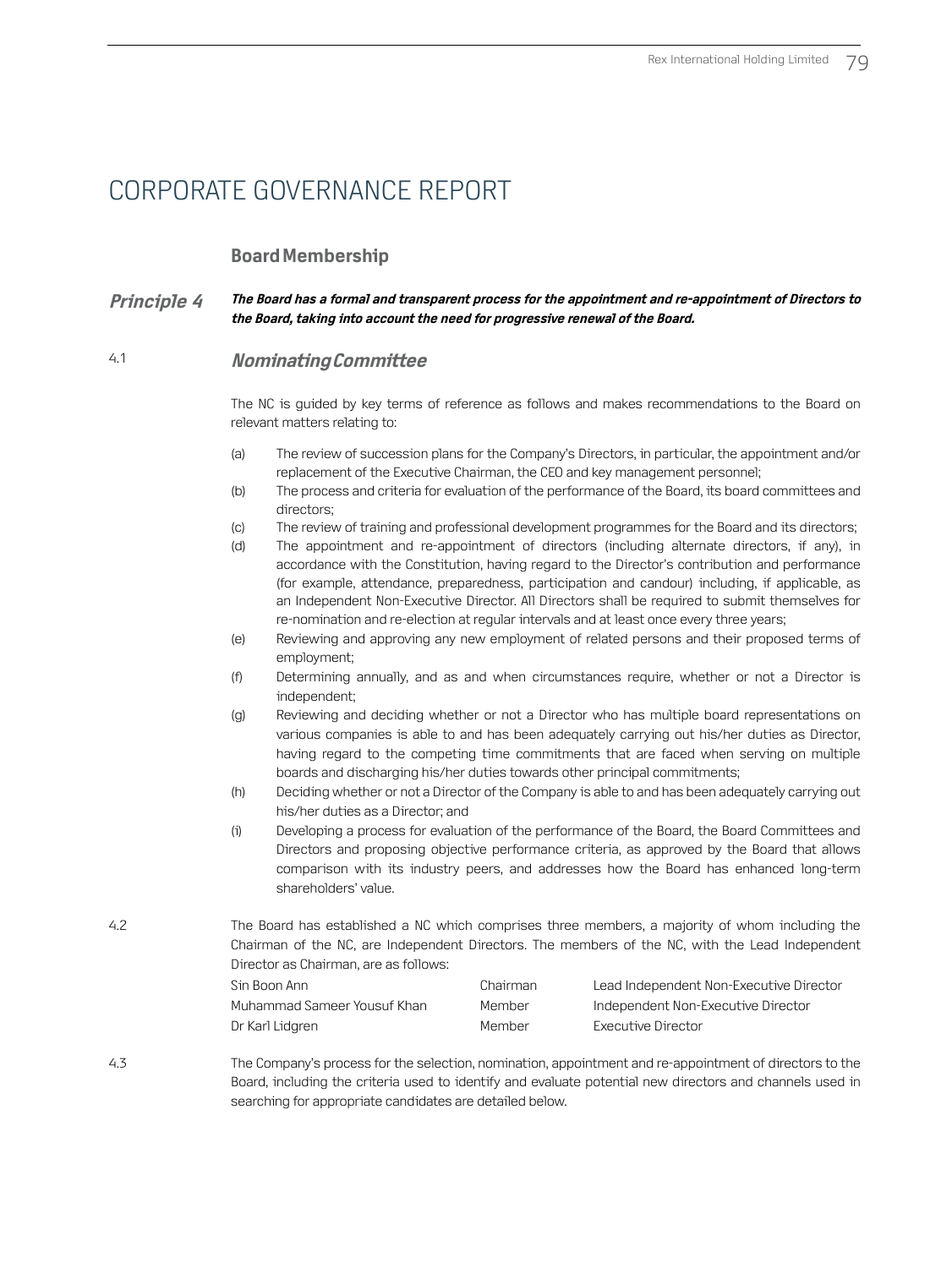# CORPORATE GOVERNANCE REPORT

## Board Membership

**Principle 4** ***The Board has a formal and transparent process for the appointment and re-appointment of Directors to the Board, taking into account the need for progressive renewal of the Board.***

4.1 ***Nominating Committee***

The NC is guided by key terms of reference as follows and makes recommendations to the Board on relevant matters relating to:

(a) The review of succession plans for the Company's Directors, in particular, the appointment and/or replacement of the Executive Chairman, the CEO and key management personnel;

(b) The process and criteria for evaluation of the performance of the Board, its board committees and directors;

(c) The review of training and professional development programmes for the Board and its directors;

(d) The appointment and re-appointment of directors (including alternate directors, if any), in accordance with the Constitution, having regard to the Director's contribution and performance (for example, attendance, preparedness, participation and candour) including, if applicable, as an Independent Non-Executive Director. All Directors shall be required to submit themselves for re-nomination and re-election at regular intervals and at least once every three years;

(e) Reviewing and approving any new employment of related persons and their proposed terms of employment;

(f) Determining annually, and as and when circumstances require, whether or not a Director is independent;

(g) Reviewing and deciding whether or not a Director who has multiple board representations on various companies is able to and has been adequately carrying out his/her duties as Director, having regard to the competing time commitments that are faced when serving on multiple boards and discharging his/her duties towards other principal commitments;

(h) Deciding whether or not a Director of the Company is able to and has been adequately carrying out his/her duties as a Director; and

(i) Developing a process for evaluation of the performance of the Board, the Board Committees and Directors and proposing objective performance criteria, as approved by the Board that allows comparison with its industry peers, and addresses how the Board has enhanced long-term shareholders' value.

4.2 The Board has established a NC which comprises three members, a majority of whom including the Chairman of the NC, are Independent Directors. The members of the NC, with the Lead Independent Director as Chairman, are as follows:

| | | |
|---|---|---|
| Sin Boon Ann | Chairman | Lead Independent Non-Executive Director |
| Muhammad Sameer Yousuf Khan | Member | Independent Non-Executive Director |
| Dr Karl Lidgren | Member | Executive Director |

4.3 The Company's process for the selection, nomination, appointment and re-appointment of directors to the Board, including the criteria used to identify and evaluate potential new directors and channels used in searching for appropriate candidates are detailed below.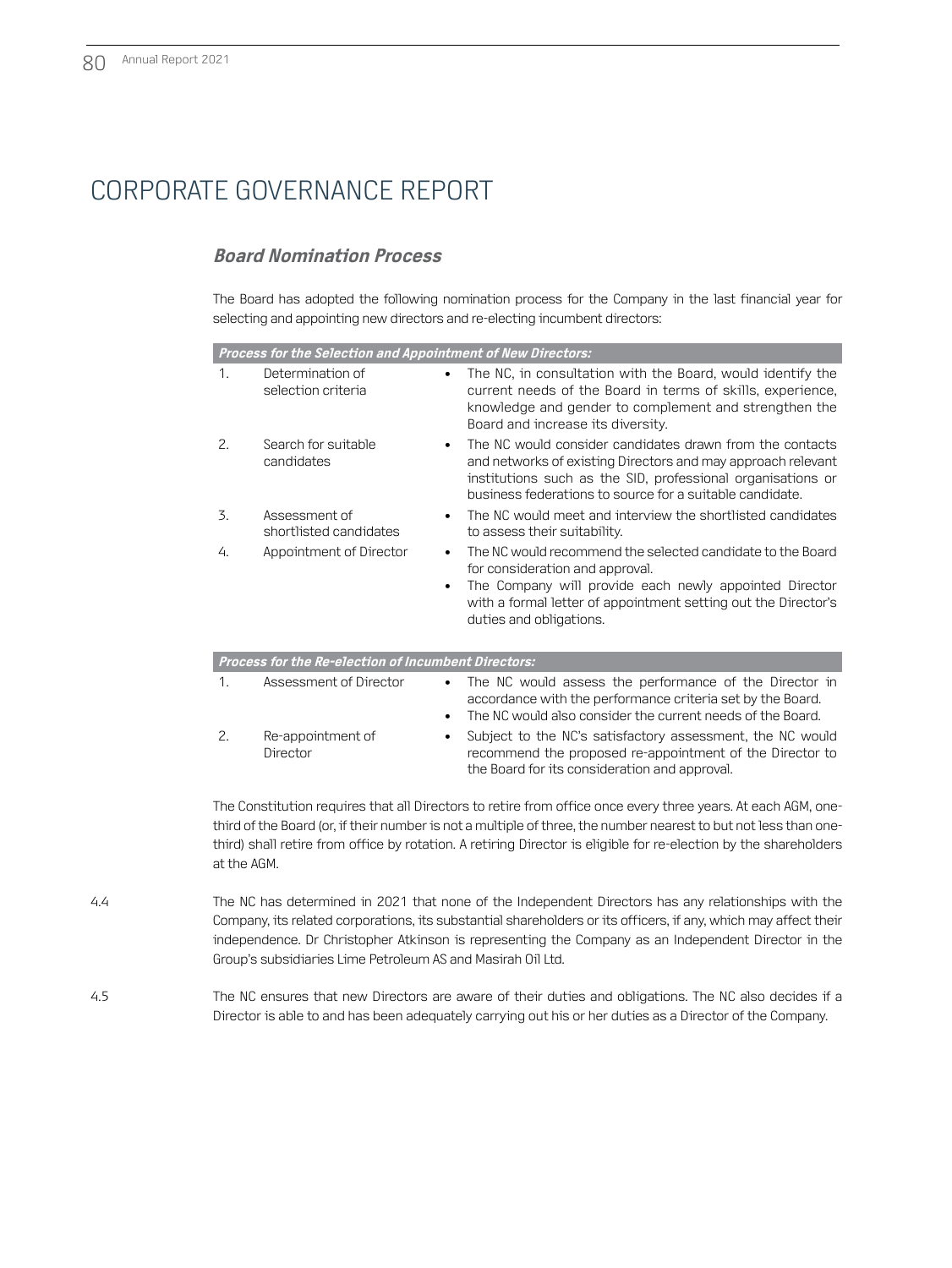# CORPORATE GOVERNANCE REPORT

### *Board Nomination Process*

The Board has adopted the following nomination process for the Company in the last financial year for selecting and appointing new directors and re-electing incumbent directors:

| ***Process for the Selection and Appointment of New Directors:*** | | |
|---|---|---|
| 1. | Determination of selection criteria | • The NC, in consultation with the Board, would identify the current needs of the Board in terms of skills, experience, knowledge and gender to complement and strengthen the Board and increase its diversity. |
| 2. | Search for suitable candidates | • The NC would consider candidates drawn from the contacts and networks of existing Directors and may approach relevant institutions such as the SID, professional organisations or business federations to source for a suitable candidate. |
| 3. | Assessment of shortlisted candidates | • The NC would meet and interview the shortlisted candidates to assess their suitability. |
| 4. | Appointment of Director | • The NC would recommend the selected candidate to the Board for consideration and approval.<br>• The Company will provide each newly appointed Director with a formal letter of appointment setting out the Director's duties and obligations. |

| ***Process for the Re-election of Incumbent Directors:*** | | |
|---|---|---|
| 1. | Assessment of Director | • The NC would assess the performance of the Director in accordance with the performance criteria set by the Board.<br>• The NC would also consider the current needs of the Board. |
| 2. | Re-appointment of Director | • Subject to the NC's satisfactory assessment, the NC would recommend the proposed re-appointment of the Director to the Board for its consideration and approval. |

The Constitution requires that all Directors to retire from office once every three years. At each AGM, one-third of the Board (or, if their number is not a multiple of three, the number nearest to but not less than one-third) shall retire from office by rotation. A retiring Director is eligible for re-election by the shareholders at the AGM.

4.4 The NC has determined in 2021 that none of the Independent Directors has any relationships with the Company, its related corporations, its substantial shareholders or its officers, if any, which may affect their independence. Dr Christopher Atkinson is representing the Company as an Independent Director in the Group's subsidiaries Lime Petroleum AS and Masirah Oil Ltd.

4.5 The NC ensures that new Directors are aware of their duties and obligations. The NC also decides if a Director is able to and has been adequately carrying out his or her duties as a Director of the Company.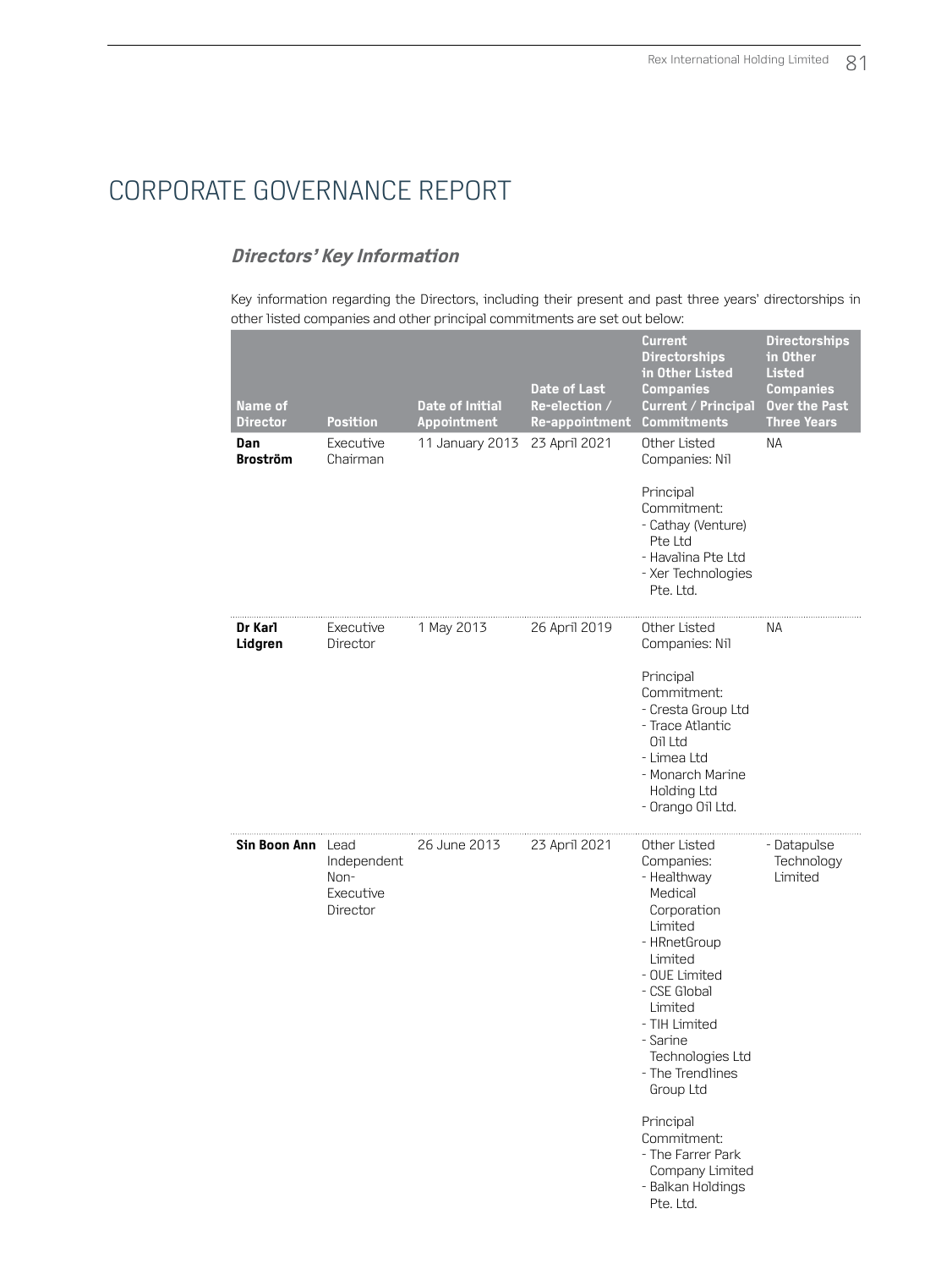# CORPORATE GOVERNANCE REPORT

### *Directors' Key Information*

Key information regarding the Directors, including their present and past three years' directorships in other listed companies and other principal commitments are set out below:

| Name of Director | Position | Date of Initial Appointment | Date of Last Re-election / Re-appointment | Current Directorships in Other Listed Companies Current / Principal Commitments | Directorships in Other Listed Companies Over the Past Three Years |
|---|---|---|---|---|---|
| **Dan Broström** | Executive Chairman | 11 January 2013 | 23 April 2021 | Other Listed Companies: Nil<br><br>Principal Commitment:<br>- Cathay (Venture) Pte Ltd<br>- Havalina Pte Ltd<br>- Xer Technologies Pte. Ltd. | NA |
| **Dr Karl Lidgren** | Executive Director | 1 May 2013 | 26 April 2019 | Other Listed Companies: Nil<br><br>Principal Commitment:<br>- Cresta Group Ltd<br>- Trace Atlantic Oil Ltd<br>- Limea Ltd<br>- Monarch Marine Holding Ltd<br>- Orango Oil Ltd. | NA |
| **Sin Boon Ann** | Lead Independent Non-Executive Director | 26 June 2013 | 23 April 2021 | Other Listed Companies:<br>- Healthway Medical Corporation Limited<br>- HRnetGroup Limited<br>- OUE Limited<br>- CSE Global Limited<br>- TIH Limited<br>- Sarine Technologies Ltd<br>- The Trendlines Group Ltd<br><br>Principal Commitment:<br>- The Farrer Park Company Limited<br>- Balkan Holdings Pte. Ltd. | - Datapulse Technology Limited |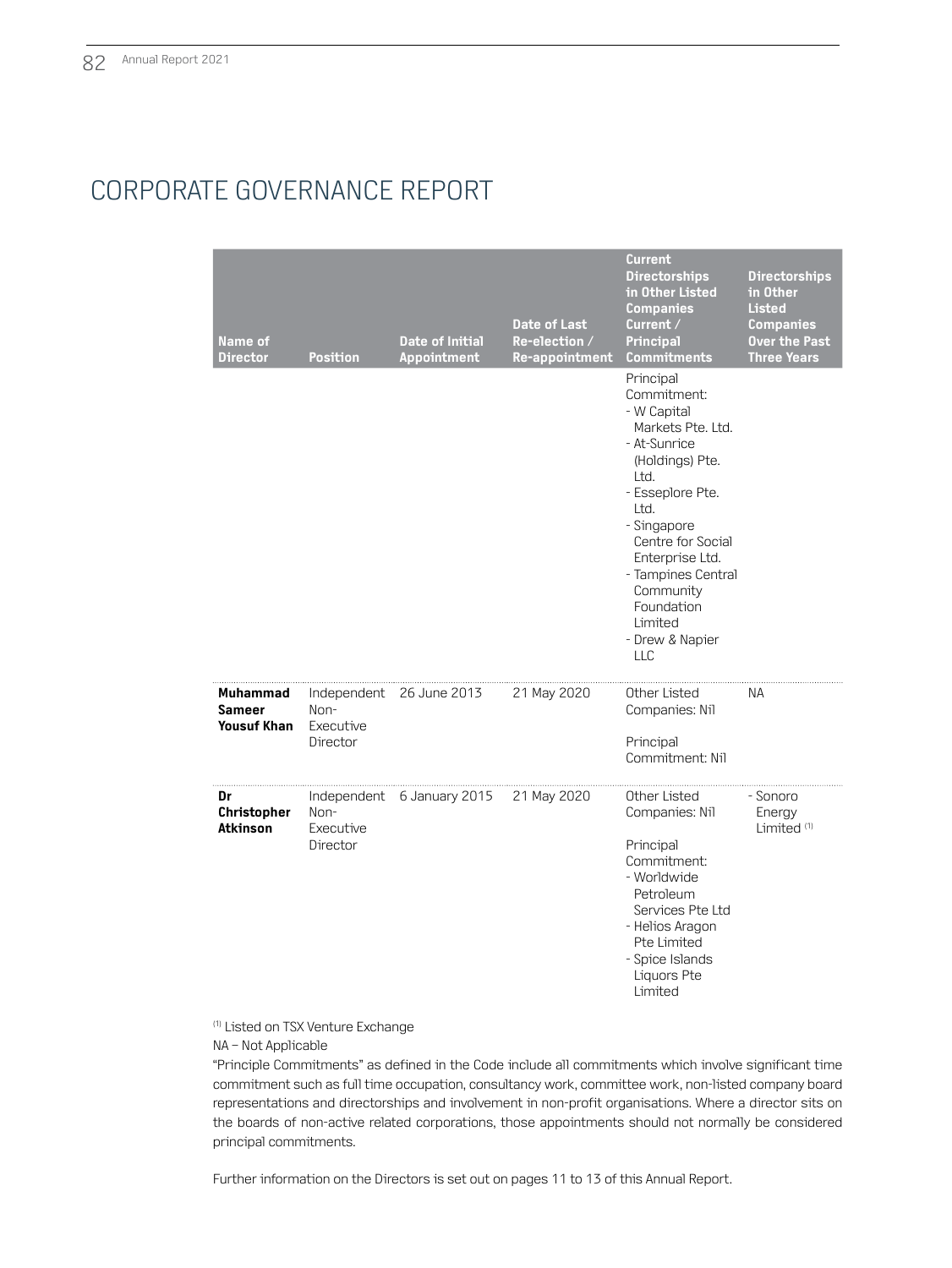# CORPORATE GOVERNANCE REPORT

| Name of Director | Position | Date of Initial Appointment | Date of Last Re-election / Re-appointment | Current Directorships in Other Listed Companies Current / Principal Commitments | Directorships in Other Listed Companies Over the Past Three Years |
|---|---|---|---|---|---|
| | | | | Principal Commitment:<br>- W Capital Markets Pte. Ltd.<br>- At-Sunrice (Holdings) Pte. Ltd.<br>- Esseplore Pte. Ltd.<br>- Singapore Centre for Social Enterprise Ltd.<br>- Tampines Central Community Foundation Limited<br>- Drew & Napier LLC | |
| **Muhammad Sameer Yousuf Khan** | Independent Non-Executive Director | 26 June 2013 | 21 May 2020 | Other Listed Companies: Nil<br><br>Principal Commitment: Nil | NA |
| **Dr Christopher Atkinson** | Independent Non-Executive Director | 6 January 2015 | 21 May 2020 | Other Listed Companies: Nil<br><br>Principal Commitment:<br>- Worldwide Petroleum Services Pte Ltd<br>- Helios Aragon Pte Limited<br>- Spice Islands Liquors Pte Limited | - Sonoro Energy Limited [(1)] |

[(1)] Listed on TSX Venture Exchange

NA – Not Applicable

"Principle Commitments" as defined in the Code include all commitments which involve significant time commitment such as full time occupation, consultancy work, committee work, non-listed company board representations and directorships and involvement in non-profit organisations. Where a director sits on the boards of non-active related corporations, those appointments should not normally be considered principal commitments.

Further information on the Directors is set out on pages 11 to 13 of this Annual Report.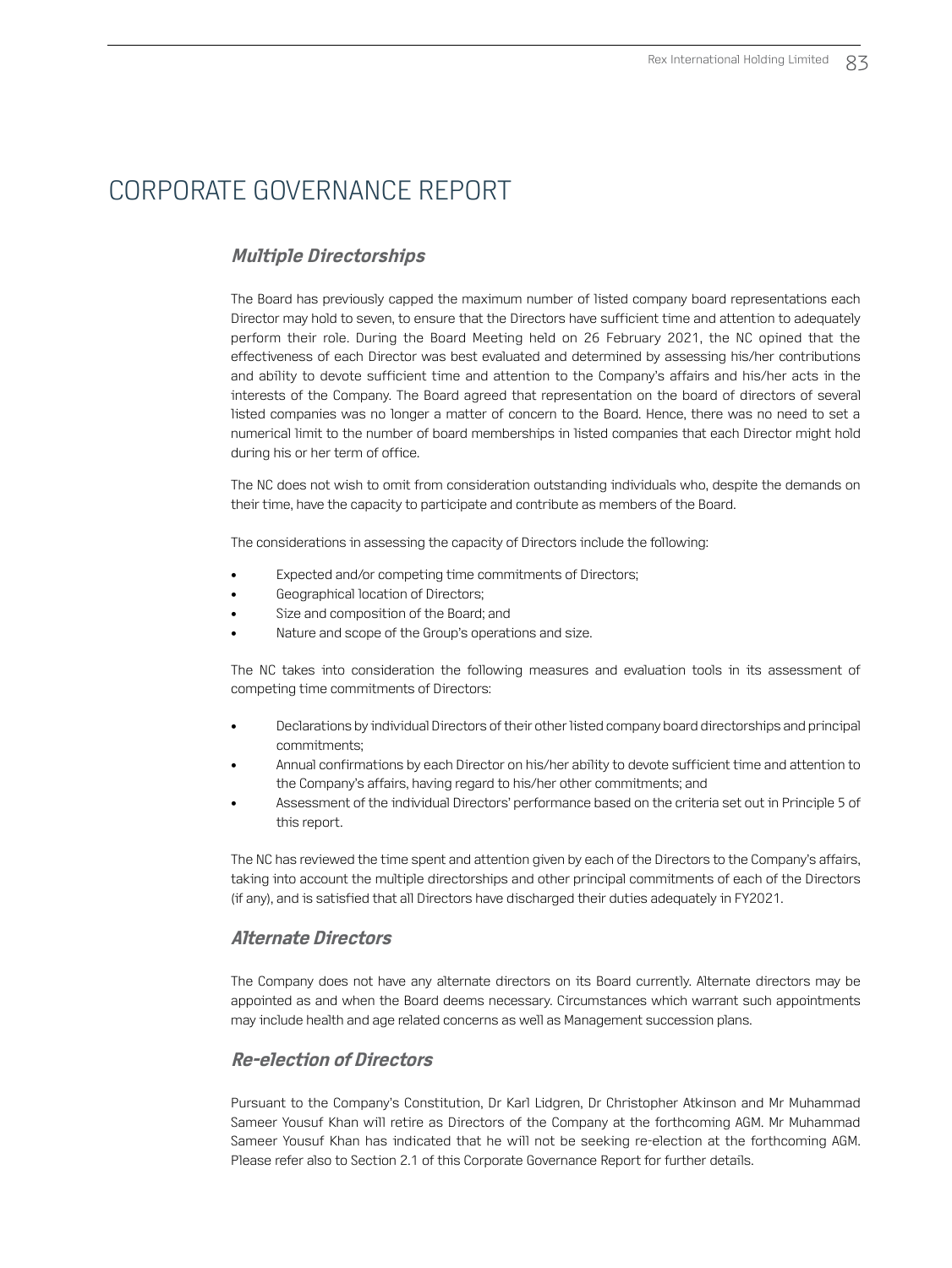# CORPORATE GOVERNANCE REPORT

### *Multiple Directorships*

The Board has previously capped the maximum number of listed company board representations each Director may hold to seven, to ensure that the Directors have sufficient time and attention to adequately perform their role. During the Board Meeting held on 26 February 2021, the NC opined that the effectiveness of each Director was best evaluated and determined by assessing his/her contributions and ability to devote sufficient time and attention to the Company's affairs and his/her acts in the interests of the Company. The Board agreed that representation on the board of directors of several listed companies was no longer a matter of concern to the Board. Hence, there was no need to set a numerical limit to the number of board memberships in listed companies that each Director might hold during his or her term of office.

The NC does not wish to omit from consideration outstanding individuals who, despite the demands on their time, have the capacity to participate and contribute as members of the Board.

The considerations in assessing the capacity of Directors include the following:

- Expected and/or competing time commitments of Directors;
- Geographical location of Directors;
- Size and composition of the Board; and
- Nature and scope of the Group's operations and size.

The NC takes into consideration the following measures and evaluation tools in its assessment of competing time commitments of Directors:

- Declarations by individual Directors of their other listed company board directorships and principal commitments;
- Annual confirmations by each Director on his/her ability to devote sufficient time and attention to the Company's affairs, having regard to his/her other commitments; and
- Assessment of the individual Directors' performance based on the criteria set out in Principle 5 of this report.

The NC has reviewed the time spent and attention given by each of the Directors to the Company's affairs, taking into account the multiple directorships and other principal commitments of each of the Directors (if any), and is satisfied that all Directors have discharged their duties adequately in FY2021.

### *Alternate Directors*

The Company does not have any alternate directors on its Board currently. Alternate directors may be appointed as and when the Board deems necessary. Circumstances which warrant such appointments may include health and age related concerns as well as Management succession plans.

### *Re-election of Directors*

Pursuant to the Company's Constitution, Dr Karl Lidgren, Dr Christopher Atkinson and Mr Muhammad Sameer Yousuf Khan will retire as Directors of the Company at the forthcoming AGM. Mr Muhammad Sameer Yousuf Khan has indicated that he will not be seeking re-election at the forthcoming AGM. Please refer also to Section 2.1 of this Corporate Governance Report for further details.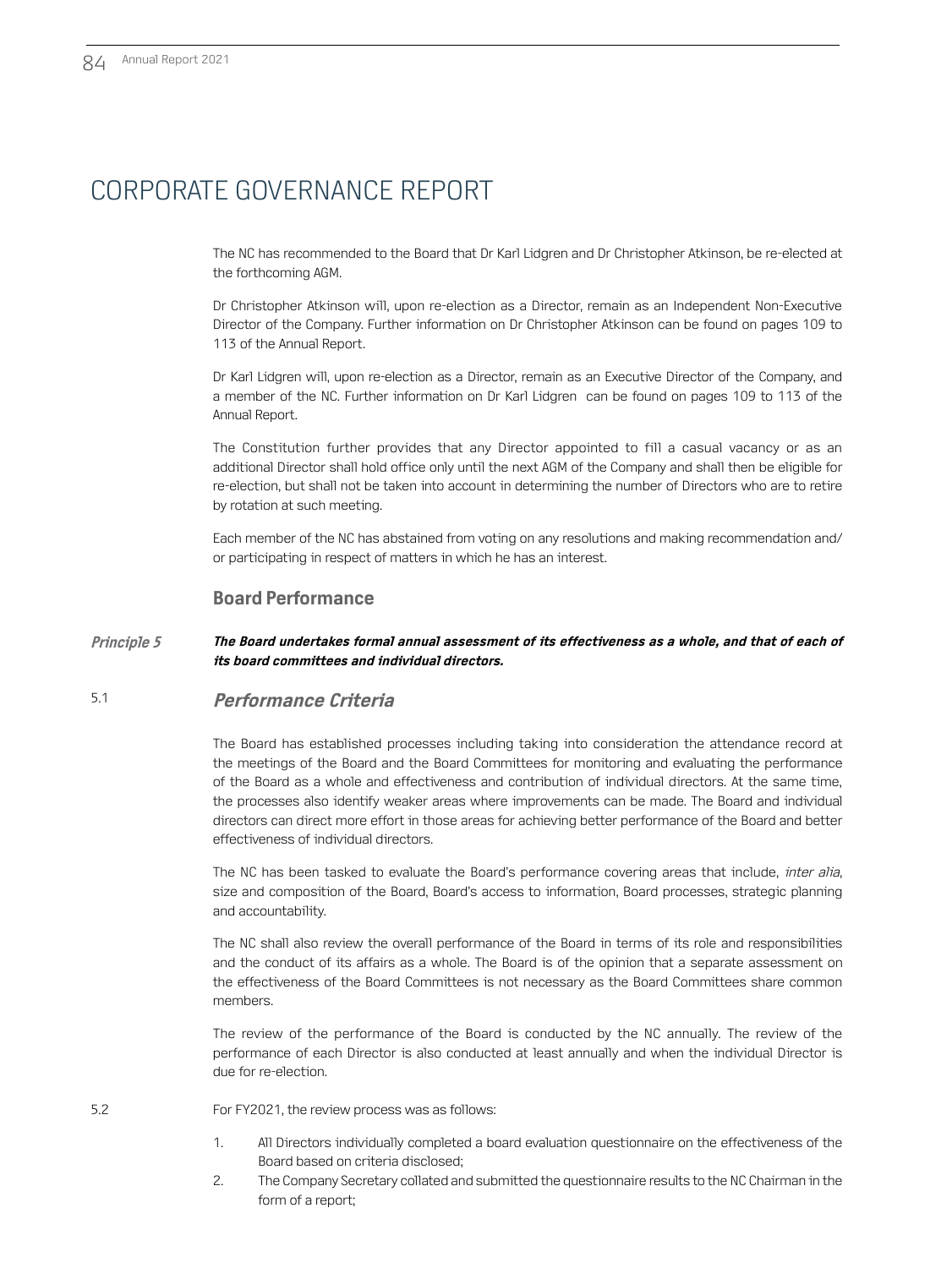# CORPORATE GOVERNANCE REPORT

The NC has recommended to the Board that Dr Karl Lidgren and Dr Christopher Atkinson, be re-elected at the forthcoming AGM.

Dr Christopher Atkinson will, upon re-election as a Director, remain as an Independent Non-Executive Director of the Company. Further information on Dr Christopher Atkinson can be found on pages 109 to 113 of the Annual Report.

Dr Karl Lidgren will, upon re-election as a Director, remain as an Executive Director of the Company, and a member of the NC. Further information on Dr Karl Lidgren can be found on pages 109 to 113 of the Annual Report.

The Constitution further provides that any Director appointed to fill a casual vacancy or as an additional Director shall hold office only until the next AGM of the Company and shall then be eligible for re-election, but shall not be taken into account in determining the number of Directors who are to retire by rotation at such meeting.

Each member of the NC has abstained from voting on any resolutions and making recommendation and/or participating in respect of matters in which he has an interest.

## Board Performance

***Principle 5*** ***The Board undertakes formal annual assessment of its effectiveness as a whole, and that of each of its board committees and individual directors.***

### 5.1 *Performance Criteria*

The Board has established processes including taking into consideration the attendance record at the meetings of the Board and the Board Committees for monitoring and evaluating the performance of the Board as a whole and effectiveness and contribution of individual directors. At the same time, the processes also identify weaker areas where improvements can be made. The Board and individual directors can direct more effort in those areas for achieving better performance of the Board and better effectiveness of individual directors.

The NC has been tasked to evaluate the Board's performance covering areas that include, *inter alia*, size and composition of the Board, Board's access to information, Board processes, strategic planning and accountability.

The NC shall also review the overall performance of the Board in terms of its role and responsibilities and the conduct of its affairs as a whole. The Board is of the opinion that a separate assessment on the effectiveness of the Board Committees is not necessary as the Board Committees share common members.

The review of the performance of the Board is conducted by the NC annually. The review of the performance of each Director is also conducted at least annually and when the individual Director is due for re-election.

5.2 For FY2021, the review process was as follows:

1. All Directors individually completed a board evaluation questionnaire on the effectiveness of the Board based on criteria disclosed;
2. The Company Secretary collated and submitted the questionnaire results to the NC Chairman in the form of a report;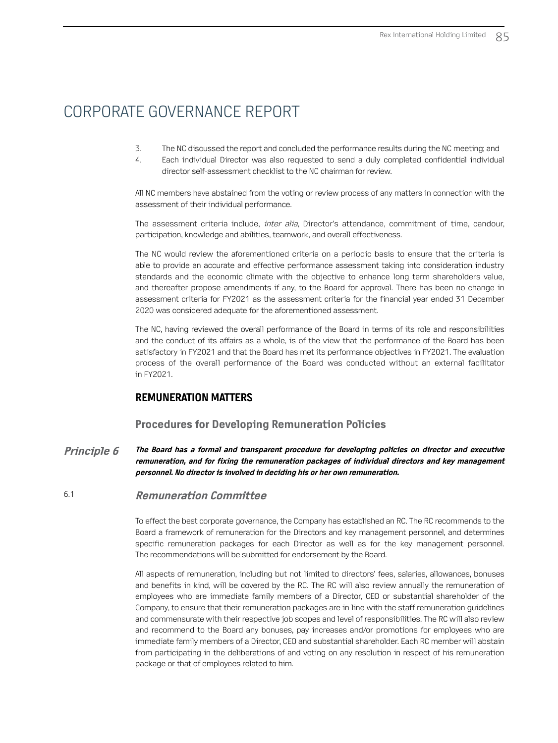# CORPORATE GOVERNANCE REPORT

3. The NC discussed the report and concluded the performance results during the NC meeting; and
4. Each individual Director was also requested to send a duly completed confidential individual director self-assessment checklist to the NC chairman for review.

All NC members have abstained from the voting or review process of any matters in connection with the assessment of their individual performance.

The assessment criteria include, *inter alia*, Director's attendance, commitment of time, candour, participation, knowledge and abilities, teamwork, and overall effectiveness.

The NC would review the aforementioned criteria on a periodic basis to ensure that the criteria is able to provide an accurate and effective performance assessment taking into consideration industry standards and the economic climate with the objective to enhance long term shareholders value, and thereafter propose amendments if any, to the Board for approval. There has been no change in assessment criteria for FY2021 as the assessment criteria for the financial year ended 31 December 2020 was considered adequate for the aforementioned assessment.

The NC, having reviewed the overall performance of the Board in terms of its role and responsibilities and the conduct of its affairs as a whole, is of the view that the performance of the Board has been satisfactory in FY2021 and that the Board has met its performance objectives in FY2021. The evaluation process of the overall performance of the Board was conducted without an external facilitator in FY2021.

## REMUNERATION MATTERS

### Procedures for Developing Remuneration Policies

***Principle 6*** ***The Board has a formal and transparent procedure for developing policies on director and executive remuneration, and for fixing the remuneration packages of individual directors and key management personnel. No director is involved in deciding his or her own remuneration.***

### 6.1 *Remuneration Committee*

To effect the best corporate governance, the Company has established an RC. The RC recommends to the Board a framework of remuneration for the Directors and key management personnel, and determines specific remuneration packages for each Director as well as for the key management personnel. The recommendations will be submitted for endorsement by the Board.

All aspects of remuneration, including but not limited to directors' fees, salaries, allowances, bonuses and benefits in kind, will be covered by the RC. The RC will also review annually the remuneration of employees who are immediate family members of a Director, CEO or substantial shareholder of the Company, to ensure that their remuneration packages are in line with the staff remuneration guidelines and commensurate with their respective job scopes and level of responsibilities. The RC will also review and recommend to the Board any bonuses, pay increases and/or promotions for employees who are immediate family members of a Director, CEO and substantial shareholder. Each RC member will abstain from participating in the deliberations of and voting on any resolution in respect of his remuneration package or that of employees related to him.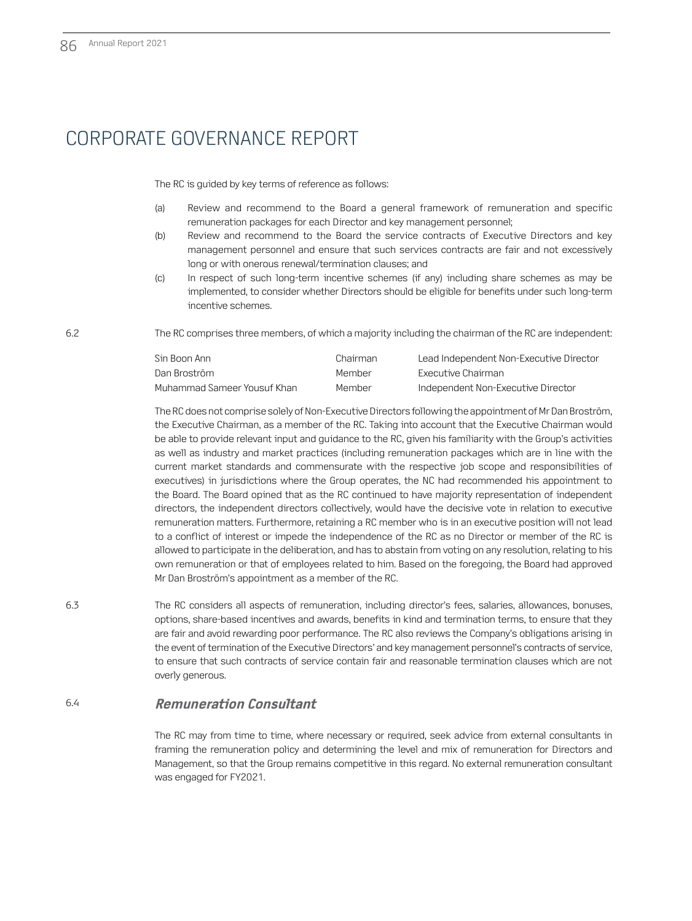# CORPORATE GOVERNANCE REPORT

The RC is guided by key terms of reference as follows:

(a) Review and recommend to the Board a general framework of remuneration and specific remuneration packages for each Director and key management personnel;

(b) Review and recommend to the Board the service contracts of Executive Directors and key management personnel and ensure that such services contracts are fair and not excessively long or with onerous renewal/termination clauses; and

(c) In respect of such long-term incentive schemes (if any) including share schemes as may be implemented, to consider whether Directors should be eligible for benefits under such long-term incentive schemes.

6.2 The RC comprises three members, of which a majority including the chairman of the RC are independent:

| | | |
|---|---|---|
| Sin Boon Ann | Chairman | Lead Independent Non-Executive Director |
| Dan Broström | Member | Executive Chairman |
| Muhammad Sameer Yousuf Khan | Member | Independent Non-Executive Director |

The RC does not comprise solely of Non-Executive Directors following the appointment of Mr Dan Broström, the Executive Chairman, as a member of the RC. Taking into account that the Executive Chairman would be able to provide relevant input and guidance to the RC, given his familiarity with the Group's activities as well as industry and market practices (including remuneration packages which are in line with the current market standards and commensurate with the respective job scope and responsibilities of executives) in jurisdictions where the Group operates, the NC had recommended his appointment to the Board. The Board opined that as the RC continued to have majority representation of independent directors, the independent directors collectively, would have the decisive vote in relation to executive remuneration matters. Furthermore, retaining a RC member who is in an executive position will not lead to a conflict of interest or impede the independence of the RC as no Director or member of the RC is allowed to participate in the deliberation, and has to abstain from voting on any resolution, relating to his own remuneration or that of employees related to him. Based on the foregoing, the Board had approved Mr Dan Broström's appointment as a member of the RC.

6.3 The RC considers all aspects of remuneration, including director's fees, salaries, allowances, bonuses, options, share-based incentives and awards, benefits in kind and termination terms, to ensure that they are fair and avoid rewarding poor performance. The RC also reviews the Company's obligations arising in the event of termination of the Executive Directors' and key management personnel's contracts of service, to ensure that such contracts of service contain fair and reasonable termination clauses which are not overly generous.

### 6.4 *Remuneration Consultant*

The RC may from time to time, where necessary or required, seek advice from external consultants in framing the remuneration policy and determining the level and mix of remuneration for Directors and Management, so that the Group remains competitive in this regard. No external remuneration consultant was engaged for FY2021.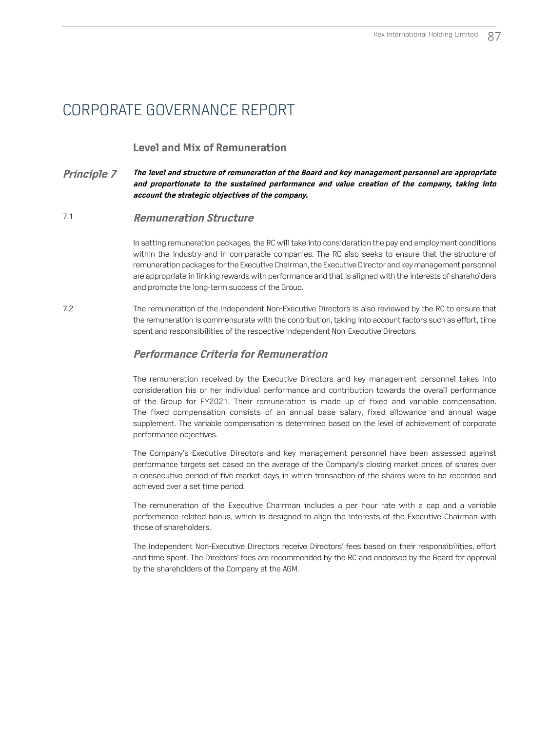# CORPORATE GOVERNANCE REPORT

## Level and Mix of Remuneration

**Principle 7** ***The level and structure of remuneration of the Board and key management personnel are appropriate and proportionate to the sustained performance and value creation of the company, taking into account the strategic objectives of the company.***

### 7.1 *Remuneration Structure*

In setting remuneration packages, the RC will take into consideration the pay and employment conditions within the industry and in comparable companies. The RC also seeks to ensure that the structure of remuneration packages for the Executive Chairman, the Executive Director and key management personnel are appropriate in linking rewards with performance and that is aligned with the interests of shareholders and promote the long-term success of the Group.

7.2 The remuneration of the Independent Non-Executive Directors is also reviewed by the RC to ensure that the remuneration is commensurate with the contribution, taking into account factors such as effort, time spent and responsibilities of the respective Independent Non-Executive Directors.

### *Performance Criteria for Remuneration*

The remuneration received by the Executive Directors and key management personnel takes into consideration his or her individual performance and contribution towards the overall performance of the Group for FY2021. Their remuneration is made up of fixed and variable compensation. The fixed compensation consists of an annual base salary, fixed allowance and annual wage supplement. The variable compensation is determined based on the level of achievement of corporate performance objectives.

The Company's Executive Directors and key management personnel have been assessed against performance targets set based on the average of the Company's closing market prices of shares over a consecutive period of five market days in which transaction of the shares were to be recorded and achieved over a set time period.

The remuneration of the Executive Chairman includes a per hour rate with a cap and a variable performance related bonus, which is designed to align the interests of the Executive Chairman with those of shareholders.

The Independent Non-Executive Directors receive Directors' fees based on their responsibilities, effort and time spent. The Directors' fees are recommended by the RC and endorsed by the Board for approval by the shareholders of the Company at the AGM.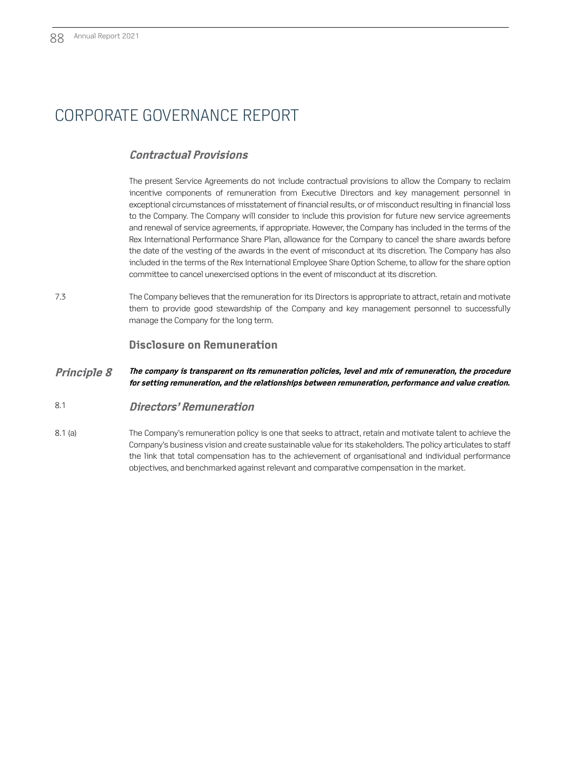# CORPORATE GOVERNANCE REPORT

### *Contractual Provisions*

The present Service Agreements do not include contractual provisions to allow the Company to reclaim incentive components of remuneration from Executive Directors and key management personnel in exceptional circumstances of misstatement of financial results, or of misconduct resulting in financial loss to the Company. The Company will consider to include this provision for future new service agreements and renewal of service agreements, if appropriate. However, the Company has included in the terms of the Rex International Performance Share Plan, allowance for the Company to cancel the share awards before the date of the vesting of the awards in the event of misconduct at its discretion. The Company has also included in the terms of the Rex International Employee Share Option Scheme, to allow for the share option committee to cancel unexercised options in the event of misconduct at its discretion.

7.3 The Company believes that the remuneration for its Directors is appropriate to attract, retain and motivate them to provide good stewardship of the Company and key management personnel to successfully manage the Company for the long term.

## Disclosure on Remuneration

***Principle 8*** ***The company is transparent on its remuneration policies, level and mix of remuneration, the procedure for setting remuneration, and the relationships between remuneration, performance and value creation.***

### 8.1 *Directors' Remuneration*

8.1 (a) The Company's remuneration policy is one that seeks to attract, retain and motivate talent to achieve the Company's business vision and create sustainable value for its stakeholders. The policy articulates to staff the link that total compensation has to the achievement of organisational and individual performance objectives, and benchmarked against relevant and comparative compensation in the market.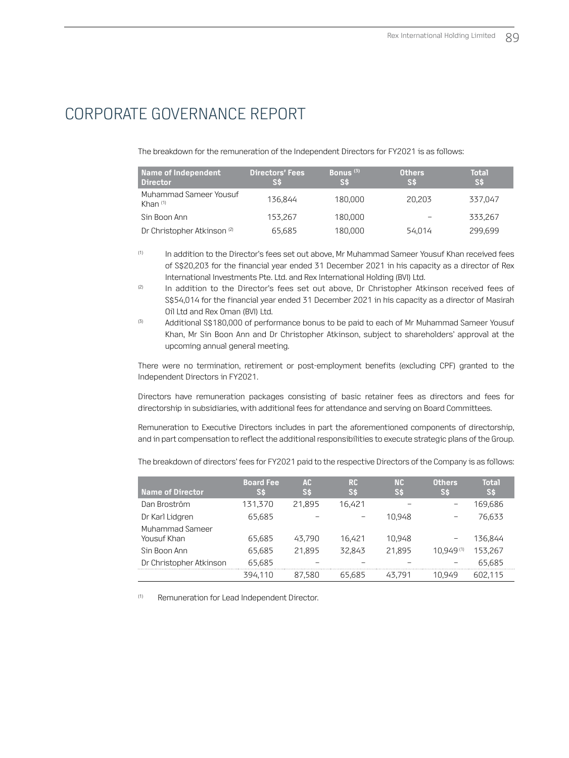# CORPORATE GOVERNANCE REPORT

The breakdown for the remuneration of the Independent Directors for FY2021 is as follows:

| Name of Independent Director | Directors' Fees S$ | Bonus [3] S$ | Others S$ | Total S$ |
|---|---|---|---|---|
| Muhammad Sameer Yousuf Khan [1] | 136,844 | 180,000 | 20,203 | 337,047 |
| Sin Boon Ann | 153,267 | 180,000 | – | 333,267 |
| Dr Christopher Atkinson [2] | 65,685 | 180,000 | 54,014 | 299,699 |

[1] In addition to the Director's fees set out above, Mr Muhammad Sameer Yousuf Khan received fees of S$20,203 for the financial year ended 31 December 2021 in his capacity as a director of Rex International Investments Pte. Ltd. and Rex International Holding (BVI) Ltd.

[2] In addition to the Director's fees set out above, Dr Christopher Atkinson received fees of S$54,014 for the financial year ended 31 December 2021 in his capacity as a director of Masirah Oil Ltd and Rex Oman (BVI) Ltd.

[3] Additional S$180,000 of performance bonus to be paid to each of Mr Muhammad Sameer Yousuf Khan, Mr Sin Boon Ann and Dr Christopher Atkinson, subject to shareholders' approval at the upcoming annual general meeting.

There were no termination, retirement or post-employment benefits (excluding CPF) granted to the Independent Directors in FY2021.

Directors have remuneration packages consisting of basic retainer fees as directors and fees for directorship in subsidiaries, with additional fees for attendance and serving on Board Committees.

Remuneration to Executive Directors includes in part the aforementioned components of directorship, and in part compensation to reflect the additional responsibilities to execute strategic plans of the Group.

The breakdown of directors' fees for FY2021 paid to the respective Directors of the Company is as follows:

| Name of Director | Board Fee S$ | AC S$ | RC S$ | NC S$ | Others S$ | Total S$ |
|---|---|---|---|---|---|---|
| Dan Broström | 131,370 | 21,895 | 16,421 | – | – | 169,686 |
| Dr Karl Lidgren | 65,685 | – | – | 10,948 | – | 76,633 |
| Muhammad Sameer Yousuf Khan | 65,685 | 43,790 | 16,421 | 10,948 | – | 136,844 |
| Sin Boon Ann | 65,685 | 21,895 | 32,843 | 21,895 | 10,949 [1] | 153,267 |
| Dr Christopher Atkinson | 65,685 | – | – | – | – | 65,685 |
| | 394,110 | 87,580 | 65,685 | 43,791 | 10,949 | 602,115 |

[1] Remuneration for Lead Independent Director.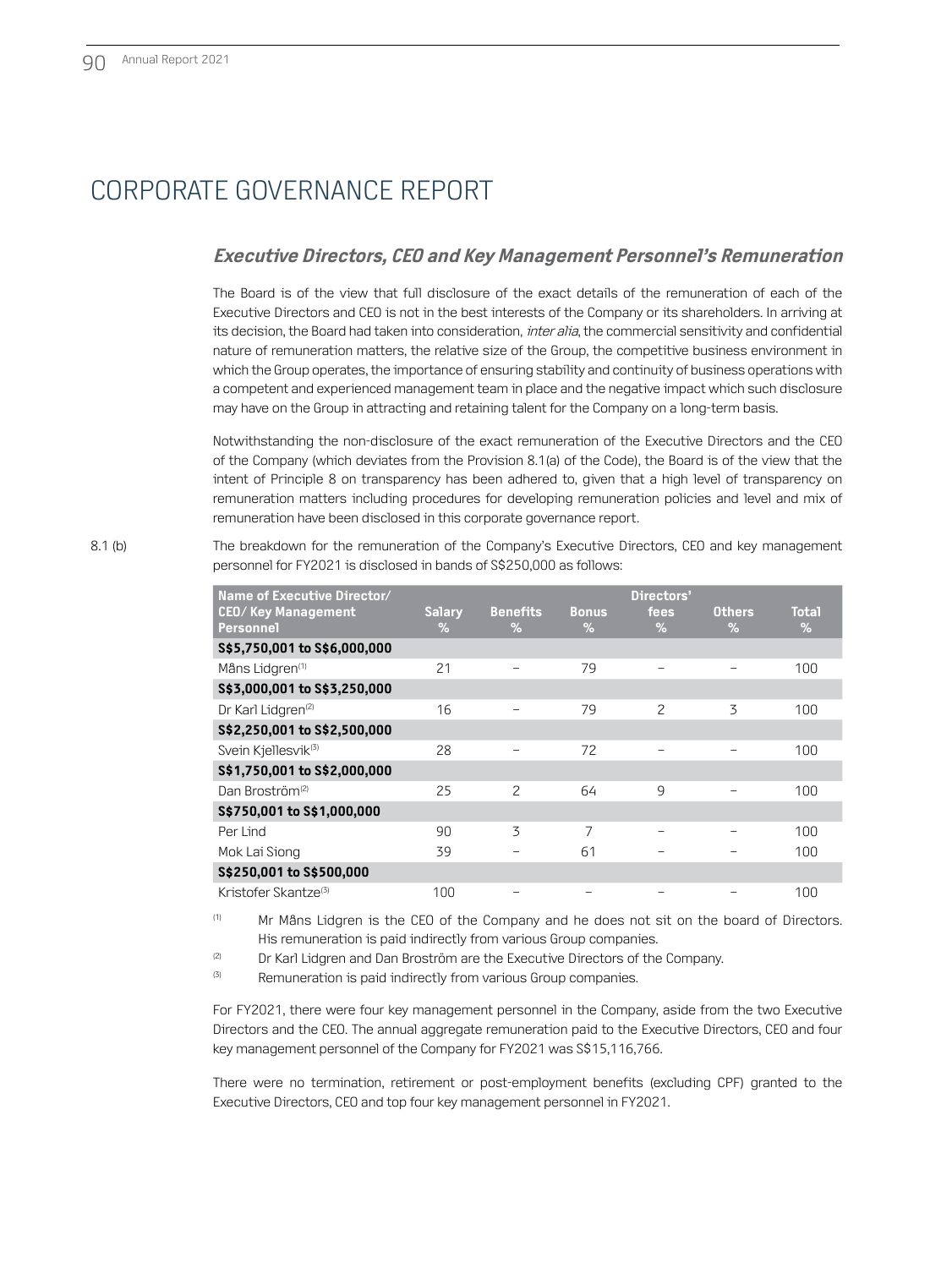# CORPORATE GOVERNANCE REPORT

### *Executive Directors, CEO and Key Management Personnel's Remuneration*

The Board is of the view that full disclosure of the exact details of the remuneration of each of the Executive Directors and CEO is not in the best interests of the Company or its shareholders. In arriving at its decision, the Board had taken into consideration, *inter alia*, the commercial sensitivity and confidential nature of remuneration matters, the relative size of the Group, the competitive business environment in which the Group operates, the importance of ensuring stability and continuity of business operations with a competent and experienced management team in place and the negative impact which such disclosure may have on the Group in attracting and retaining talent for the Company on a long-term basis.

Notwithstanding the non-disclosure of the exact remuneration of the Executive Directors and the CEO of the Company (which deviates from the Provision 8.1(a) of the Code), the Board is of the view that the intent of Principle 8 on transparency has been adhered to, given that a high level of transparency on remuneration matters including procedures for developing remuneration policies and level and mix of remuneration have been disclosed in this corporate governance report.

8.1 (b) The breakdown for the remuneration of the Company's Executive Directors, CEO and key management personnel for FY2021 is disclosed in bands of S$250,000 as follows:

| Name of Executive Director/ CEO/ Key Management Personnel | Salary % | Benefits % | Bonus % | Directors' fees % | Others % | Total % |
|---|---|---|---|---|---|---|
| **S$5,750,001 to S$6,000,000** | | | | | | |
| Måns Lidgren[(1)] | 21 | – | 79 | – | – | 100 |
| **S$3,000,001 to S$3,250,000** | | | | | | |
| Dr Karl Lidgren[(2)] | 16 | – | 79 | 2 | 3 | 100 |
| **S$2,250,001 to S$2,500,000** | | | | | | |
| Svein Kjellesvik[(3)] | 28 | – | 72 | – | – | 100 |
| **S$1,750,001 to S$2,000,000** | | | | | | |
| Dan Broström[(2)] | 25 | 2 | 64 | 9 | – | 100 |
| **S$750,001 to S$1,000,000** | | | | | | |
| Per Lind | 90 | 3 | 7 | – | – | 100 |
| Mok Lai Siong | 39 | – | 61 | – | – | 100 |
| **S$250,001 to S$500,000** | | | | | | |
| Kristofer Skantze[(3)] | 100 | – | – | – | – | 100 |

(1) Mr Måns Lidgren is the CEO of the Company and he does not sit on the board of Directors. His remuneration is paid indirectly from various Group companies.

(2) Dr Karl Lidgren and Dan Broström are the Executive Directors of the Company.

(3) Remuneration is paid indirectly from various Group companies.

For FY2021, there were four key management personnel in the Company, aside from the two Executive Directors and the CEO. The annual aggregate remuneration paid to the Executive Directors, CEO and four key management personnel of the Company for FY2021 was S$15,116,766.

There were no termination, retirement or post-employment benefits (excluding CPF) granted to the Executive Directors, CEO and top four key management personnel in FY2021.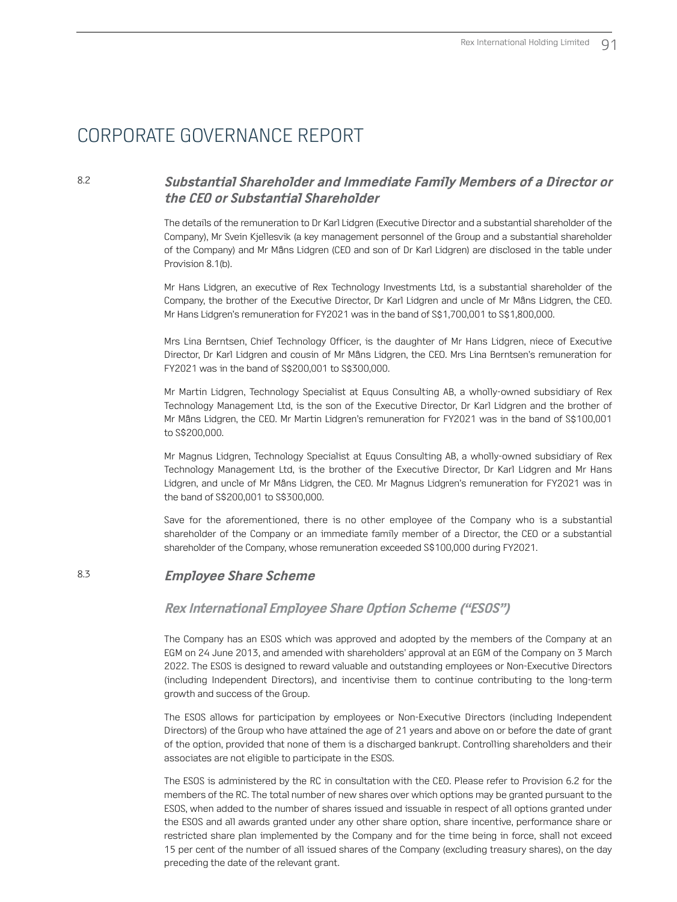# CORPORATE GOVERNANCE REPORT

## 8.2 *Substantial Shareholder and Immediate Family Members of a Director or the CEO or Substantial Shareholder*

The details of the remuneration to Dr Karl Lidgren (Executive Director and a substantial shareholder of the Company), Mr Svein Kjellesvik (a key management personnel of the Group and a substantial shareholder of the Company) and Mr Måns Lidgren (CEO and son of Dr Karl Lidgren) are disclosed in the table under Provision 8.1(b).

Mr Hans Lidgren, an executive of Rex Technology Investments Ltd, is a substantial shareholder of the Company, the brother of the Executive Director, Dr Karl Lidgren and uncle of Mr Måns Lidgren, the CEO. Mr Hans Lidgren's remuneration for FY2021 was in the band of S$1,700,001 to S$1,800,000.

Mrs Lina Berntsen, Chief Technology Officer, is the daughter of Mr Hans Lidgren, niece of Executive Director, Dr Karl Lidgren and cousin of Mr Måns Lidgren, the CEO. Mrs Lina Berntsen's remuneration for FY2021 was in the band of S$200,001 to S$300,000.

Mr Martin Lidgren, Technology Specialist at Equus Consulting AB, a wholly-owned subsidiary of Rex Technology Management Ltd, is the son of the Executive Director, Dr Karl Lidgren and the brother of Mr Måns Lidgren, the CEO. Mr Martin Lidgren's remuneration for FY2021 was in the band of S$100,001 to S$200,000.

Mr Magnus Lidgren, Technology Specialist at Equus Consulting AB, a wholly-owned subsidiary of Rex Technology Management Ltd, is the brother of the Executive Director, Dr Karl Lidgren and Mr Hans Lidgren, and uncle of Mr Måns Lidgren, the CEO. Mr Magnus Lidgren's remuneration for FY2021 was in the band of S$200,001 to S$300,000.

Save for the aforementioned, there is no other employee of the Company who is a substantial shareholder of the Company or an immediate family member of a Director, the CEO or a substantial shareholder of the Company, whose remuneration exceeded S$100,000 during FY2021.

## 8.3 *Employee Share Scheme*

### *Rex International Employee Share Option Scheme ("ESOS")*

The Company has an ESOS which was approved and adopted by the members of the Company at an EGM on 24 June 2013, and amended with shareholders' approval at an EGM of the Company on 3 March 2022. The ESOS is designed to reward valuable and outstanding employees or Non-Executive Directors (including Independent Directors), and incentivise them to continue contributing to the long-term growth and success of the Group.

The ESOS allows for participation by employees or Non-Executive Directors (including Independent Directors) of the Group who have attained the age of 21 years and above on or before the date of grant of the option, provided that none of them is a discharged bankrupt. Controlling shareholders and their associates are not eligible to participate in the ESOS.

The ESOS is administered by the RC in consultation with the CEO. Please refer to Provision 6.2 for the members of the RC. The total number of new shares over which options may be granted pursuant to the ESOS, when added to the number of shares issued and issuable in respect of all options granted under the ESOS and all awards granted under any other share option, share incentive, performance share or restricted share plan implemented by the Company and for the time being in force, shall not exceed 15 per cent of the number of all issued shares of the Company (excluding treasury shares), on the day preceding the date of the relevant grant.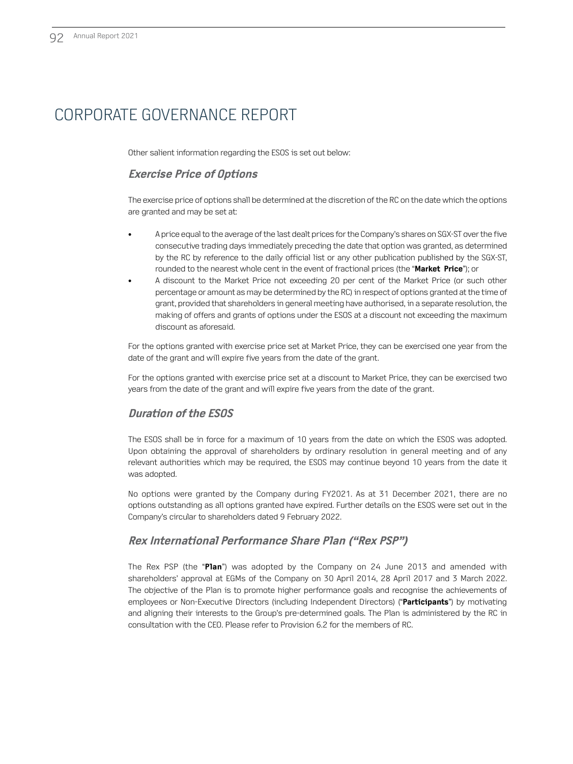# CORPORATE GOVERNANCE REPORT

Other salient information regarding the ESOS is set out below:

### *Exercise Price of Options*

The exercise price of options shall be determined at the discretion of the RC on the date which the options are granted and may be set at:

- A price equal to the average of the last dealt prices for the Company's shares on SGX-ST over the five consecutive trading days immediately preceding the date that option was granted, as determined by the RC by reference to the daily official list or any other publication published by the SGX-ST, rounded to the nearest whole cent in the event of fractional prices (the "**Market Price**"); or
- A discount to the Market Price not exceeding 20 per cent of the Market Price (or such other percentage or amount as may be determined by the RC) in respect of options granted at the time of grant, provided that shareholders in general meeting have authorised, in a separate resolution, the making of offers and grants of options under the ESOS at a discount not exceeding the maximum discount as aforesaid.

For the options granted with exercise price set at Market Price, they can be exercised one year from the date of the grant and will expire five years from the date of the grant.

For the options granted with exercise price set at a discount to Market Price, they can be exercised two years from the date of the grant and will expire five years from the date of the grant.

### *Duration of the ESOS*

The ESOS shall be in force for a maximum of 10 years from the date on which the ESOS was adopted. Upon obtaining the approval of shareholders by ordinary resolution in general meeting and of any relevant authorities which may be required, the ESOS may continue beyond 10 years from the date it was adopted.

No options were granted by the Company during FY2021. As at 31 December 2021, there are no options outstanding as all options granted have expired. Further details on the ESOS were set out in the Company's circular to shareholders dated 9 February 2022.

### *Rex International Performance Share Plan ("Rex PSP")*

The Rex PSP (the "**Plan**") was adopted by the Company on 24 June 2013 and amended with shareholders' approval at EGMs of the Company on 30 April 2014, 28 April 2017 and 3 March 2022. The objective of the Plan is to promote higher performance goals and recognise the achievements of employees or Non-Executive Directors (including Independent Directors) ("**Participants**") by motivating and aligning their interests to the Group's pre-determined goals. The Plan is administered by the RC in consultation with the CEO. Please refer to Provision 6.2 for the members of RC.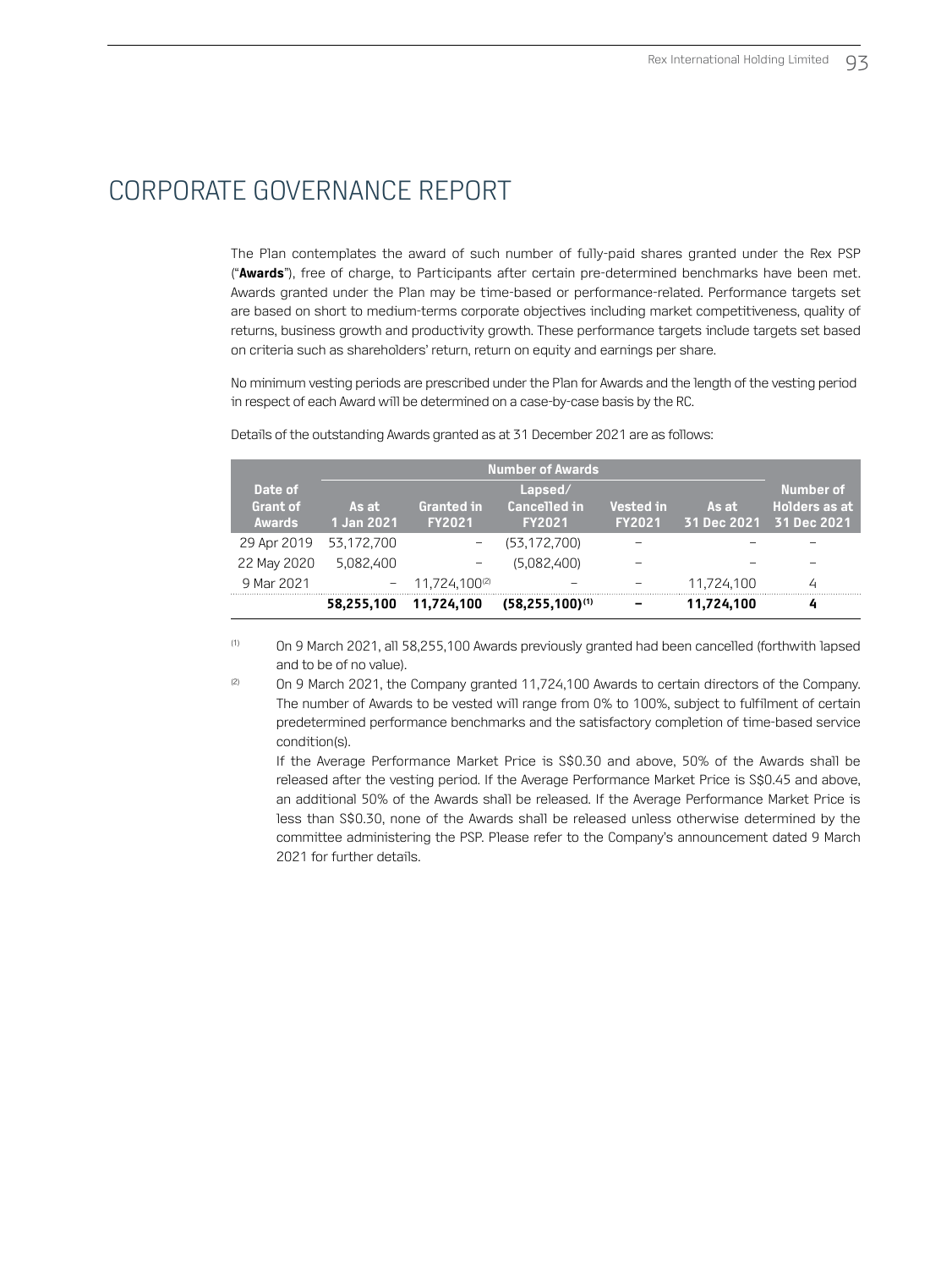# CORPORATE GOVERNANCE REPORT

The Plan contemplates the award of such number of fully-paid shares granted under the Rex PSP ("**Awards**"), free of charge, to Participants after certain pre-determined benchmarks have been met. Awards granted under the Plan may be time-based or performance-related. Performance targets set are based on short to medium-terms corporate objectives including market competitiveness, quality of returns, business growth and productivity growth. These performance targets include targets set based on criteria such as shareholders' return, return on equity and earnings per share.

No minimum vesting periods are prescribed under the Plan for Awards and the length of the vesting period in respect of each Award will be determined on a case-by-case basis by the RC.

Details of the outstanding Awards granted as at 31 December 2021 are as follows:

| Date of Grant of Awards | Number of Awards | | | | | Number of Holders as at 31 Dec 2021 |
|---|---|---|---|---|---|---|
| | As at 1 Jan 2021 | Granted in FY2021 | Lapsed/ Cancelled in FY2021 | Vested in FY2021 | As at 31 Dec 2021 | |
| 29 Apr 2019 | 53,172,700 | – | (53,172,700) | – | – | – |
| 22 May 2020 | 5,082,400 | – | (5,082,400) | – | – | – |
| 9 Mar 2021 | – | 11,724,100[2] | – | – | 11,724,100 | 4 |
| | **58,255,100** | **11,724,100** | **(58,255,100)[1]** | **–** | **11,724,100** | **4** |

[1] On 9 March 2021, all 58,255,100 Awards previously granted had been cancelled (forthwith lapsed and to be of no value).

[2] On 9 March 2021, the Company granted 11,724,100 Awards to certain directors of the Company. The number of Awards to be vested will range from 0% to 100%, subject to fulfilment of certain predetermined performance benchmarks and the satisfactory completion of time-based service condition(s).

If the Average Performance Market Price is S$0.30 and above, 50% of the Awards shall be released after the vesting period. If the Average Performance Market Price is S$0.45 and above, an additional 50% of the Awards shall be released. If the Average Performance Market Price is less than S$0.30, none of the Awards shall be released unless otherwise determined by the committee administering the PSP. Please refer to the Company's announcement dated 9 March 2021 for further details.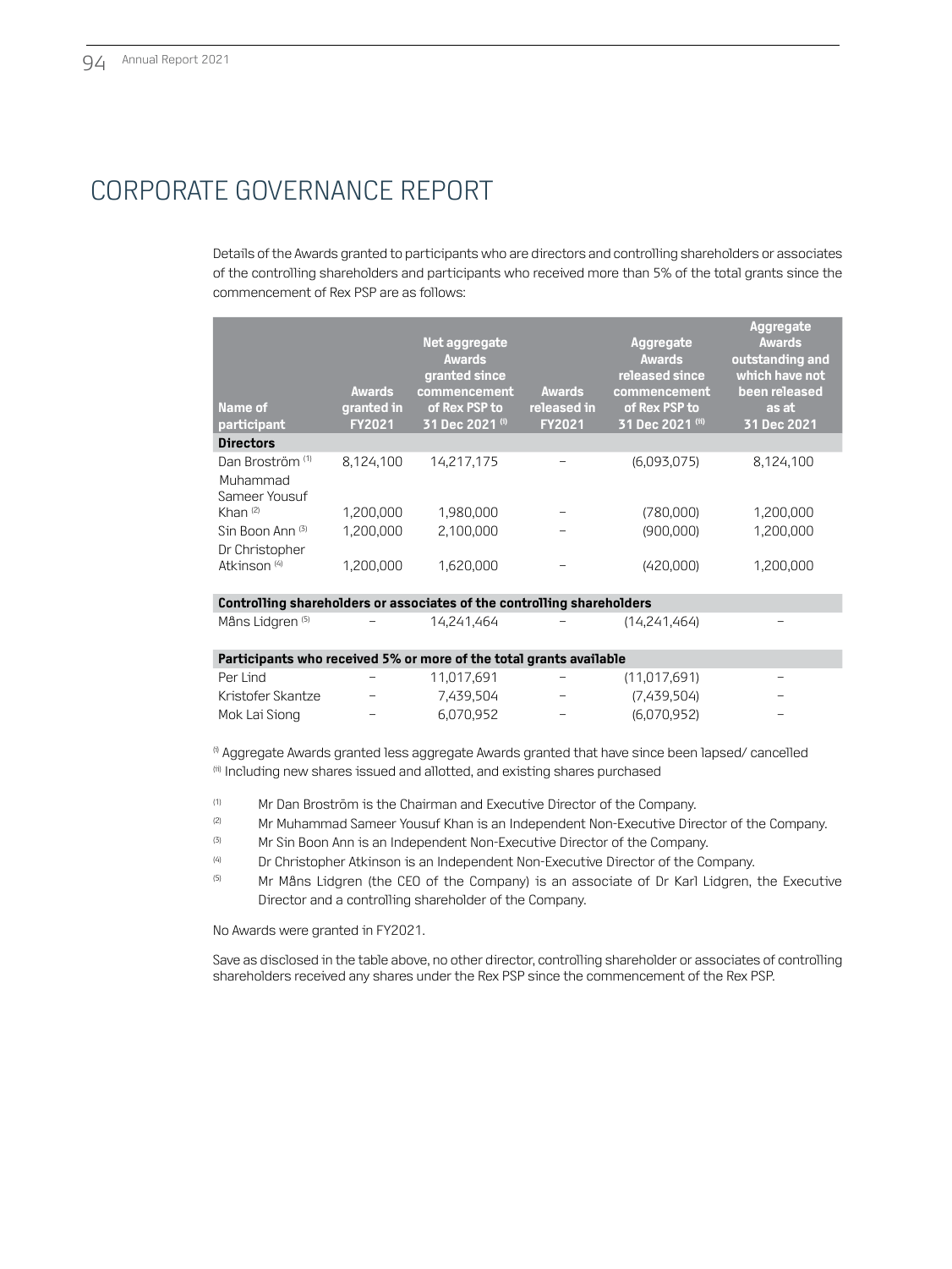# CORPORATE GOVERNANCE REPORT

Details of the Awards granted to participants who are directors and controlling shareholders or associates of the controlling shareholders and participants who received more than 5% of the total grants since the commencement of Rex PSP are as follows:

| Name of participant | Awards granted in FY2021 | Net aggregate Awards granted since commencement of Rex PSP to 31 Dec 2021 [(i)] | Awards released in FY2021 | Aggregate Awards released since commencement of Rex PSP to 31 Dec 2021 [(ii)] | Aggregate Awards outstanding and which have not been released as at 31 Dec 2021 |
|---|---|---|---|---|---|
| **Directors** | | | | | |
| Dan Broström [(1)] | 8,124,100 | 14,217,175 | – | (6,093,075) | 8,124,100 |
| Muhammad Sameer Yousuf Khan [(2)] | 1,200,000 | 1,980,000 | – | (780,000) | 1,200,000 |
| Sin Boon Ann [(3)] | 1,200,000 | 2,100,000 | – | (900,000) | 1,200,000 |
| Dr Christopher Atkinson [(4)] | 1,200,000 | 1,620,000 | – | (420,000) | 1,200,000 |
| **Controlling shareholders or associates of the controlling shareholders** | | | | | |
| Måns Lidgren [(5)] | – | 14,241,464 | – | (14,241,464) | – |
| **Participants who received 5% or more of the total grants available** | | | | | |
| Per Lind | – | 11,017,691 | – | (11,017,691) | – |
| Kristofer Skantze | – | 7,439,504 | – | (7,439,504) | – |
| Mok Lai Siong | – | 6,070,952 | – | (6,070,952) | – |

[(i)] Aggregate Awards granted less aggregate Awards granted that have since been lapsed/ cancelled
[(ii)] Including new shares issued and allotted, and existing shares purchased

(1) Mr Dan Broström is the Chairman and Executive Director of the Company.
(2) Mr Muhammad Sameer Yousuf Khan is an Independent Non-Executive Director of the Company.
(3) Mr Sin Boon Ann is an Independent Non-Executive Director of the Company.
(4) Dr Christopher Atkinson is an Independent Non-Executive Director of the Company.
(5) Mr Måns Lidgren (the CEO of the Company) is an associate of Dr Karl Lidgren, the Executive Director and a controlling shareholder of the Company.

No Awards were granted in FY2021.

Save as disclosed in the table above, no other director, controlling shareholder or associates of controlling shareholders received any shares under the Rex PSP since the commencement of the Rex PSP.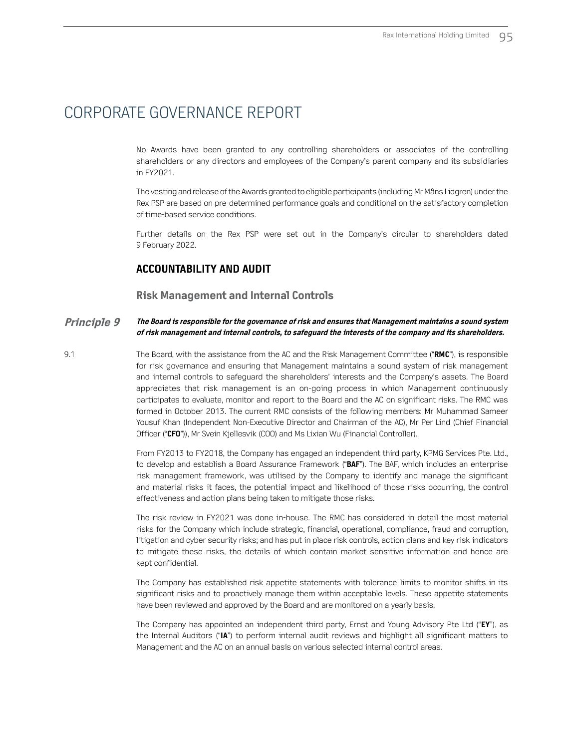# CORPORATE GOVERNANCE REPORT

No Awards have been granted to any controlling shareholders or associates of the controlling shareholders or any directors and employees of the Company's parent company and its subsidiaries in FY2021.

The vesting and release of the Awards granted to eligible participants (including Mr Måns Lidgren) under the Rex PSP are based on pre-determined performance goals and conditional on the satisfactory completion of time-based service conditions.

Further details on the Rex PSP were set out in the Company's circular to shareholders dated 9 February 2022.

## ACCOUNTABILITY AND AUDIT

### Risk Management and Internal Controls

***Principle 9*** ***The Board is responsible for the governance of risk and ensures that Management maintains a sound system of risk management and internal controls, to safeguard the interests of the company and its shareholders.***

9.1 The Board, with the assistance from the AC and the Risk Management Committee ("**RMC**"), is responsible for risk governance and ensuring that Management maintains a sound system of risk management and internal controls to safeguard the shareholders' interests and the Company's assets. The Board appreciates that risk management is an on-going process in which Management continuously participates to evaluate, monitor and report to the Board and the AC on significant risks. The RMC was formed in October 2013. The current RMC consists of the following members: Mr Muhammad Sameer Yousuf Khan (Independent Non-Executive Director and Chairman of the AC), Mr Per Lind (Chief Financial Officer ("**CFO**")), Mr Svein Kjellesvik (COO) and Ms Lixian Wu (Financial Controller).

From FY2013 to FY2018, the Company has engaged an independent third party, KPMG Services Pte. Ltd., to develop and establish a Board Assurance Framework ("**BAF**"). The BAF, which includes an enterprise risk management framework, was utilised by the Company to identify and manage the significant and material risks it faces, the potential impact and likelihood of those risks occurring, the control effectiveness and action plans being taken to mitigate those risks.

The risk review in FY2021 was done in-house. The RMC has considered in detail the most material risks for the Company which include strategic, financial, operational, compliance, fraud and corruption, litigation and cyber security risks; and has put in place risk controls, action plans and key risk indicators to mitigate these risks, the details of which contain market sensitive information and hence are kept confidential.

The Company has established risk appetite statements with tolerance limits to monitor shifts in its significant risks and to proactively manage them within acceptable levels. These appetite statements have been reviewed and approved by the Board and are monitored on a yearly basis.

The Company has appointed an independent third party, Ernst and Young Advisory Pte Ltd ("**EY**"), as the Internal Auditors ("**IA**") to perform internal audit reviews and highlight all significant matters to Management and the AC on an annual basis on various selected internal control areas.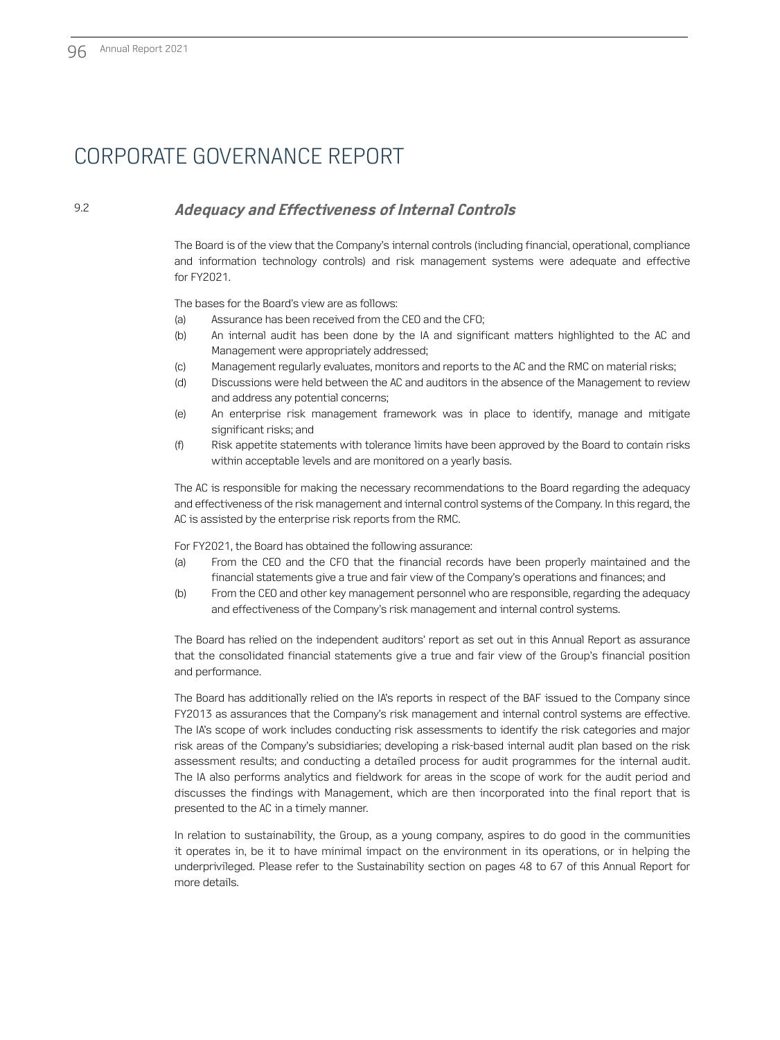# CORPORATE GOVERNANCE REPORT

## 9.2 *Adequacy and Effectiveness of Internal Controls*

The Board is of the view that the Company's internal controls (including financial, operational, compliance and information technology controls) and risk management systems were adequate and effective for FY2021.

The bases for the Board's view are as follows:

(a) Assurance has been received from the CEO and the CFO;

(b) An internal audit has been done by the IA and significant matters highlighted to the AC and Management were appropriately addressed;

(c) Management regularly evaluates, monitors and reports to the AC and the RMC on material risks;

(d) Discussions were held between the AC and auditors in the absence of the Management to review and address any potential concerns;

(e) An enterprise risk management framework was in place to identify, manage and mitigate significant risks; and

(f) Risk appetite statements with tolerance limits have been approved by the Board to contain risks within acceptable levels and are monitored on a yearly basis.

The AC is responsible for making the necessary recommendations to the Board regarding the adequacy and effectiveness of the risk management and internal control systems of the Company. In this regard, the AC is assisted by the enterprise risk reports from the RMC.

For FY2021, the Board has obtained the following assurance:

(a) From the CEO and the CFO that the financial records have been properly maintained and the financial statements give a true and fair view of the Company's operations and finances; and

(b) From the CEO and other key management personnel who are responsible, regarding the adequacy and effectiveness of the Company's risk management and internal control systems.

The Board has relied on the independent auditors' report as set out in this Annual Report as assurance that the consolidated financial statements give a true and fair view of the Group's financial position and performance.

The Board has additionally relied on the IA's reports in respect of the BAF issued to the Company since FY2013 as assurances that the Company's risk management and internal control systems are effective. The IA's scope of work includes conducting risk assessments to identify the risk categories and major risk areas of the Company's subsidiaries; developing a risk-based internal audit plan based on the risk assessment results; and conducting a detailed process for audit programmes for the internal audit. The IA also performs analytics and fieldwork for areas in the scope of work for the audit period and discusses the findings with Management, which are then incorporated into the final report that is presented to the AC in a timely manner.

In relation to sustainability, the Group, as a young company, aspires to do good in the communities it operates in, be it to have minimal impact on the environment in its operations, or in helping the underprivileged. Please refer to the Sustainability section on pages 48 to 67 of this Annual Report for more details.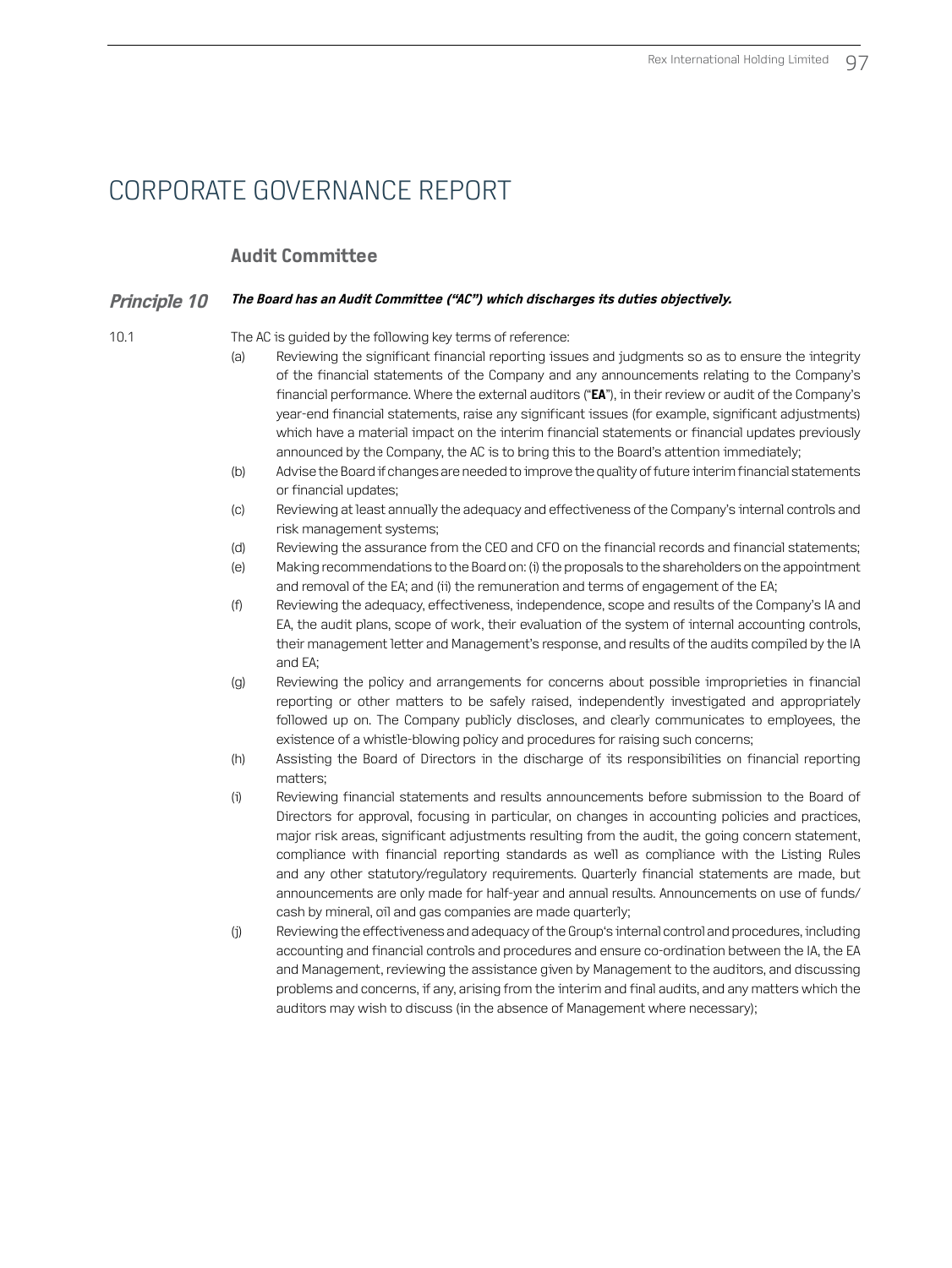# CORPORATE GOVERNANCE REPORT

## Audit Committee

**Principle 10** ***The Board has an Audit Committee ("AC") which discharges its duties objectively.***

10.1 The AC is guided by the following key terms of reference:

(a) Reviewing the significant financial reporting issues and judgments so as to ensure the integrity of the financial statements of the Company and any announcements relating to the Company's financial performance. Where the external auditors ("**EA**"), in their review or audit of the Company's year-end financial statements, raise any significant issues (for example, significant adjustments) which have a material impact on the interim financial statements or financial updates previously announced by the Company, the AC is to bring this to the Board's attention immediately;

(b) Advise the Board if changes are needed to improve the quality of future interim financial statements or financial updates;

(c) Reviewing at least annually the adequacy and effectiveness of the Company's internal controls and risk management systems;

(d) Reviewing the assurance from the CEO and CFO on the financial records and financial statements;

(e) Making recommendations to the Board on: (i) the proposals to the shareholders on the appointment and removal of the EA; and (ii) the remuneration and terms of engagement of the EA;

(f) Reviewing the adequacy, effectiveness, independence, scope and results of the Company's IA and EA, the audit plans, scope of work, their evaluation of the system of internal accounting controls, their management letter and Management's response, and results of the audits compiled by the IA and EA;

(g) Reviewing the policy and arrangements for concerns about possible improprieties in financial reporting or other matters to be safely raised, independently investigated and appropriately followed up on. The Company publicly discloses, and clearly communicates to employees, the existence of a whistle-blowing policy and procedures for raising such concerns;

(h) Assisting the Board of Directors in the discharge of its responsibilities on financial reporting matters;

(i) Reviewing financial statements and results announcements before submission to the Board of Directors for approval, focusing in particular, on changes in accounting policies and practices, major risk areas, significant adjustments resulting from the audit, the going concern statement, compliance with financial reporting standards as well as compliance with the Listing Rules and any other statutory/regulatory requirements. Quarterly financial statements are made, but announcements are only made for half-year and annual results. Announcements on use of funds/cash by mineral, oil and gas companies are made quarterly;

(j) Reviewing the effectiveness and adequacy of the Group's internal control and procedures, including accounting and financial controls and procedures and ensure co-ordination between the IA, the EA and Management, reviewing the assistance given by Management to the auditors, and discussing problems and concerns, if any, arising from the interim and final audits, and any matters which the auditors may wish to discuss (in the absence of Management where necessary);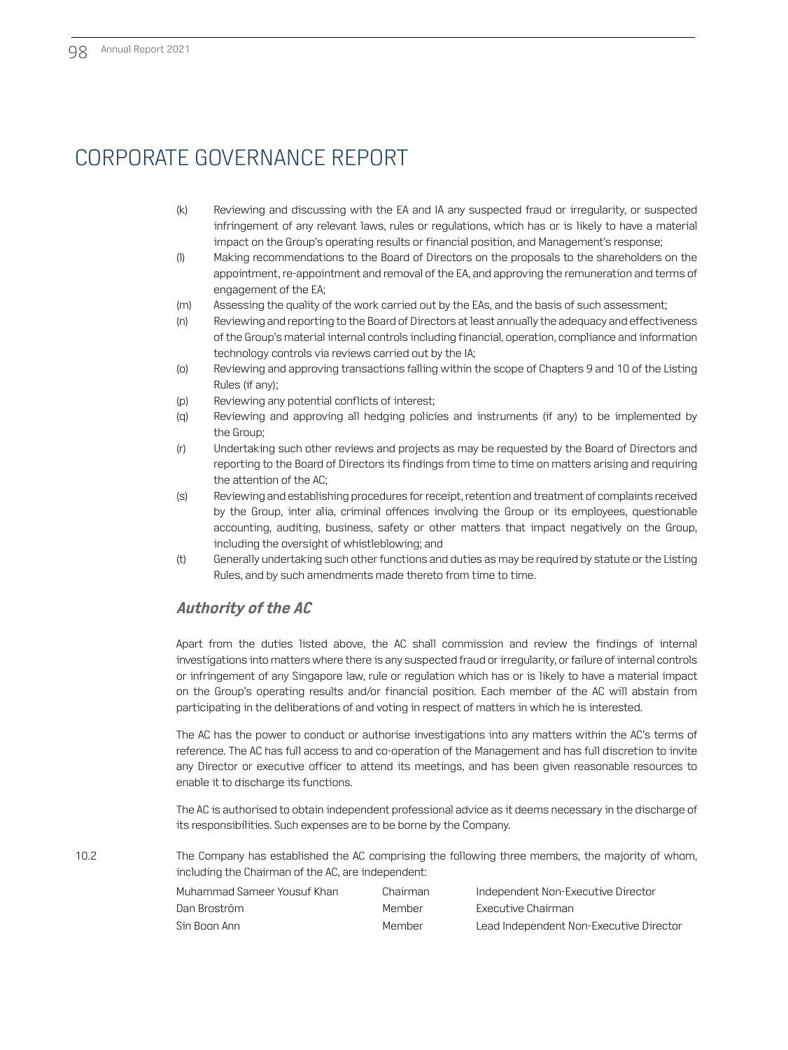# CORPORATE GOVERNANCE REPORT

(k) Reviewing and discussing with the EA and IA any suspected fraud or irregularity, or suspected infringement of any relevant laws, rules or regulations, which has or is likely to have a material impact on the Group's operating results or financial position, and Management's response;

(l) Making recommendations to the Board of Directors on the proposals to the shareholders on the appointment, re-appointment and removal of the EA, and approving the remuneration and terms of engagement of the EA;

(m) Assessing the quality of the work carried out by the EAs, and the basis of such assessment;

(n) Reviewing and reporting to the Board of Directors at least annually the adequacy and effectiveness of the Group's material internal controls including financial, operation, compliance and information technology controls via reviews carried out by the IA;

(o) Reviewing and approving transactions falling within the scope of Chapters 9 and 10 of the Listing Rules (if any);

(p) Reviewing any potential conflicts of interest;

(q) Reviewing and approving all hedging policies and instruments (if any) to be implemented by the Group;

(r) Undertaking such other reviews and projects as may be requested by the Board of Directors and reporting to the Board of Directors its findings from time to time on matters arising and requiring the attention of the AC;

(s) Reviewing and establishing procedures for receipt, retention and treatment of complaints received by the Group, inter alia, criminal offences involving the Group or its employees, questionable accounting, auditing, business, safety or other matters that impact negatively on the Group, including the oversight of whistleblowing; and

(t) Generally undertaking such other functions and duties as may be required by statute or the Listing Rules, and by such amendments made thereto from time to time.

### *Authority of the AC*

Apart from the duties listed above, the AC shall commission and review the findings of internal investigations into matters where there is any suspected fraud or irregularity, or failure of internal controls or infringement of any Singapore law, rule or regulation which has or is likely to have a material impact on the Group's operating results and/or financial position. Each member of the AC will abstain from participating in the deliberations of and voting in respect of matters in which he is interested.

The AC has the power to conduct or authorise investigations into any matters within the AC's terms of reference. The AC has full access to and co-operation of the Management and has full discretion to invite any Director or executive officer to attend its meetings, and has been given reasonable resources to enable it to discharge its functions.

The AC is authorised to obtain independent professional advice as it deems necessary in the discharge of its responsibilities. Such expenses are to be borne by the Company.

10.2 The Company has established the AC comprising the following three members, the majority of whom, including the Chairman of the AC, are independent:

| | | |
|---|---|---|
| Muhammad Sameer Yousuf Khan | Chairman | Independent Non-Executive Director |
| Dan Broström | Member | Executive Chairman |
| Sin Boon Ann | Member | Lead Independent Non-Executive Director |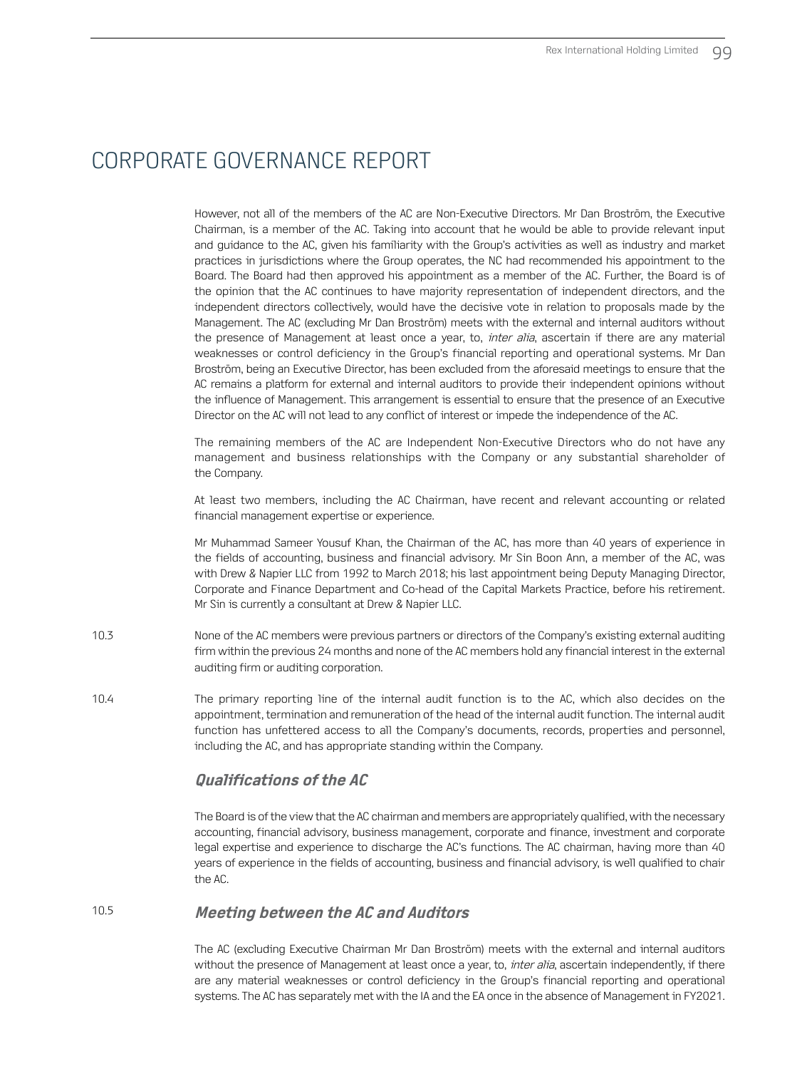# CORPORATE GOVERNANCE REPORT

However, not all of the members of the AC are Non-Executive Directors. Mr Dan Broström, the Executive Chairman, is a member of the AC. Taking into account that he would be able to provide relevant input and guidance to the AC, given his familiarity with the Group's activities as well as industry and market practices in jurisdictions where the Group operates, the NC had recommended his appointment to the Board. The Board had then approved his appointment as a member of the AC. Further, the Board is of the opinion that the AC continues to have majority representation of independent directors, and the independent directors collectively, would have the decisive vote in relation to proposals made by the Management. The AC (excluding Mr Dan Broström) meets with the external and internal auditors without the presence of Management at least once a year, to, *inter alia*, ascertain if there are any material weaknesses or control deficiency in the Group's financial reporting and operational systems. Mr Dan Broström, being an Executive Director, has been excluded from the aforesaid meetings to ensure that the AC remains a platform for external and internal auditors to provide their independent opinions without the influence of Management. This arrangement is essential to ensure that the presence of an Executive Director on the AC will not lead to any conflict of interest or impede the independence of the AC.

The remaining members of the AC are Independent Non-Executive Directors who do not have any management and business relationships with the Company or any substantial shareholder of the Company.

At least two members, including the AC Chairman, have recent and relevant accounting or related financial management expertise or experience.

Mr Muhammad Sameer Yousuf Khan, the Chairman of the AC, has more than 40 years of experience in the fields of accounting, business and financial advisory. Mr Sin Boon Ann, a member of the AC, was with Drew & Napier LLC from 1992 to March 2018; his last appointment being Deputy Managing Director, Corporate and Finance Department and Co-head of the Capital Markets Practice, before his retirement. Mr Sin is currently a consultant at Drew & Napier LLC.

10.3 None of the AC members were previous partners or directors of the Company's existing external auditing firm within the previous 24 months and none of the AC members hold any financial interest in the external auditing firm or auditing corporation.

10.4 The primary reporting line of the internal audit function is to the AC, which also decides on the appointment, termination and remuneration of the head of the internal audit function. The internal audit function has unfettered access to all the Company's documents, records, properties and personnel, including the AC, and has appropriate standing within the Company.

### *Qualifications of the AC*

The Board is of the view that the AC chairman and members are appropriately qualified, with the necessary accounting, financial advisory, business management, corporate and finance, investment and corporate legal expertise and experience to discharge the AC's functions. The AC chairman, having more than 40 years of experience in the fields of accounting, business and financial advisory, is well qualified to chair the AC.

### 10.5 *Meeting between the AC and Auditors*

The AC (excluding Executive Chairman Mr Dan Broström) meets with the external and internal auditors without the presence of Management at least once a year, to, *inter alia*, ascertain independently, if there are any material weaknesses or control deficiency in the Group's financial reporting and operational systems. The AC has separately met with the IA and the EA once in the absence of Management in FY2021.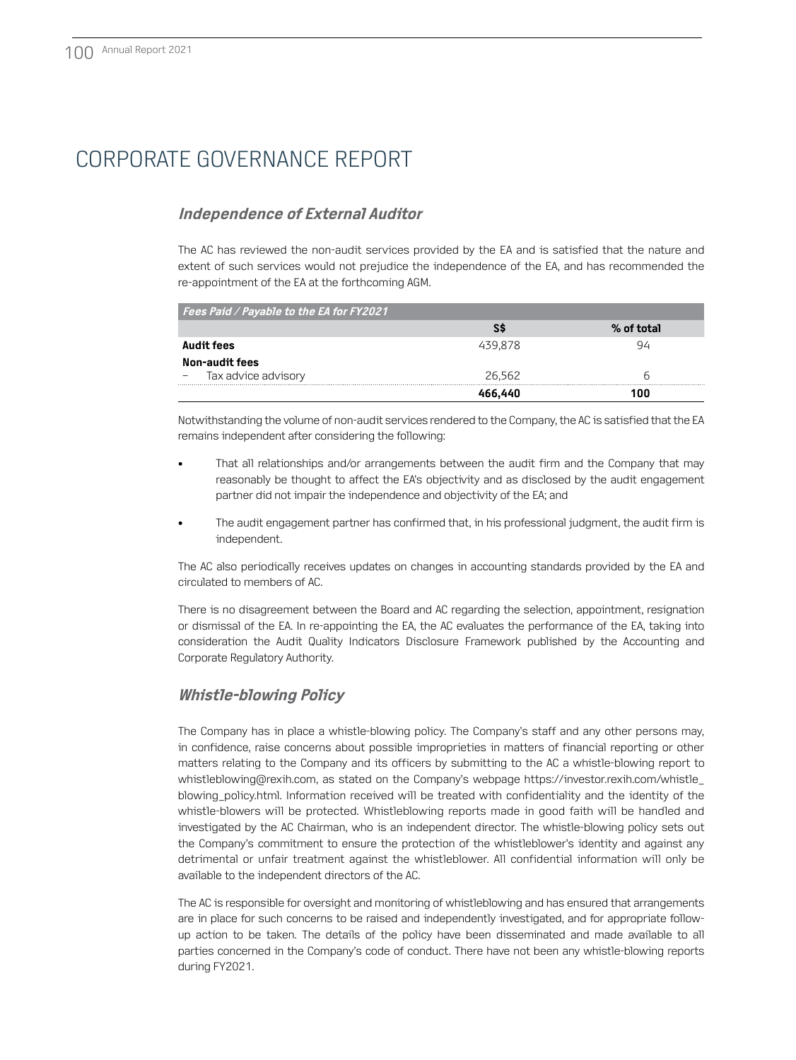# CORPORATE GOVERNANCE REPORT

### *Independence of External Auditor*

The AC has reviewed the non-audit services provided by the EA and is satisfied that the nature and extent of such services would not prejudice the independence of the EA, and has recommended the re-appointment of the EA at the forthcoming AGM.

| *Fees Paid / Payable to the EA for FY2021* | | |
|---|---|---|
| | **S$** | **% of total** |
| **Audit fees** | 439,878 | 94 |
| **Non-audit fees** | | |
| – Tax advice advisory | 26,562 | 6 |
| | **466,440** | **100** |

Notwithstanding the volume of non-audit services rendered to the Company, the AC is satisfied that the EA remains independent after considering the following:

- That all relationships and/or arrangements between the audit firm and the Company that may reasonably be thought to affect the EA's objectivity and as disclosed by the audit engagement partner did not impair the independence and objectivity of the EA; and
- The audit engagement partner has confirmed that, in his professional judgment, the audit firm is independent.

The AC also periodically receives updates on changes in accounting standards provided by the EA and circulated to members of AC.

There is no disagreement between the Board and AC regarding the selection, appointment, resignation or dismissal of the EA. In re-appointing the EA, the AC evaluates the performance of the EA, taking into consideration the Audit Quality Indicators Disclosure Framework published by the Accounting and Corporate Regulatory Authority.

### *Whistle-blowing Policy*

The Company has in place a whistle-blowing policy. The Company's staff and any other persons may, in confidence, raise concerns about possible improprieties in matters of financial reporting or other matters relating to the Company and its officers by submitting to the AC a whistle-blowing report to whistleblowing@rexih.com, as stated on the Company's webpage https://investor.rexih.com/whistle_blowing_policy.html. Information received will be treated with confidentiality and the identity of the whistle-blowers will be protected. Whistleblowing reports made in good faith will be handled and investigated by the AC Chairman, who is an independent director. The whistle-blowing policy sets out the Company's commitment to ensure the protection of the whistleblower's identity and against any detrimental or unfair treatment against the whistleblower. All confidential information will only be available to the independent directors of the AC.

The AC is responsible for oversight and monitoring of whistleblowing and has ensured that arrangements are in place for such concerns to be raised and independently investigated, and for appropriate follow-up action to be taken. The details of the policy have been disseminated and made available to all parties concerned in the Company's code of conduct. There have not been any whistle-blowing reports during FY2021.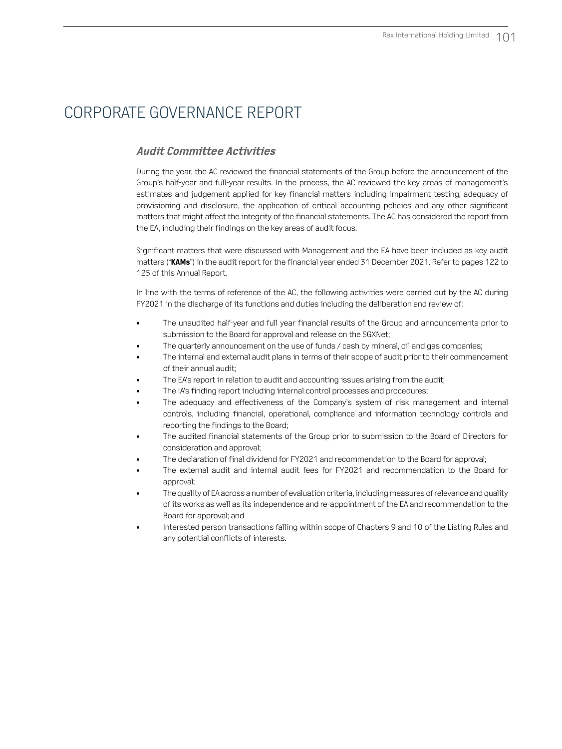# CORPORATE GOVERNANCE REPORT

### *Audit Committee Activities*

During the year, the AC reviewed the financial statements of the Group before the announcement of the Group's half-year and full-year results. In the process, the AC reviewed the key areas of management's estimates and judgement applied for key financial matters including impairment testing, adequacy of provisioning and disclosure, the application of critical accounting policies and any other significant matters that might affect the integrity of the financial statements. The AC has considered the report from the EA, including their findings on the key areas of audit focus.

Significant matters that were discussed with Management and the EA have been included as key audit matters ("**KAMs**") in the audit report for the financial year ended 31 December 2021. Refer to pages 122 to 125 of this Annual Report.

In line with the terms of reference of the AC, the following activities were carried out by the AC during FY2021 in the discharge of its functions and duties including the deliberation and review of:

- The unaudited half-year and full year financial results of the Group and announcements prior to submission to the Board for approval and release on the SGXNet;
- The quarterly announcement on the use of funds / cash by mineral, oil and gas companies;
- The internal and external audit plans in terms of their scope of audit prior to their commencement of their annual audit;
- The EA's report in relation to audit and accounting issues arising from the audit;
- The IA's finding report including internal control processes and procedures;
- The adequacy and effectiveness of the Company's system of risk management and internal controls, including financial, operational, compliance and information technology controls and reporting the findings to the Board;
- The audited financial statements of the Group prior to submission to the Board of Directors for consideration and approval;
- The declaration of final dividend for FY2021 and recommendation to the Board for approval;
- The external audit and internal audit fees for FY2021 and recommendation to the Board for approval;
- The quality of EA across a number of evaluation criteria, including measures of relevance and quality of its works as well as its independence and re-appointment of the EA and recommendation to the Board for approval; and
- Interested person transactions falling within scope of Chapters 9 and 10 of the Listing Rules and any potential conflicts of interests.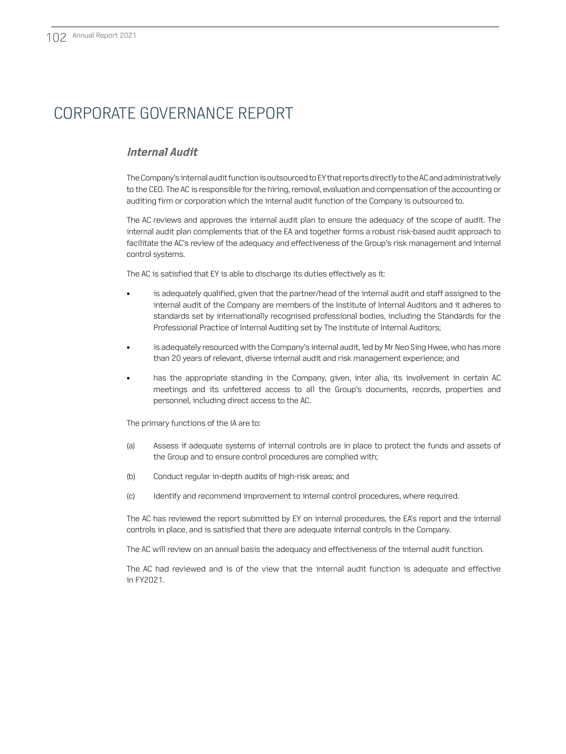# CORPORATE GOVERNANCE REPORT

### *Internal Audit*

The Company's internal audit function is outsourced to EY that reports directly to the AC and administratively to the CEO. The AC is responsible for the hiring, removal, evaluation and compensation of the accounting or auditing firm or corporation which the internal audit function of the Company is outsourced to.

The AC reviews and approves the internal audit plan to ensure the adequacy of the scope of audit. The internal audit plan complements that of the EA and together forms a robust risk-based audit approach to facilitate the AC's review of the adequacy and effectiveness of the Group's risk management and internal control systems.

The AC is satisfied that EY is able to discharge its duties effectively as it:

- is adequately qualified, given that the partner/head of the internal audit and staff assigned to the internal audit of the Company are members of the Institute of Internal Auditors and it adheres to standards set by internationally recognised professional bodies, including the Standards for the Professional Practice of Internal Auditing set by The Institute of Internal Auditors;
- is adequately resourced with the Company's internal audit, led by Mr Neo Sing Hwee, who has more than 20 years of relevant, diverse internal audit and risk management experience; and
- has the appropriate standing in the Company, given, inter alia, its involvement in certain AC meetings and its unfettered access to all the Group's documents, records, properties and personnel, including direct access to the AC.

The primary functions of the IA are to:

(a) Assess if adequate systems of internal controls are in place to protect the funds and assets of the Group and to ensure control procedures are complied with;

(b) Conduct regular in-depth audits of high-risk areas; and

(c) Identify and recommend improvement to internal control procedures, where required.

The AC has reviewed the report submitted by EY on internal procedures, the EA's report and the internal controls in place, and is satisfied that there are adequate internal controls in the Company.

The AC will review on an annual basis the adequacy and effectiveness of the internal audit function.

The AC had reviewed and is of the view that the internal audit function is adequate and effective in FY2021.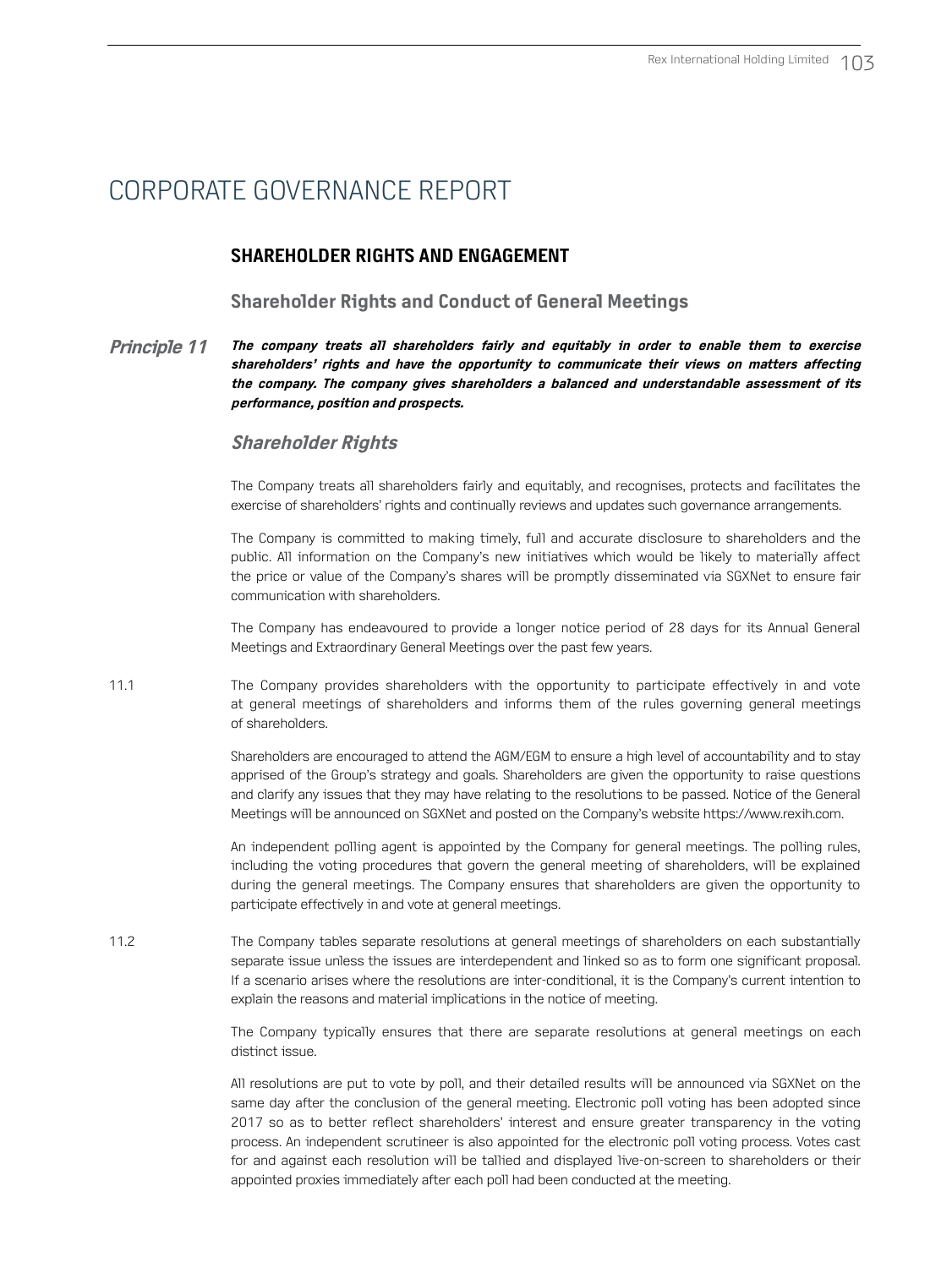# CORPORATE GOVERNANCE REPORT

## SHAREHOLDER RIGHTS AND ENGAGEMENT

### Shareholder Rights and Conduct of General Meetings

***Principle 11*** ***The company treats all shareholders fairly and equitably in order to enable them to exercise shareholders' rights and have the opportunity to communicate their views on matters affecting the company. The company gives shareholders a balanced and understandable assessment of its performance, position and prospects.***

### *Shareholder Rights*

The Company treats all shareholders fairly and equitably, and recognises, protects and facilitates the exercise of shareholders' rights and continually reviews and updates such governance arrangements.

The Company is committed to making timely, full and accurate disclosure to shareholders and the public. All information on the Company's new initiatives which would be likely to materially affect the price or value of the Company's shares will be promptly disseminated via SGXNet to ensure fair communication with shareholders.

The Company has endeavoured to provide a longer notice period of 28 days for its Annual General Meetings and Extraordinary General Meetings over the past few years.

11.1 The Company provides shareholders with the opportunity to participate effectively in and vote at general meetings of shareholders and informs them of the rules governing general meetings of shareholders.

Shareholders are encouraged to attend the AGM/EGM to ensure a high level of accountability and to stay apprised of the Group's strategy and goals. Shareholders are given the opportunity to raise questions and clarify any issues that they may have relating to the resolutions to be passed. Notice of the General Meetings will be announced on SGXNet and posted on the Company's website https://www.rexih.com.

An independent polling agent is appointed by the Company for general meetings. The polling rules, including the voting procedures that govern the general meeting of shareholders, will be explained during the general meetings. The Company ensures that shareholders are given the opportunity to participate effectively in and vote at general meetings.

11.2 The Company tables separate resolutions at general meetings of shareholders on each substantially separate issue unless the issues are interdependent and linked so as to form one significant proposal. If a scenario arises where the resolutions are inter-conditional, it is the Company's current intention to explain the reasons and material implications in the notice of meeting.

The Company typically ensures that there are separate resolutions at general meetings on each distinct issue.

All resolutions are put to vote by poll, and their detailed results will be announced via SGXNet on the same day after the conclusion of the general meeting. Electronic poll voting has been adopted since 2017 so as to better reflect shareholders' interest and ensure greater transparency in the voting process. An independent scrutineer is also appointed for the electronic poll voting process. Votes cast for and against each resolution will be tallied and displayed live-on-screen to shareholders or their appointed proxies immediately after each poll had been conducted at the meeting.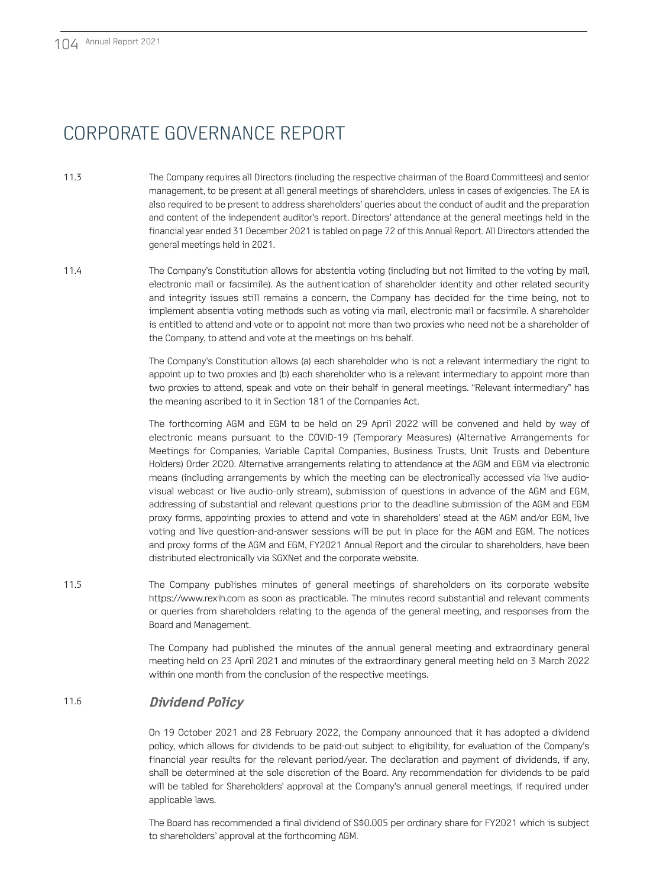# CORPORATE GOVERNANCE REPORT

11.3 The Company requires all Directors (including the respective chairman of the Board Committees) and senior management, to be present at all general meetings of shareholders, unless in cases of exigencies. The EA is also required to be present to address shareholders' queries about the conduct of audit and the preparation and content of the independent auditor's report. Directors' attendance at the general meetings held in the financial year ended 31 December 2021 is tabled on page 72 of this Annual Report. All Directors attended the general meetings held in 2021.

11.4 The Company's Constitution allows for abstentia voting (including but not limited to the voting by mail, electronic mail or facsimile). As the authentication of shareholder identity and other related security and integrity issues still remains a concern, the Company has decided for the time being, not to implement absentia voting methods such as voting via mail, electronic mail or facsimile. A shareholder is entitled to attend and vote or to appoint not more than two proxies who need not be a shareholder of the Company, to attend and vote at the meetings on his behalf.

The Company's Constitution allows (a) each shareholder who is not a relevant intermediary the right to appoint up to two proxies and (b) each shareholder who is a relevant intermediary to appoint more than two proxies to attend, speak and vote on their behalf in general meetings. "Relevant intermediary" has the meaning ascribed to it in Section 181 of the Companies Act.

The forthcoming AGM and EGM to be held on 29 April 2022 will be convened and held by way of electronic means pursuant to the COVID-19 (Temporary Measures) (Alternative Arrangements for Meetings for Companies, Variable Capital Companies, Business Trusts, Unit Trusts and Debenture Holders) Order 2020. Alternative arrangements relating to attendance at the AGM and EGM via electronic means (including arrangements by which the meeting can be electronically accessed via live audio-visual webcast or live audio-only stream), submission of questions in advance of the AGM and EGM, addressing of substantial and relevant questions prior to the deadline submission of the AGM and EGM proxy forms, appointing proxies to attend and vote in shareholders' stead at the AGM and/or EGM, live voting and live question-and-answer sessions will be put in place for the AGM and EGM. The notices and proxy forms of the AGM and EGM, FY2021 Annual Report and the circular to shareholders, have been distributed electronically via SGXNet and the corporate website.

11.5 The Company publishes minutes of general meetings of shareholders on its corporate website https://www.rexih.com as soon as practicable. The minutes record substantial and relevant comments or queries from shareholders relating to the agenda of the general meeting, and responses from the Board and Management.

The Company had published the minutes of the annual general meeting and extraordinary general meeting held on 23 April 2021 and minutes of the extraordinary general meeting held on 3 March 2022 within one month from the conclusion of the respective meetings.

11.6 ***Dividend Policy***

On 19 October 2021 and 28 February 2022, the Company announced that it has adopted a dividend policy, which allows for dividends to be paid-out subject to eligibility, for evaluation of the Company's financial year results for the relevant period/year. The declaration and payment of dividends, if any, shall be determined at the sole discretion of the Board. Any recommendation for dividends to be paid will be tabled for Shareholders' approval at the Company's annual general meetings, if required under applicable laws.

The Board has recommended a final dividend of S$0.005 per ordinary share for FY2021 which is subject to shareholders' approval at the forthcoming AGM.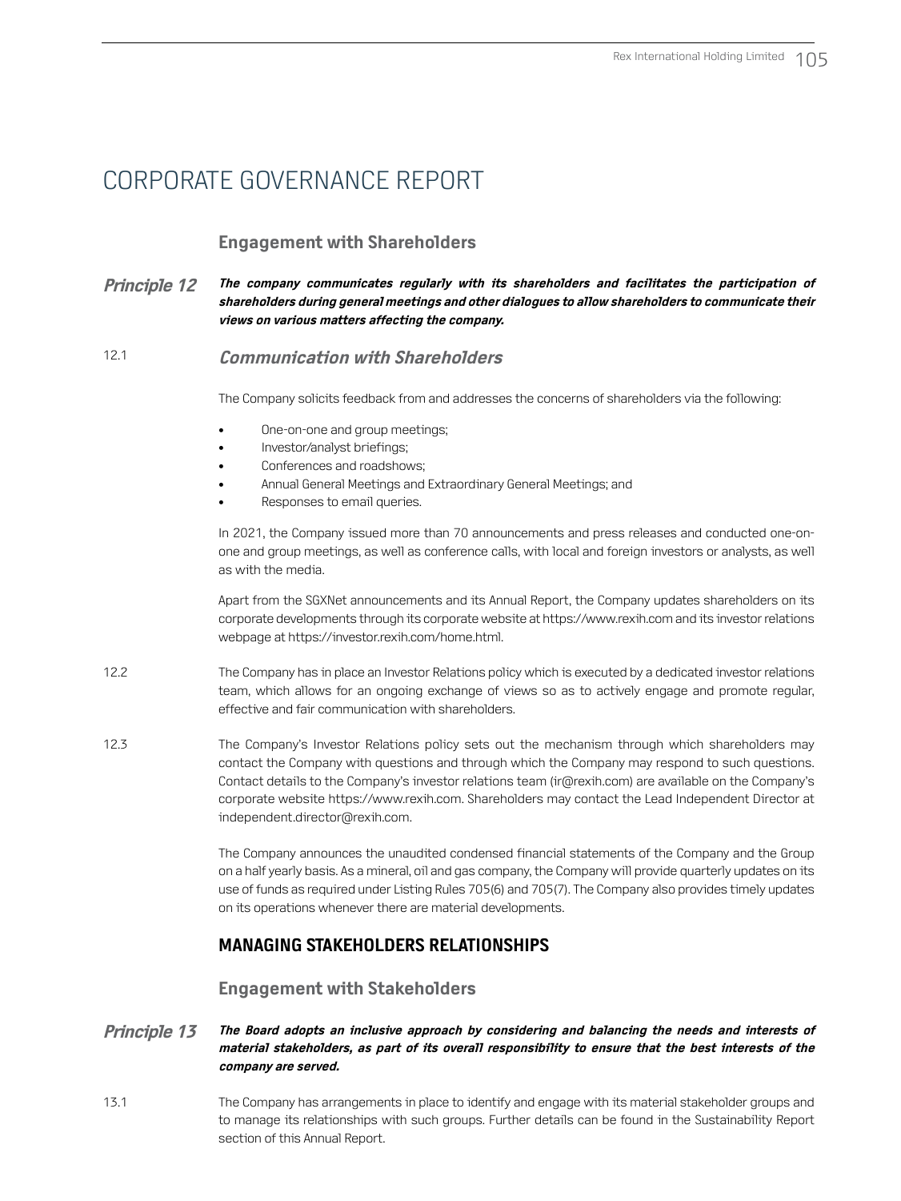# CORPORATE GOVERNANCE REPORT

## Engagement with Shareholders

**Principle 12** ***The company communicates regularly with its shareholders and facilitates the participation of shareholders during general meetings and other dialogues to allow shareholders to communicate their views on various matters affecting the company.***

12.1 ***Communication with Shareholders***

The Company solicits feedback from and addresses the concerns of shareholders via the following:

- One-on-one and group meetings;
- Investor/analyst briefings;
- Conferences and roadshows;
- Annual General Meetings and Extraordinary General Meetings; and
- Responses to email queries.

In 2021, the Company issued more than 70 announcements and press releases and conducted one-on-one and group meetings, as well as conference calls, with local and foreign investors or analysts, as well as with the media.

Apart from the SGXNet announcements and its Annual Report, the Company updates shareholders on its corporate developments through its corporate website at https://www.rexih.com and its investor relations webpage at https://investor.rexih.com/home.html.

12.2 The Company has in place an Investor Relations policy which is executed by a dedicated investor relations team, which allows for an ongoing exchange of views so as to actively engage and promote regular, effective and fair communication with shareholders.

12.3 The Company's Investor Relations policy sets out the mechanism through which shareholders may contact the Company with questions and through which the Company may respond to such questions. Contact details to the Company's investor relations team (ir@rexih.com) are available on the Company's corporate website https://www.rexih.com. Shareholders may contact the Lead Independent Director at independent.director@rexih.com.

The Company announces the unaudited condensed financial statements of the Company and the Group on a half yearly basis. As a mineral, oil and gas company, the Company will provide quarterly updates on its use of funds as required under Listing Rules 705(6) and 705(7). The Company also provides timely updates on its operations whenever there are material developments.

## MANAGING STAKEHOLDERS RELATIONSHIPS

## Engagement with Stakeholders

**Principle 13** ***The Board adopts an inclusive approach by considering and balancing the needs and interests of material stakeholders, as part of its overall responsibility to ensure that the best interests of the company are served.***

13.1 The Company has arrangements in place to identify and engage with its material stakeholder groups and to manage its relationships with such groups. Further details can be found in the Sustainability Report section of this Annual Report.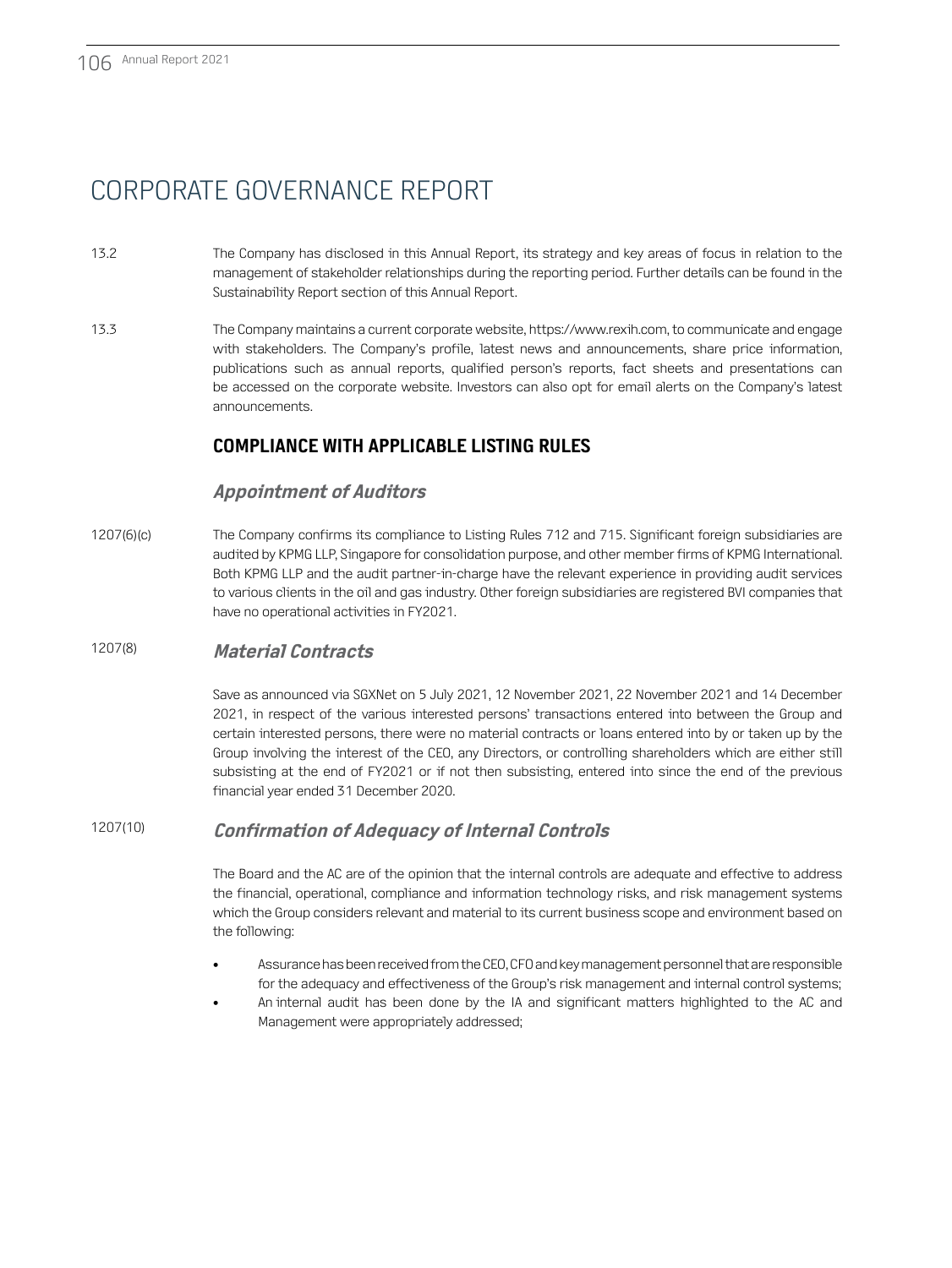# CORPORATE GOVERNANCE REPORT

13.2 The Company has disclosed in this Annual Report, its strategy and key areas of focus in relation to the management of stakeholder relationships during the reporting period. Further details can be found in the Sustainability Report section of this Annual Report.

13.3 The Company maintains a current corporate website, https://www.rexih.com, to communicate and engage with stakeholders. The Company's profile, latest news and announcements, share price information, publications such as annual reports, qualified person's reports, fact sheets and presentations can be accessed on the corporate website. Investors can also opt for email alerts on the Company's latest announcements.

## COMPLIANCE WITH APPLICABLE LISTING RULES

### *Appointment of Auditors*

1207(6)(c) The Company confirms its compliance to Listing Rules 712 and 715. Significant foreign subsidiaries are audited by KPMG LLP, Singapore for consolidation purpose, and other member firms of KPMG International. Both KPMG LLP and the audit partner-in-charge have the relevant experience in providing audit services to various clients in the oil and gas industry. Other foreign subsidiaries are registered BVI companies that have no operational activities in FY2021.

### 1207(8) *Material Contracts*

Save as announced via SGXNet on 5 July 2021, 12 November 2021, 22 November 2021 and 14 December 2021, in respect of the various interested persons' transactions entered into between the Group and certain interested persons, there were no material contracts or loans entered into by or taken up by the Group involving the interest of the CEO, any Directors, or controlling shareholders which are either still subsisting at the end of FY2021 or if not then subsisting, entered into since the end of the previous financial year ended 31 December 2020.

### 1207(10) *Confirmation of Adequacy of Internal Controls*

The Board and the AC are of the opinion that the internal controls are adequate and effective to address the financial, operational, compliance and information technology risks, and risk management systems which the Group considers relevant and material to its current business scope and environment based on the following:

- Assurance has been received from the CEO, CFO and key management personnel that are responsible for the adequacy and effectiveness of the Group's risk management and internal control systems;
- An internal audit has been done by the IA and significant matters highlighted to the AC and Management were appropriately addressed;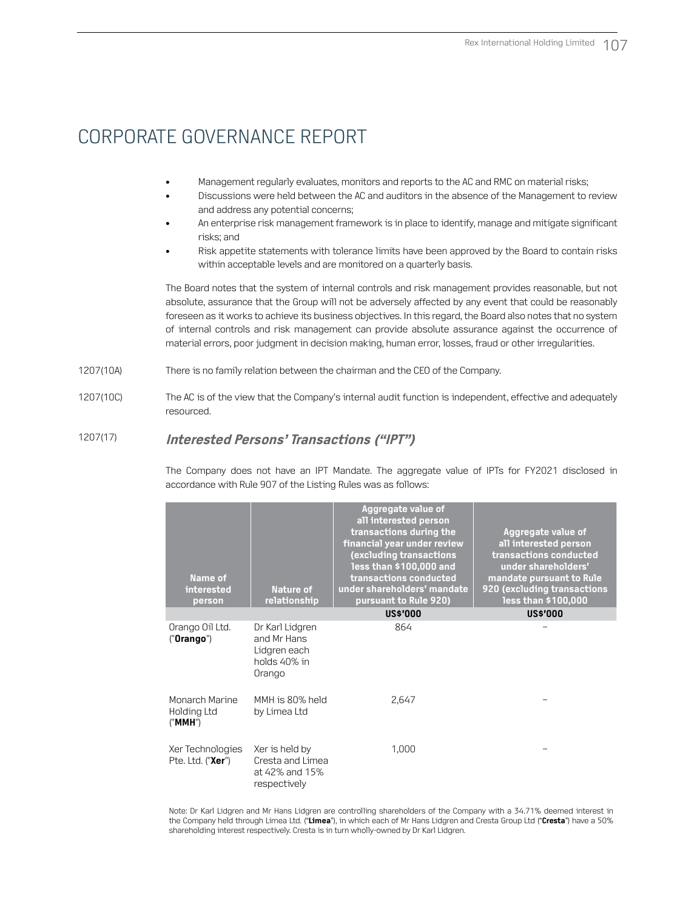# CORPORATE GOVERNANCE REPORT

- Management regularly evaluates, monitors and reports to the AC and RMC on material risks;
- Discussions were held between the AC and auditors in the absence of the Management to review and address any potential concerns;
- An enterprise risk management framework is in place to identify, manage and mitigate significant risks; and
- Risk appetite statements with tolerance limits have been approved by the Board to contain risks within acceptable levels and are monitored on a quarterly basis.

The Board notes that the system of internal controls and risk management provides reasonable, but not absolute, assurance that the Group will not be adversely affected by any event that could be reasonably foreseen as it works to achieve its business objectives. In this regard, the Board also notes that no system of internal controls and risk management can provide absolute assurance against the occurrence of material errors, poor judgment in decision making, human error, losses, fraud or other irregularities.

1207(10A) There is no family relation between the chairman and the CEO of the Company.

1207(10C) The AC is of the view that the Company's internal audit function is independent, effective and adequately resourced.

1207(17)

### *Interested Persons' Transactions ("IPT")*

The Company does not have an IPT Mandate. The aggregate value of IPTs for FY2021 disclosed in accordance with Rule 907 of the Listing Rules was as follows:

| Name of interested person | Nature of relationship | Aggregate value of all interested person transactions during the financial year under review (excluding transactions less than $100,000 and transactions conducted under shareholders' mandate pursuant to Rule 920) | Aggregate value of all interested person transactions conducted under shareholders' mandate pursuant to Rule 920 (excluding transactions less than $100,000 |
|---|---|---|---|
| | | US$'000 | US$'000 |
| Orango Oil Ltd. ("**Orango**") | Dr Karl Lidgren and Mr Hans Lidgren each holds 40% in Orango | 864 | – |
| Monarch Marine Holding Ltd ("**MMH**") | MMH is 80% held by Limea Ltd | 2,647 | – |
| Xer Technologies Pte. Ltd. ("**Xer**") | Xer is held by Cresta and Limea at 42% and 15% respectively | 1,000 | – |

Note: Dr Karl Lidgren and Mr Hans Lidgren are controlling shareholders of the Company with a 34.71% deemed interest in the Company held through Limea Ltd. ("**Limea**"), in which each of Mr Hans Lidgren and Cresta Group Ltd ("**Cresta**") have a 50% shareholding interest respectively. Cresta is in turn wholly-owned by Dr Karl Lidgren.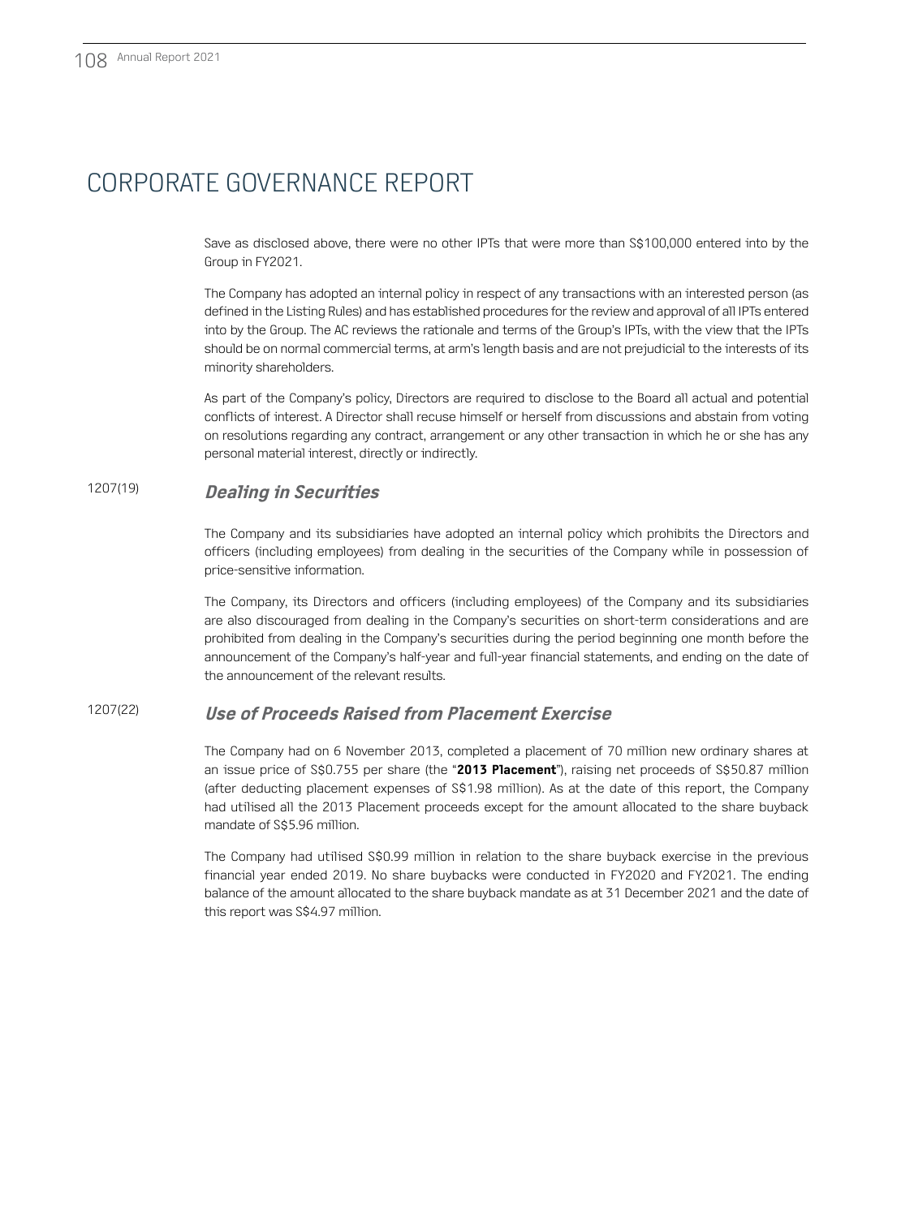# CORPORATE GOVERNANCE REPORT

Save as disclosed above, there were no other IPTs that were more than S$100,000 entered into by the Group in FY2021.

The Company has adopted an internal policy in respect of any transactions with an interested person (as defined in the Listing Rules) and has established procedures for the review and approval of all IPTs entered into by the Group. The AC reviews the rationale and terms of the Group's IPTs, with the view that the IPTs should be on normal commercial terms, at arm's length basis and are not prejudicial to the interests of its minority shareholders.

As part of the Company's policy, Directors are required to disclose to the Board all actual and potential conflicts of interest. A Director shall recuse himself or herself from discussions and abstain from voting on resolutions regarding any contract, arrangement or any other transaction in which he or she has any personal material interest, directly or indirectly.

1207(19)

## *Dealing in Securities*

The Company and its subsidiaries have adopted an internal policy which prohibits the Directors and officers (including employees) from dealing in the securities of the Company while in possession of price-sensitive information.

The Company, its Directors and officers (including employees) of the Company and its subsidiaries are also discouraged from dealing in the Company's securities on short-term considerations and are prohibited from dealing in the Company's securities during the period beginning one month before the announcement of the Company's half-year and full-year financial statements, and ending on the date of the announcement of the relevant results.

1207(22)

## *Use of Proceeds Raised from Placement Exercise*

The Company had on 6 November 2013, completed a placement of 70 million new ordinary shares at an issue price of S$0.755 per share (the "**2013 Placement**"), raising net proceeds of S$50.87 million (after deducting placement expenses of S$1.98 million). As at the date of this report, the Company had utilised all the 2013 Placement proceeds except for the amount allocated to the share buyback mandate of S$5.96 million.

The Company had utilised S$0.99 million in relation to the share buyback exercise in the previous financial year ended 2019. No share buybacks were conducted in FY2020 and FY2021. The ending balance of the amount allocated to the share buyback mandate as at 31 December 2021 and the date of this report was S$4.97 million.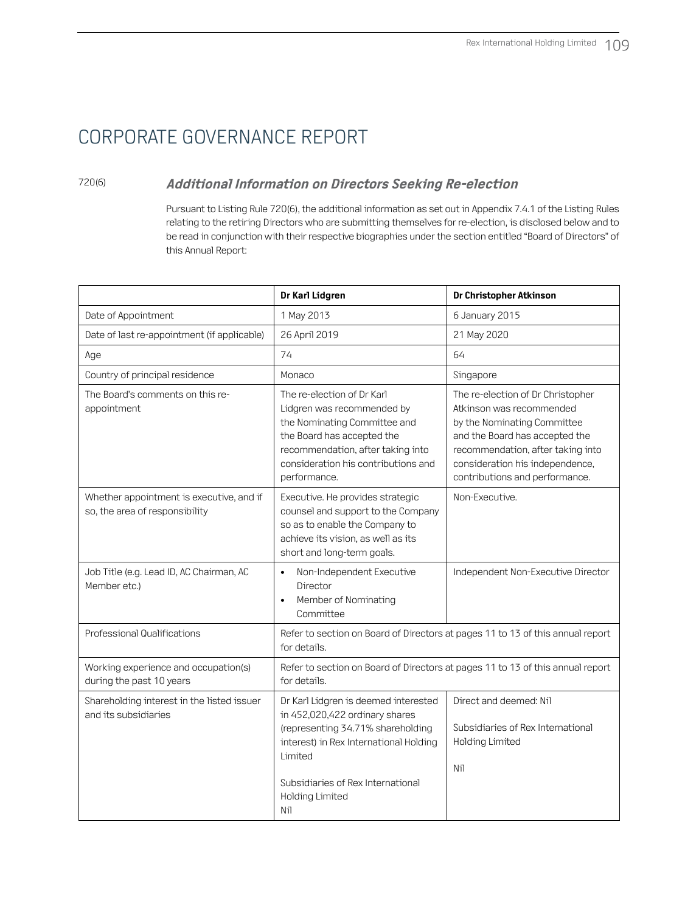# CORPORATE GOVERNANCE REPORT

720(6)

### *Additional Information on Directors Seeking Re-election*

Pursuant to Listing Rule 720(6), the additional information as set out in Appendix 7.4.1 of the Listing Rules relating to the retiring Directors who are submitting themselves for re-election, is disclosed below and to be read in conjunction with their respective biographies under the section entitled "Board of Directors" of this Annual Report:

| | **Dr Karl Lidgren** | **Dr Christopher Atkinson** |
|---|---|---|
| Date of Appointment | 1 May 2013 | 6 January 2015 |
| Date of last re-appointment (if applicable) | 26 April 2019 | 21 May 2020 |
| Age | 74 | 64 |
| Country of principal residence | Monaco | Singapore |
| The Board's comments on this re-appointment | The re-election of Dr Karl Lidgren was recommended by the Nominating Committee and the Board has accepted the recommendation, after taking into consideration his contributions and performance. | The re-election of Dr Christopher Atkinson was recommended by the Nominating Committee and the Board has accepted the recommendation, after taking into consideration his independence, contributions and performance. |
| Whether appointment is executive, and if so, the area of responsibility | Executive. He provides strategic counsel and support to the Company so as to enable the Company to achieve its vision, as well as its short and long-term goals. | Non-Executive. |
| Job Title (e.g. Lead ID, AC Chairman, AC Member etc.) | • Non-Independent Executive Director<br>• Member of Nominating Committee | Independent Non-Executive Director |
| Professional Qualifications | Refer to section on Board of Directors at pages 11 to 13 of this annual report for details. | |
| Working experience and occupation(s) during the past 10 years | Refer to section on Board of Directors at pages 11 to 13 of this annual report for details. | |
| Shareholding interest in the listed issuer and its subsidiaries | Dr Karl Lidgren is deemed interested in 452,020,422 ordinary shares (representing 34.71% shareholding interest) in Rex International Holding Limited<br><br>Subsidiaries of Rex International Holding Limited<br>Nil | Direct and deemed: Nil<br><br>Subsidiaries of Rex International Holding Limited<br><br>Nil |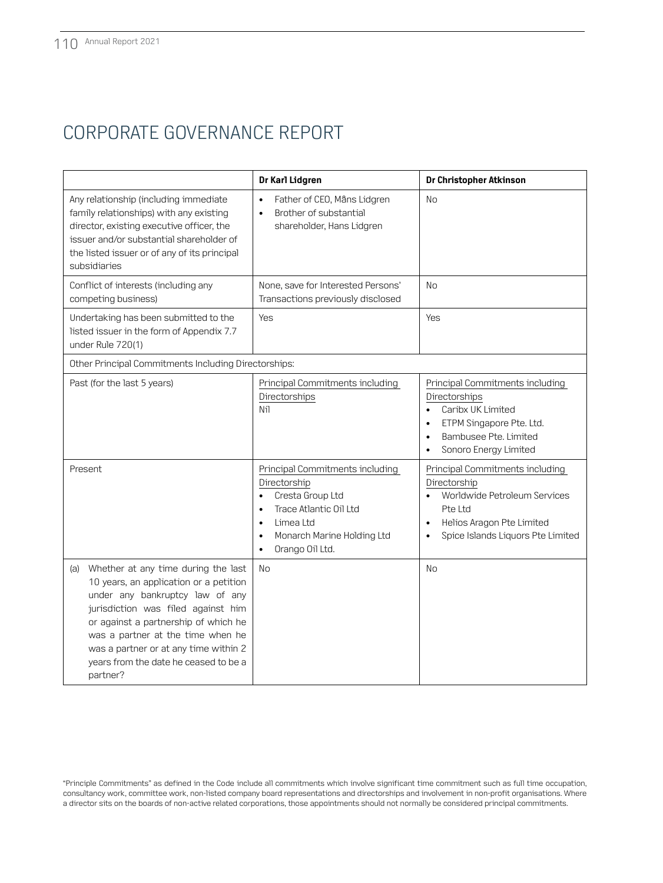# CORPORATE GOVERNANCE REPORT

| | Dr Karl Lidgren | Dr Christopher Atkinson |
|---|---|---|
| Any relationship (including immediate family relationships) with any existing director, existing executive officer, the issuer and/or substantial shareholder of the listed issuer or of any of its principal subsidiaries | • Father of CEO, Måns Lidgren<br>• Brother of substantial shareholder, Hans Lidgren | No |
| Conflict of interests (including any competing business) | None, save for Interested Persons' Transactions previously disclosed | No |
| Undertaking has been submitted to the listed issuer in the form of Appendix 7.7 under Rule 720(1) | Yes | Yes |
| Other Principal Commitments Including Directorships: | | |
| Past (for the last 5 years) | Principal Commitments including Directorships<br>Nil | Principal Commitments including Directorships<br>• Caribx UK Limited<br>• ETPM Singapore Pte. Ltd.<br>• Bambusee Pte. Limited<br>• Sonoro Energy Limited |
| Present | Principal Commitments including Directorship<br>• Cresta Group Ltd<br>• Trace Atlantic Oil Ltd<br>• Limea Ltd<br>• Monarch Marine Holding Ltd<br>• Orango Oil Ltd. | Principal Commitments including Directorship<br>• Worldwide Petroleum Services Pte Ltd<br>• Helios Aragon Pte Limited<br>• Spice Islands Liquors Pte Limited |
| (a) Whether at any time during the last 10 years, an application or a petition under any bankruptcy law of any jurisdiction was filed against him or against a partnership of which he was a partner at the time when he was a partner or at any time within 2 years from the date he ceased to be a partner? | No | No |

"Principle Commitments" as defined in the Code include all commitments which involve significant time commitment such as full time occupation, consultancy work, committee work, non-listed company board representations and directorships and involvement in non-profit organisations. Where a director sits on the boards of non-active related corporations, those appointments should not normally be considered principal commitments.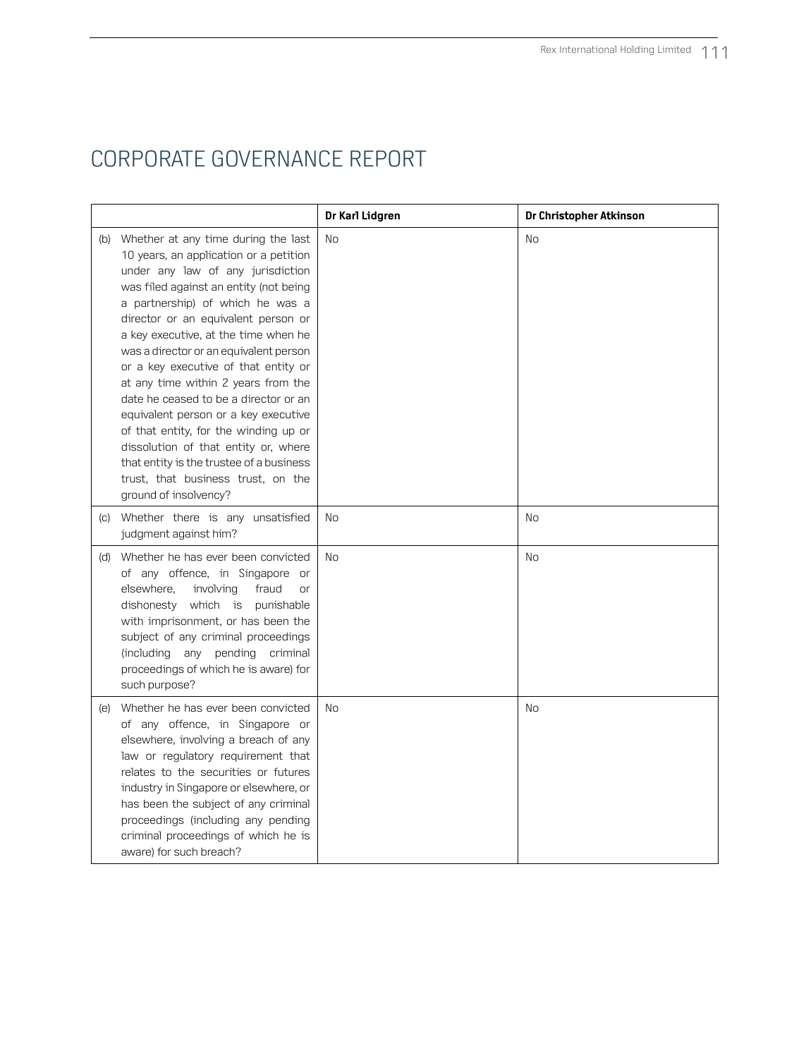# CORPORATE GOVERNANCE REPORT

| | Dr Karl Lidgren | Dr Christopher Atkinson |
|---|---|---|
| (b) Whether at any time during the last 10 years, an application or a petition under any law of any jurisdiction was filed against an entity (not being a partnership) of which he was a director or an equivalent person or a key executive, at the time when he was a director or an equivalent person or a key executive of that entity or at any time within 2 years from the date he ceased to be a director or an equivalent person or a key executive of that entity, for the winding up or dissolution of that entity or, where that entity is the trustee of a business trust, that business trust, on the ground of insolvency? | No | No |
| (c) Whether there is any unsatisfied judgment against him? | No | No |
| (d) Whether he has ever been convicted of any offence, in Singapore or elsewhere, involving fraud or dishonesty which is punishable with imprisonment, or has been the subject of any criminal proceedings (including any pending criminal proceedings of which he is aware) for such purpose? | No | No |
| (e) Whether he has ever been convicted of any offence, in Singapore or elsewhere, involving a breach of any law or regulatory requirement that relates to the securities or futures industry in Singapore or elsewhere, or has been the subject of any criminal proceedings (including any pending criminal proceedings of which he is aware) for such breach? | No | No |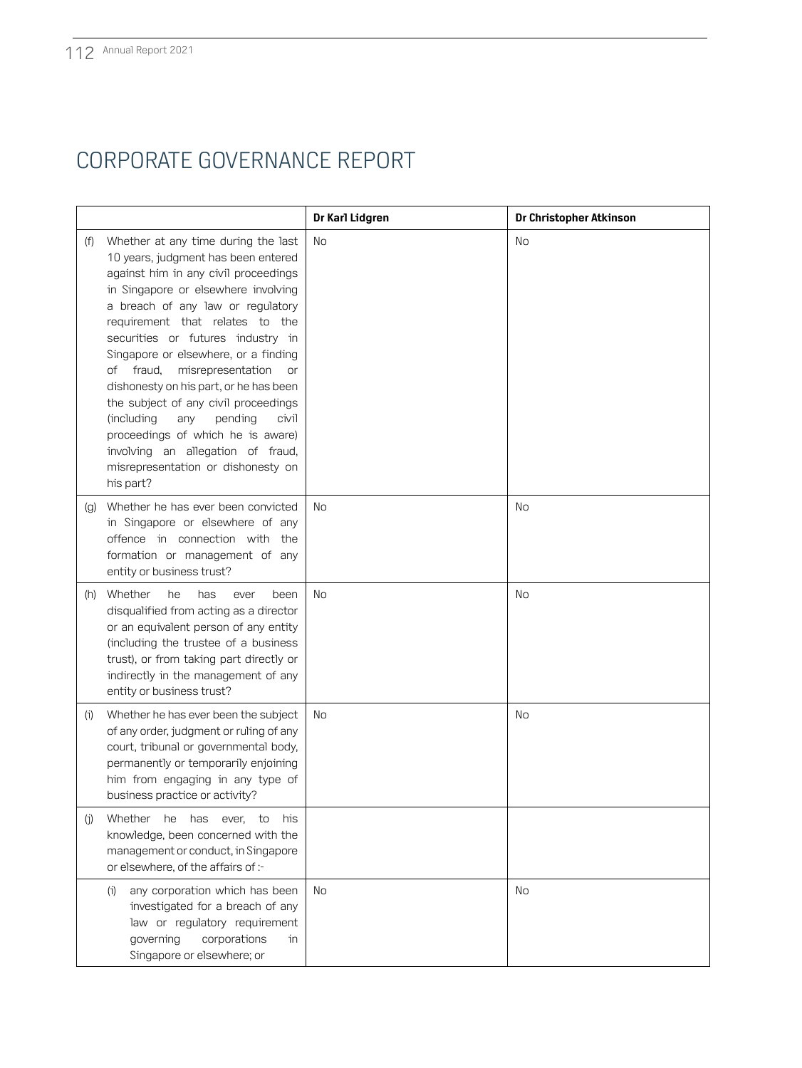# CORPORATE GOVERNANCE REPORT

| | Dr Karl Lidgren | Dr Christopher Atkinson |
|---|---|---|
| (f) Whether at any time during the last 10 years, judgment has been entered against him in any civil proceedings in Singapore or elsewhere involving a breach of any law or regulatory requirement that relates to the securities or futures industry in Singapore or elsewhere, or a finding of fraud, misrepresentation or dishonesty on his part, or he has been the subject of any civil proceedings (including any pending civil proceedings of which he is aware) involving an allegation of fraud, misrepresentation or dishonesty on his part? | No | No |
| (g) Whether he has ever been convicted in Singapore or elsewhere of any offence in connection with the formation or management of any entity or business trust? | No | No |
| (h) Whether he has ever been disqualified from acting as a director or an equivalent person of any entity (including the trustee of a business trust), or from taking part directly or indirectly in the management of any entity or business trust? | No | No |
| (i) Whether he has ever been the subject of any order, judgment or ruling of any court, tribunal or governmental body, permanently or temporarily enjoining him from engaging in any type of business practice or activity? | No | No |
| (j) Whether he has ever, to his knowledge, been concerned with the management or conduct, in Singapore or elsewhere, of the affairs of :- | | |
| (i) any corporation which has been investigated for a breach of any law or regulatory requirement governing corporations in Singapore or elsewhere; or | No | No |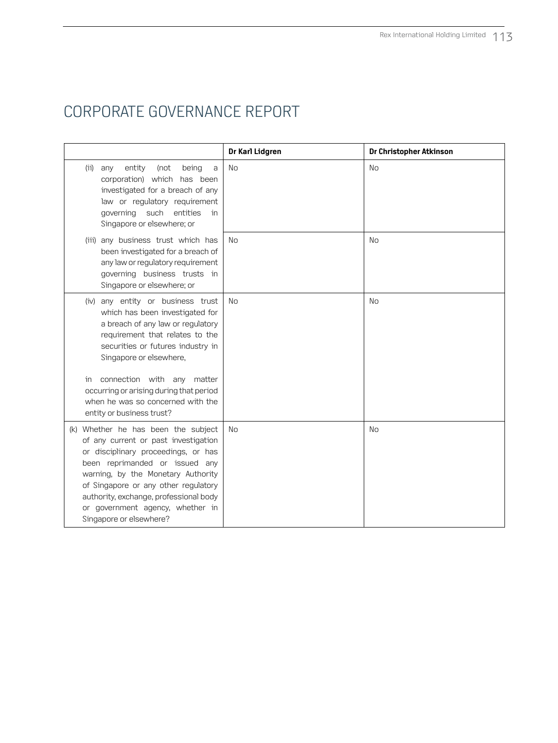# CORPORATE GOVERNANCE REPORT

| | Dr Karl Lidgren | Dr Christopher Atkinson |
|---|---|---|
| (ii) any entity (not being a corporation) which has been investigated for a breach of any law or regulatory requirement governing such entities in Singapore or elsewhere; or | No | No |
| (iii) any business trust which has been investigated for a breach of any law or regulatory requirement governing business trusts in Singapore or elsewhere; or | No | No |
| (iv) any entity or business trust which has been investigated for a breach of any law or regulatory requirement that relates to the securities or futures industry in Singapore or elsewhere,<br><br>in connection with any matter occurring or arising during that period when he was so concerned with the entity or business trust? | No | No |
| (k) Whether he has been the subject of any current or past investigation or disciplinary proceedings, or has been reprimanded or issued any warning, by the Monetary Authority of Singapore or any other regulatory authority, exchange, professional body or government agency, whether in Singapore or elsewhere? | No | No |